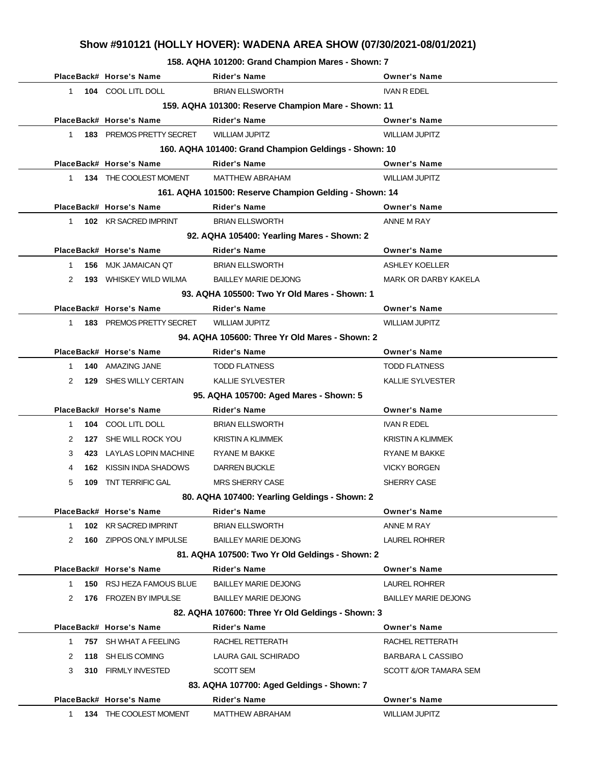# Show #910121 (HOLLY HOVER): WADENA AREA SHOW (07/30/2021-08/01/2021)

### 158. AQHA 101200: Grand Champion Mares - Shown: 7

| Place | Back# | Horse's Name | Rider's Name | Owner's Name |
|---|---|---|---|---|
| 1 | **104** | COOL LITL DOLL | BRIAN ELLSWORTH | IVAN R EDEL |

### 159. AQHA 101300: Reserve Champion Mare - Shown: 11

| Place | Back# | Horse's Name | Rider's Name | Owner's Name |
|---|---|---|---|---|
| 1 | **183** | PREMOS PRETTY SECRET | WILLIAM JUPITZ | WILLIAM JUPITZ |

### 160. AQHA 101400: Grand Champion Geldings - Shown: 10

| Place | Back# | Horse's Name | Rider's Name | Owner's Name |
|---|---|---|---|---|
| 1 | **134** | THE COOLEST MOMENT | MATTHEW ABRAHAM | WILLIAM JUPITZ |

### 161. AQHA 101500: Reserve Champion Gelding - Shown: 14

| Place | Back# | Horse's Name | Rider's Name | Owner's Name |
|---|---|---|---|---|
| 1 | **102** | KR SACRED IMPRINT | BRIAN ELLSWORTH | ANNE M RAY |

### 92. AQHA 105400: Yearling Mares - Shown: 2

| Place | Back# | Horse's Name | Rider's Name | Owner's Name |
|---|---|---|---|---|
| 1 | **156** | MJK JAMAICAN QT | BRIAN ELLSWORTH | ASHLEY KOELLER |
| 2 | **193** | WHISKEY WILD WILMA | BAILLEY MARIE DEJONG | MARK OR DARBY KAKELA |

### 93. AQHA 105500: Two Yr Old Mares - Shown: 1

| Place | Back# | Horse's Name | Rider's Name | Owner's Name |
|---|---|---|---|---|
| 1 | **183** | PREMOS PRETTY SECRET | WILLIAM JUPITZ | WILLIAM JUPITZ |

### 94. AQHA 105600: Three Yr Old Mares - Shown: 2

| Place | Back# | Horse's Name | Rider's Name | Owner's Name |
|---|---|---|---|---|
| 1 | **140** | AMAZING JANE | TODD FLATNESS | TODD FLATNESS |
| 2 | **129** | SHES WILLY CERTAIN | KALLIE SYLVESTER | KALLIE SYLVESTER |

### 95. AQHA 105700: Aged Mares - Shown: 5

| Place | Back# | Horse's Name | Rider's Name | Owner's Name |
|---|---|---|---|---|
| 1 | **104** | COOL LITL DOLL | BRIAN ELLSWORTH | IVAN R EDEL |
| 2 | **127** | SHE WILL ROCK YOU | KRISTIN A KLIMMEK | KRISTIN A KLIMMEK |
| 3 | **423** | LAYLAS LOPIN MACHINE | RYANE M BAKKE | RYANE M BAKKE |
| 4 | **162** | KISSIN INDA SHADOWS | DARREN BUCKLE | VICKY BORGEN |
| 5 | **109** | TNT TERRIFIC GAL | MRS SHERRY CASE | SHERRY CASE |

### 80. AQHA 107400: Yearling Geldings - Shown: 2

| Place | Back# | Horse's Name | Rider's Name | Owner's Name |
|---|---|---|---|---|
| 1 | **102** | KR SACRED IMPRINT | BRIAN ELLSWORTH | ANNE M RAY |
| 2 | **160** | ZIPPOS ONLY IMPULSE | BAILLEY MARIE DEJONG | LAUREL ROHRER |

### 81. AQHA 107500: Two Yr Old Geldings - Shown: 2

| Place | Back# | Horse's Name | Rider's Name | Owner's Name |
|---|---|---|---|---|
| 1 | **150** | RSJ HEZA FAMOUS BLUE | BAILLEY MARIE DEJONG | LAUREL ROHRER |
| 2 | **176** | FROZEN BY IMPULSE | BAILLEY MARIE DEJONG | BAILLEY MARIE DEJONG |

### 82. AQHA 107600: Three Yr Old Geldings - Shown: 3

| Place | Back# | Horse's Name | Rider's Name | Owner's Name |
|---|---|---|---|---|
| 1 | **757** | SH WHAT A FEELING | RACHEL RETTERATH | RACHEL RETTERATH |
| 2 | **118** | SH ELIS COMING | LAURA GAIL SCHIRADO | BARBARA L CASSIBO |
| 3 | **310** | FIRMLY INVESTED | SCOTT SEM | SCOTT &/OR TAMARA SEM |

### 83. AQHA 107700: Aged Geldings - Shown: 7

| Place | Back# | Horse's Name | Rider's Name | Owner's Name |
|---|---|---|---|---|
| 1 | **134** | THE COOLEST MOMENT | MATTHEW ABRAHAM | WILLIAM JUPITZ |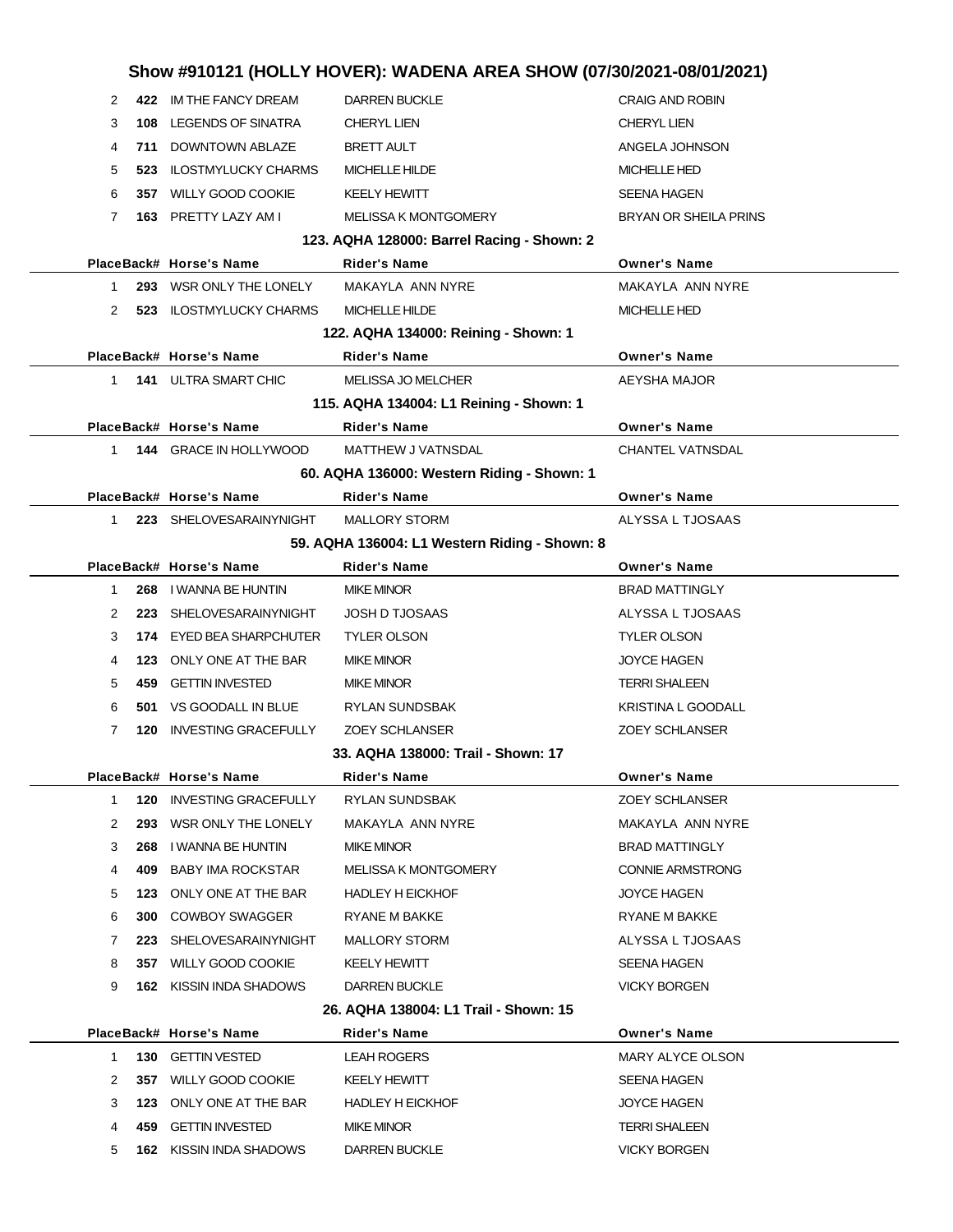| Place | Back# | Horse's Name | Rider's Name | Owner's Name |
|---|---|---|---|---|
| 2 | 422 | IM THE FANCY DREAM | DARREN BUCKLE | CRAIG AND ROBIN |
| 3 | 108 | LEGENDS OF SINATRA | CHERYL LIEN | CHERYL LIEN |
| 4 | 711 | DOWNTOWN ABLAZE | BRETT AULT | ANGELA JOHNSON |
| 5 | 523 | ILOSTMYLUCKY CHARMS | MICHELLE HILDE | MICHELLE HED |
| 6 | 357 | WILLY GOOD COOKIE | KEELY HEWITT | SEENA HAGEN |
| 7 | 163 | PRETTY LAZY AM I | MELISSA K MONTGOMERY | BRYAN OR SHEILA PRINS |

### 123. AQHA 128000: Barrel Racing - Shown: 2

| Place | Back# | Horse's Name | Rider's Name | Owner's Name |
|---|---|---|---|---|
| 1 | 293 | WSR ONLY THE LONELY | MAKAYLA ANN NYRE | MAKAYLA ANN NYRE |
| 2 | 523 | ILOSTMYLUCKY CHARMS | MICHELLE HILDE | MICHELLE HED |

### 122. AQHA 134000: Reining - Shown: 1

| Place | Back# | Horse's Name | Rider's Name | Owner's Name |
|---|---|---|---|---|
| 1 | 141 | ULTRA SMART CHIC | MELISSA JO MELCHER | AEYSHA MAJOR |

### 115. AQHA 134004: L1 Reining - Shown: 1

| Place | Back# | Horse's Name | Rider's Name | Owner's Name |
|---|---|---|---|---|
| 1 | 144 | GRACE IN HOLLYWOOD | MATTHEW J VATNSDAL | CHANTEL VATNSDAL |

### 60. AQHA 136000: Western Riding - Shown: 1

| Place | Back# | Horse's Name | Rider's Name | Owner's Name |
|---|---|---|---|---|
| 1 | 223 | SHELOVESARAINYNIGHT | MALLORY STORM | ALYSSA L TJOSAAS |

### 59. AQHA 136004: L1 Western Riding - Shown: 8

| Place | Back# | Horse's Name | Rider's Name | Owner's Name |
|---|---|---|---|---|
| 1 | 268 | I WANNA BE HUNTIN | MIKE MINOR | BRAD MATTINGLY |
| 2 | 223 | SHELOVESARAINYNIGHT | JOSH D TJOSAAS | ALYSSA L TJOSAAS |
| 3 | 174 | EYED BEA SHARPCHUTER | TYLER OLSON | TYLER OLSON |
| 4 | 123 | ONLY ONE AT THE BAR | MIKE MINOR | JOYCE HAGEN |
| 5 | 459 | GETTIN INVESTED | MIKE MINOR | TERRI SHALEEN |
| 6 | 501 | VS GOODALL IN BLUE | RYLAN SUNDSBAK | KRISTINA L GOODALL |
| 7 | 120 | INVESTING GRACEFULLY | ZOEY SCHLANSER | ZOEY SCHLANSER |

### 33. AQHA 138000: Trail - Shown: 17

| Place | Back# | Horse's Name | Rider's Name | Owner's Name |
|---|---|---|---|---|
| 1 | 120 | INVESTING GRACEFULLY | RYLAN SUNDSBAK | ZOEY SCHLANSER |
| 2 | 293 | WSR ONLY THE LONELY | MAKAYLA ANN NYRE | MAKAYLA ANN NYRE |
| 3 | 268 | I WANNA BE HUNTIN | MIKE MINOR | BRAD MATTINGLY |
| 4 | 409 | BABY IMA ROCKSTAR | MELISSA K MONTGOMERY | CONNIE ARMSTRONG |
| 5 | 123 | ONLY ONE AT THE BAR | HADLEY H EICKHOF | JOYCE HAGEN |
| 6 | 300 | COWBOY SWAGGER | RYANE M BAKKE | RYANE M BAKKE |
| 7 | 223 | SHELOVESARAINYNIGHT | MALLORY STORM | ALYSSA L TJOSAAS |
| 8 | 357 | WILLY GOOD COOKIE | KEELY HEWITT | SEENA HAGEN |
| 9 | 162 | KISSIN INDA SHADOWS | DARREN BUCKLE | VICKY BORGEN |

### 26. AQHA 138004: L1 Trail - Shown: 15

| Place | Back# | Horse's Name | Rider's Name | Owner's Name |
|---|---|---|---|---|
| 1 | 130 | GETTIN VESTED | LEAH ROGERS | MARY ALYCE OLSON |
| 2 | 357 | WILLY GOOD COOKIE | KEELY HEWITT | SEENA HAGEN |
| 3 | 123 | ONLY ONE AT THE BAR | HADLEY H EICKHOF | JOYCE HAGEN |
| 4 | 459 | GETTIN INVESTED | MIKE MINOR | TERRI SHALEEN |
| 5 | 162 | KISSIN INDA SHADOWS | DARREN BUCKLE | VICKY BORGEN |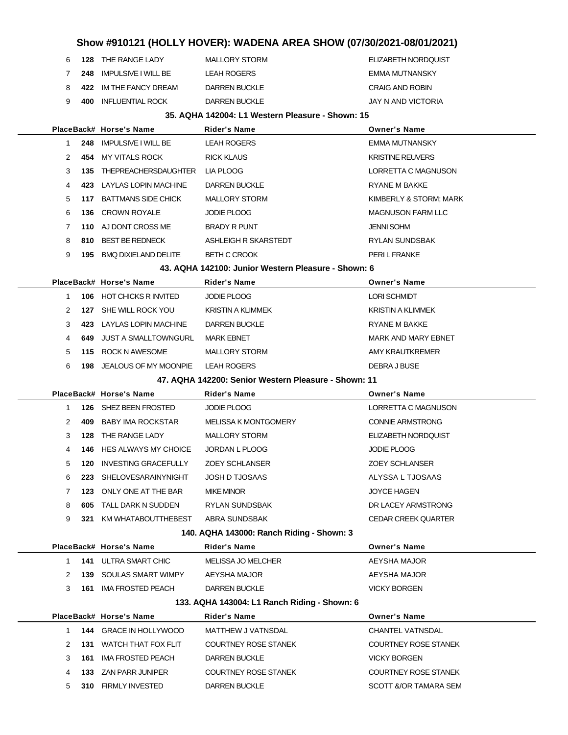# Show #910121 (HOLLY HOVER): WADENA AREA SHOW (07/30/2021-08/01/2021)

| Place | Back# | Horse's Name | Rider's Name | Owner's Name |
|---|---|---|---|---|
| 6 | **128** | THE RANGE LADY | MALLORY STORM | ELIZABETH NORDQUIST |
| 7 | **248** | IMPULSIVE I WILL BE | LEAH ROGERS | EMMA MUTNANSKY |
| 8 | **422** | IM THE FANCY DREAM | DARREN BUCKLE | CRAIG AND ROBIN |
| 9 | **400** | INFLUENTIAL ROCK | DARREN BUCKLE | JAY N AND VICTORIA |

### 35. AQHA 142004: L1 Western Pleasure - Shown: 15

| Place | Back# | Horse's Name | Rider's Name | Owner's Name |
|---|---|---|---|---|
| 1 | **248** | IMPULSIVE I WILL BE | LEAH ROGERS | EMMA MUTNANSKY |
| 2 | **454** | MY VITALS ROCK | RICK KLAUS | KRISTINE REUVERS |
| 3 | **135** | THEPREACHERSDAUGHTER | LIA PLOOG | LORRETTA C MAGNUSON |
| 4 | **423** | LAYLAS LOPIN MACHINE | DARREN BUCKLE | RYANE M BAKKE |
| 5 | **117** | BATTMANS SIDE CHICK | MALLORY STORM | KIMBERLY & STORM; MARK |
| 6 | **136** | CROWN ROYALE | JODIE PLOOG | MAGNUSON FARM LLC |
| 7 | **110** | AJ DONT CROSS ME | BRADY R PUNT | JENNI SOHM |
| 8 | **810** | BEST BE REDNECK | ASHLEIGH R SKARSTEDT | RYLAN SUNDSBAK |
| 9 | **195** | BMQ DIXIELAND DELITE | BETH C CROOK | PERI L FRANKE |

### 43. AQHA 142100: Junior Western Pleasure - Shown: 6

| Place | Back# | Horse's Name | Rider's Name | Owner's Name |
|---|---|---|---|---|
| 1 | **106** | HOT CHICKS R INVITED | JODIE PLOOG | LORI SCHMIDT |
| 2 | **127** | SHE WILL ROCK YOU | KRISTIN A KLIMMEK | KRISTIN A KLIMMEK |
| 3 | **423** | LAYLAS LOPIN MACHINE | DARREN BUCKLE | RYANE M BAKKE |
| 4 | **649** | JUST A SMALLTOWNGURL | MARK EBNET | MARK AND MARY EBNET |
| 5 | **115** | ROCK N AWESOME | MALLORY STORM | AMY KRAUTKREMER |
| 6 | **198** | JEALOUS OF MY MOONPIE | LEAH ROGERS | DEBRA J BUSE |

### 47. AQHA 142200: Senior Western Pleasure - Shown: 11

| Place | Back# | Horse's Name | Rider's Name | Owner's Name |
|---|---|---|---|---|
| 1 | **126** | SHEZ BEEN FROSTED | JODIE PLOOG | LORRETTA C MAGNUSON |
| 2 | **409** | BABY IMA ROCKSTAR | MELISSA K MONTGOMERY | CONNIE ARMSTRONG |
| 3 | **128** | THE RANGE LADY | MALLORY STORM | ELIZABETH NORDQUIST |
| 4 | **146** | HES ALWAYS MY CHOICE | JORDAN L PLOOG | JODIE PLOOG |
| 5 | **120** | INVESTING GRACEFULLY | ZOEY SCHLANSER | ZOEY SCHLANSER |
| 6 | **223** | SHELOVESARAINYNIGHT | JOSH D TJOSAAS | ALYSSA L TJOSAAS |
| 7 | **123** | ONLY ONE AT THE BAR | MIKE MINOR | JOYCE HAGEN |
| 8 | **605** | TALL DARK N SUDDEN | RYLAN SUNDSBAK | DR LACEY ARMSTRONG |
| 9 | **321** | KM WHATABOUTTHEBEST | ABRA SUNDSBAK | CEDAR CREEK QUARTER |

### 140. AQHA 143000: Ranch Riding - Shown: 3

| Place | Back# | Horse's Name | Rider's Name | Owner's Name |
|---|---|---|---|---|
| 1 | **141** | ULTRA SMART CHIC | MELISSA JO MELCHER | AEYSHA MAJOR |
| 2 | **139** | SOULAS SMART WIMPY | AEYSHA MAJOR | AEYSHA MAJOR |
| 3 | **161** | IMA FROSTED PEACH | DARREN BUCKLE | VICKY BORGEN |

### 133. AQHA 143004: L1 Ranch Riding - Shown: 6

| Place | Back# | Horse's Name | Rider's Name | Owner's Name |
|---|---|---|---|---|
| 1 | **144** | GRACE IN HOLLYWOOD | MATTHEW J VATNSDAL | CHANTEL VATNSDAL |
| 2 | **131** | WATCH THAT FOX FLIT | COURTNEY ROSE STANEK | COURTNEY ROSE STANEK |
| 3 | **161** | IMA FROSTED PEACH | DARREN BUCKLE | VICKY BORGEN |
| 4 | **133** | ZAN PARR JUNIPER | COURTNEY ROSE STANEK | COURTNEY ROSE STANEK |
| 5 | **310** | FIRMLY INVESTED | DARREN BUCKLE | SCOTT &/OR TAMARA SEM |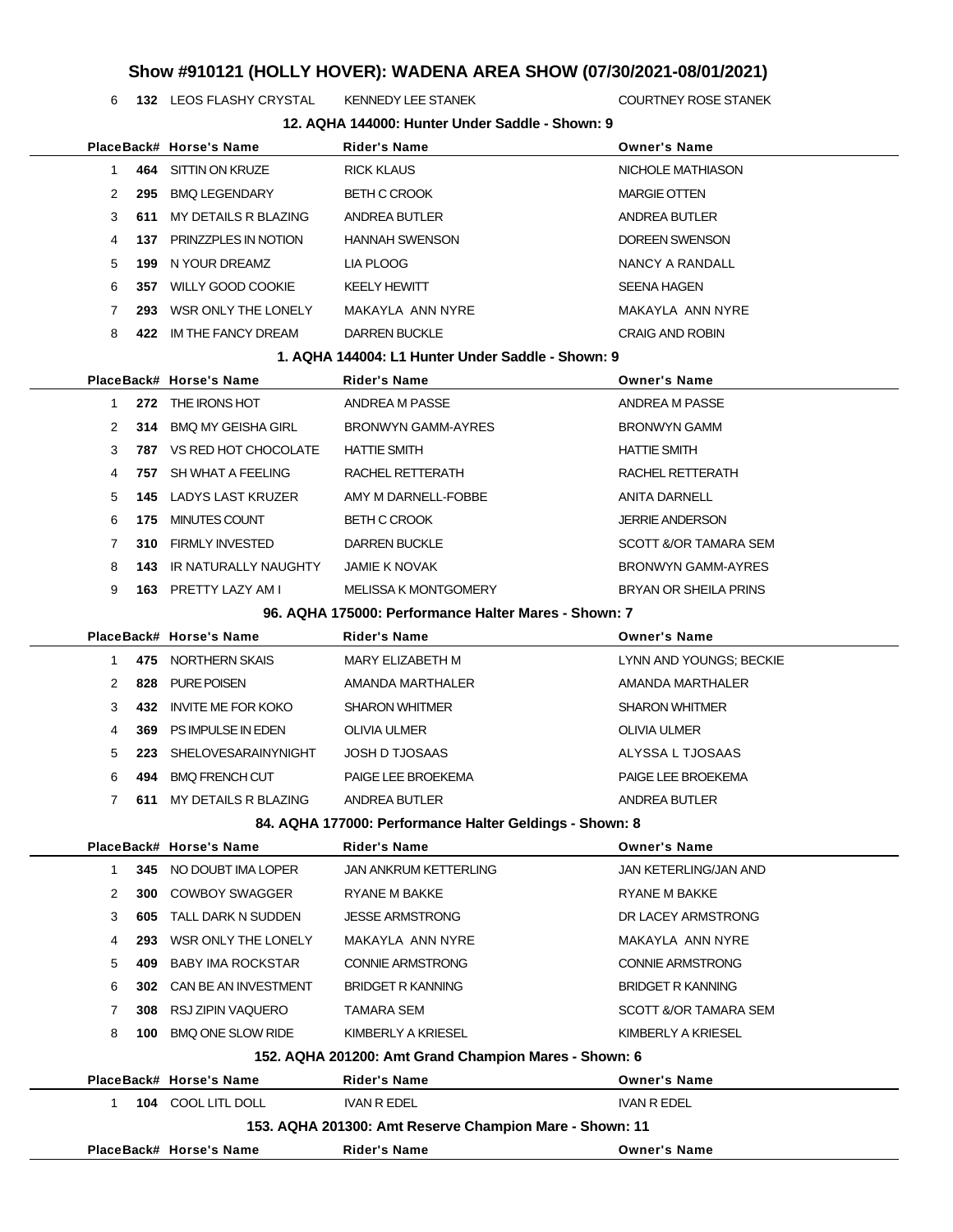# Show #910121 (HOLLY HOVER): WADENA AREA SHOW (07/30/2021-08/01/2021)

| Place | Back# | Horse's Name | Rider's Name | Owner's Name |
|---|---|---|---|---|
| 6 | 132 | LEOS FLASHY CRYSTAL | KENNEDY LEE STANEK | COURTNEY ROSE STANEK |

### 12. AQHA 144000: Hunter Under Saddle - Shown: 9

| Place | Back# | Horse's Name | Rider's Name | Owner's Name |
|---|---|---|---|---|
| 1 | 464 | SITTIN ON KRUZE | RICK KLAUS | NICHOLE MATHIASON |
| 2 | 295 | BMQ LEGENDARY | BETH C CROOK | MARGIE OTTEN |
| 3 | 611 | MY DETAILS R BLAZING | ANDREA BUTLER | ANDREA BUTLER |
| 4 | 137 | PRINZZPLES IN NOTION | HANNAH SWENSON | DOREEN SWENSON |
| 5 | 199 | N YOUR DREAMZ | LIA PLOOG | NANCY A RANDALL |
| 6 | 357 | WILLY GOOD COOKIE | KEELY HEWITT | SEENA HAGEN |
| 7 | 293 | WSR ONLY THE LONELY | MAKAYLA ANN NYRE | MAKAYLA ANN NYRE |
| 8 | 422 | IM THE FANCY DREAM | DARREN BUCKLE | CRAIG AND ROBIN |

### 1. AQHA 144004: L1 Hunter Under Saddle - Shown: 9

| Place | Back# | Horse's Name | Rider's Name | Owner's Name |
|---|---|---|---|---|
| 1 | 272 | THE IRONS HOT | ANDREA M PASSE | ANDREA M PASSE |
| 2 | 314 | BMQ MY GEISHA GIRL | BRONWYN GAMM-AYRES | BRONWYN GAMM |
| 3 | 787 | VS RED HOT CHOCOLATE | HATTIE SMITH | HATTIE SMITH |
| 4 | 757 | SH WHAT A FEELING | RACHEL RETTERATH | RACHEL RETTERATH |
| 5 | 145 | LADYS LAST KRUZER | AMY M DARNELL-FOBBE | ANITA DARNELL |
| 6 | 175 | MINUTES COUNT | BETH C CROOK | JERRIE ANDERSON |
| 7 | 310 | FIRMLY INVESTED | DARREN BUCKLE | SCOTT &/OR TAMARA SEM |
| 8 | 143 | IR NATURALLY NAUGHTY | JAMIE K NOVAK | BRONWYN GAMM-AYRES |
| 9 | 163 | PRETTY LAZY AM I | MELISSA K MONTGOMERY | BRYAN OR SHEILA PRINS |

### 96. AQHA 175000: Performance Halter Mares - Shown: 7

| Place | Back# | Horse's Name | Rider's Name | Owner's Name |
|---|---|---|---|---|
| 1 | 475 | NORTHERN SKAIS | MARY ELIZABETH M | LYNN AND YOUNGS; BECKIE |
| 2 | 828 | PURE POISEN | AMANDA MARTHALER | AMANDA MARTHALER |
| 3 | 432 | INVITE ME FOR KOKO | SHARON WHITMER | SHARON WHITMER |
| 4 | 369 | PS IMPULSE IN EDEN | OLIVIA ULMER | OLIVIA ULMER |
| 5 | 223 | SHELOVESARAINYNIGHT | JOSH D TJOSAAS | ALYSSA L TJOSAAS |
| 6 | 494 | BMQ FRENCH CUT | PAIGE LEE BROEKEMA | PAIGE LEE BROEKEMA |
| 7 | 611 | MY DETAILS R BLAZING | ANDREA BUTLER | ANDREA BUTLER |

### 84. AQHA 177000: Performance Halter Geldings - Shown: 8

| Place | Back# | Horse's Name | Rider's Name | Owner's Name |
|---|---|---|---|---|
| 1 | 345 | NO DOUBT IMA LOPER | JAN ANKRUM KETTERLING | JAN KETERLING/JAN AND |
| 2 | 300 | COWBOY SWAGGER | RYANE M BAKKE | RYANE M BAKKE |
| 3 | 605 | TALL DARK N SUDDEN | JESSE ARMSTRONG | DR LACEY ARMSTRONG |
| 4 | 293 | WSR ONLY THE LONELY | MAKAYLA ANN NYRE | MAKAYLA ANN NYRE |
| 5 | 409 | BABY IMA ROCKSTAR | CONNIE ARMSTRONG | CONNIE ARMSTRONG |
| 6 | 302 | CAN BE AN INVESTMENT | BRIDGET R KANNING | BRIDGET R KANNING |
| 7 | 308 | RSJ ZIPIN VAQUERO | TAMARA SEM | SCOTT &/OR TAMARA SEM |
| 8 | 100 | BMQ ONE SLOW RIDE | KIMBERLY A KRIESEL | KIMBERLY A KRIESEL |

### 152. AQHA 201200: Amt Grand Champion Mares - Shown: 6

| Place | Back# | Horse's Name | Rider's Name | Owner's Name |
|---|---|---|---|---|
| 1 | 104 | COOL LITL DOLL | IVAN R EDEL | IVAN R EDEL |

### 153. AQHA 201300: Amt Reserve Champion Mare - Shown: 11

| Place | Back# | Horse's Name | Rider's Name | Owner's Name |
|---|---|---|---|---|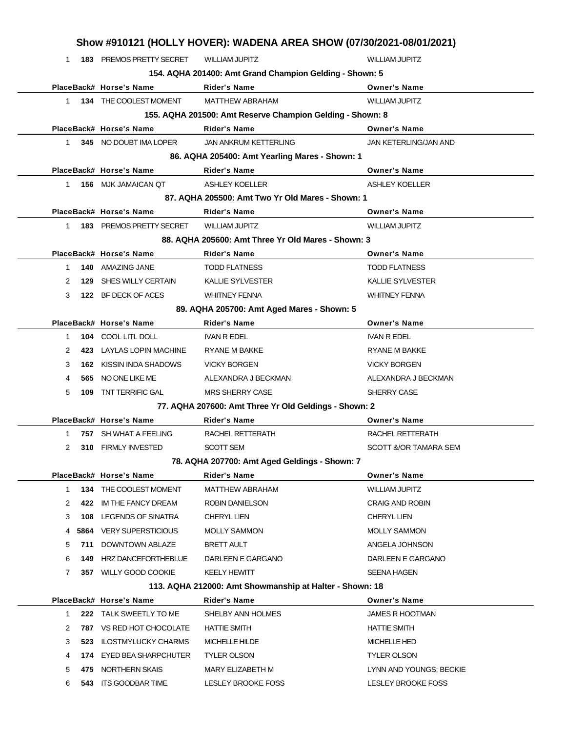# Show #910121 (HOLLY HOVER): WADENA AREA SHOW (07/30/2021-08/01/2021)

| Place | Back# | Horse's Name | Rider's Name | Owner's Name |
|---|---|---|---|---|
| 1 | **183** | PREMOS PRETTY SECRET | WILLIAM JUPITZ | WILLIAM JUPITZ |

### 154. AQHA 201400: Amt Grand Champion Gelding - Shown: 5

| Place | Back# | Horse's Name | Rider's Name | Owner's Name |
|---|---|---|---|---|
| 1 | **134** | THE COOLEST MOMENT | MATTHEW ABRAHAM | WILLIAM JUPITZ |

### 155. AQHA 201500: Amt Reserve Champion Gelding - Shown: 8

| Place | Back# | Horse's Name | Rider's Name | Owner's Name |
|---|---|---|---|---|
| 1 | **345** | NO DOUBT IMA LOPER | JAN ANKRUM KETTERLING | JAN KETERLING/JAN AND |

### 86. AQHA 205400: Amt Yearling Mares - Shown: 1

| Place | Back# | Horse's Name | Rider's Name | Owner's Name |
|---|---|---|---|---|
| 1 | **156** | MJK JAMAICAN QT | ASHLEY KOELLER | ASHLEY KOELLER |

### 87. AQHA 205500: Amt Two Yr Old Mares - Shown: 1

| Place | Back# | Horse's Name | Rider's Name | Owner's Name |
|---|---|---|---|---|
| 1 | **183** | PREMOS PRETTY SECRET | WILLIAM JUPITZ | WILLIAM JUPITZ |

### 88. AQHA 205600: Amt Three Yr Old Mares - Shown: 3

| Place | Back# | Horse's Name | Rider's Name | Owner's Name |
|---|---|---|---|---|
| 1 | **140** | AMAZING JANE | TODD FLATNESS | TODD FLATNESS |
| 2 | **129** | SHES WILLY CERTAIN | KALLIE SYLVESTER | KALLIE SYLVESTER |
| 3 | **122** | BF DECK OF ACES | WHITNEY FENNA | WHITNEY FENNA |

### 89. AQHA 205700: Amt Aged Mares - Shown: 5

| Place | Back# | Horse's Name | Rider's Name | Owner's Name |
|---|---|---|---|---|
| 1 | **104** | COOL LITL DOLL | IVAN R EDEL | IVAN R EDEL |
| 2 | **423** | LAYLAS LOPIN MACHINE | RYANE M BAKKE | RYANE M BAKKE |
| 3 | **162** | KISSIN INDA SHADOWS | VICKY BORGEN | VICKY BORGEN |
| 4 | **565** | NO ONE LIKE ME | ALEXANDRA J BECKMAN | ALEXANDRA J BECKMAN |
| 5 | **109** | TNT TERRIFIC GAL | MRS SHERRY CASE | SHERRY CASE |

### 77. AQHA 207600: Amt Three Yr Old Geldings - Shown: 2

| Place | Back# | Horse's Name | Rider's Name | Owner's Name |
|---|---|---|---|---|
| 1 | **757** | SH WHAT A FEELING | RACHEL RETTERATH | RACHEL RETTERATH |
| 2 | **310** | FIRMLY INVESTED | SCOTT SEM | SCOTT &/OR TAMARA SEM |

### 78. AQHA 207700: Amt Aged Geldings - Shown: 7

| Place | Back# | Horse's Name | Rider's Name | Owner's Name |
|---|---|---|---|---|
| 1 | **134** | THE COOLEST MOMENT | MATTHEW ABRAHAM | WILLIAM JUPITZ |
| 2 | **422** | IM THE FANCY DREAM | ROBIN DANIELSON | CRAIG AND ROBIN |
| 3 | **108** | LEGENDS OF SINATRA | CHERYL LIEN | CHERYL LIEN |
| 4 | **5864** | VERY SUPERSTICIOUS | MOLLY SAMMON | MOLLY SAMMON |
| 5 | **711** | DOWNTOWN ABLAZE | BRETT AULT | ANGELA JOHNSON |
| 6 | **149** | HRZ DANCEFORTHEBLUE | DARLEEN E GARGANO | DARLEEN E GARGANO |
| 7 | **357** | WILLY GOOD COOKIE | KEELY HEWITT | SEENA HAGEN |

### 113. AQHA 212000: Amt Showmanship at Halter - Shown: 18

| Place | Back# | Horse's Name | Rider's Name | Owner's Name |
|---|---|---|---|---|
| 1 | **222** | TALK SWEETLY TO ME | SHELBY ANN HOLMES | JAMES R HOOTMAN |
| 2 | **787** | VS RED HOT CHOCOLATE | HATTIE SMITH | HATTIE SMITH |
| 3 | **523** | ILOSTMYLUCKY CHARMS | MICHELLE HILDE | MICHELLE HED |
| 4 | **174** | EYED BEA SHARPCHUTER | TYLER OLSON | TYLER OLSON |
| 5 | **475** | NORTHERN SKAIS | MARY ELIZABETH M | LYNN AND YOUNGS; BECKIE |
| 6 | **543** | ITS GOODBAR TIME | LESLEY BROOKE FOSS | LESLEY BROOKE FOSS |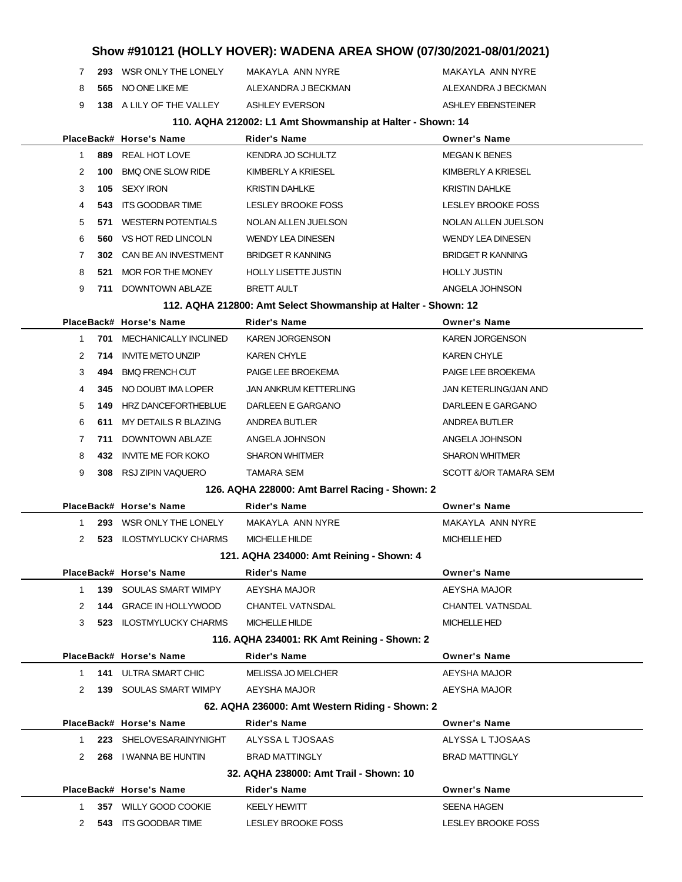# Show #910121 (HOLLY HOVER): WADENA AREA SHOW (07/30/2021-08/01/2021)

| Place | Back# | Horse's Name | Rider's Name | Owner's Name |
|---|---|---|---|---|
| 7 | 293 | WSR ONLY THE LONELY | MAKAYLA ANN NYRE | MAKAYLA ANN NYRE |
| 8 | 565 | NO ONE LIKE ME | ALEXANDRA J BECKMAN | ALEXANDRA J BECKMAN |
| 9 | 138 | A LILY OF THE VALLEY | ASHLEY EVERSON | ASHLEY EBENSTEINER |

### 110. AQHA 212002: L1 Amt Showmanship at Halter - Shown: 14

| Place | Back# | Horse's Name | Rider's Name | Owner's Name |
|---|---|---|---|---|
| 1 | 889 | REAL HOT LOVE | KENDRA JO SCHULTZ | MEGAN K BENES |
| 2 | 100 | BMQ ONE SLOW RIDE | KIMBERLY A KRIESEL | KIMBERLY A KRIESEL |
| 3 | 105 | SEXY IRON | KRISTIN DAHLKE | KRISTIN DAHLKE |
| 4 | 543 | ITS GOODBAR TIME | LESLEY BROOKE FOSS | LESLEY BROOKE FOSS |
| 5 | 571 | WESTERN POTENTIALS | NOLAN ALLEN JUELSON | NOLAN ALLEN JUELSON |
| 6 | 560 | VS HOT RED LINCOLN | WENDY LEA DINESEN | WENDY LEA DINESEN |
| 7 | 302 | CAN BE AN INVESTMENT | BRIDGET R KANNING | BRIDGET R KANNING |
| 8 | 521 | MOR FOR THE MONEY | HOLLY LISETTE JUSTIN | HOLLY JUSTIN |
| 9 | 711 | DOWNTOWN ABLAZE | BRETT AULT | ANGELA JOHNSON |

### 112. AQHA 212800: Amt Select Showmanship at Halter - Shown: 12

| Place | Back# | Horse's Name | Rider's Name | Owner's Name |
|---|---|---|---|---|
| 1 | 701 | MECHANICALLY INCLINED | KAREN JORGENSON | KAREN JORGENSON |
| 2 | 714 | INVITE METO UNZIP | KAREN CHYLE | KAREN CHYLE |
| 3 | 494 | BMQ FRENCH CUT | PAIGE LEE BROEKEMA | PAIGE LEE BROEKEMA |
| 4 | 345 | NO DOUBT IMA LOPER | JAN ANKRUM KETTERLING | JAN KETERLING/JAN AND |
| 5 | 149 | HRZ DANCEFORTHEBLUE | DARLEEN E GARGANO | DARLEEN E GARGANO |
| 6 | 611 | MY DETAILS R BLAZING | ANDREA BUTLER | ANDREA BUTLER |
| 7 | 711 | DOWNTOWN ABLAZE | ANGELA JOHNSON | ANGELA JOHNSON |
| 8 | 432 | INVITE ME FOR KOKO | SHARON WHITMER | SHARON WHITMER |
| 9 | 308 | RSJ ZIPIN VAQUERO | TAMARA SEM | SCOTT &/OR TAMARA SEM |

### 126. AQHA 228000: Amt Barrel Racing - Shown: 2

| Place | Back# | Horse's Name | Rider's Name | Owner's Name |
|---|---|---|---|---|
| 1 | 293 | WSR ONLY THE LONELY | MAKAYLA ANN NYRE | MAKAYLA ANN NYRE |
| 2 | 523 | ILOSTMYLUCKY CHARMS | MICHELLE HILDE | MICHELLE HED |

### 121. AQHA 234000: Amt Reining - Shown: 4

| Place | Back# | Horse's Name | Rider's Name | Owner's Name |
|---|---|---|---|---|
| 1 | 139 | SOULAS SMART WIMPY | AEYSHA MAJOR | AEYSHA MAJOR |
| 2 | 144 | GRACE IN HOLLYWOOD | CHANTEL VATNSDAL | CHANTEL VATNSDAL |
| 3 | 523 | ILOSTMYLUCKY CHARMS | MICHELLE HILDE | MICHELLE HED |

### 116. AQHA 234001: RK Amt Reining - Shown: 2

| Place | Back# | Horse's Name | Rider's Name | Owner's Name |
|---|---|---|---|---|
| 1 | 141 | ULTRA SMART CHIC | MELISSA JO MELCHER | AEYSHA MAJOR |
| 2 | 139 | SOULAS SMART WIMPY | AEYSHA MAJOR | AEYSHA MAJOR |

### 62. AQHA 236000: Amt Western Riding - Shown: 2

| Place | Back# | Horse's Name | Rider's Name | Owner's Name |
|---|---|---|---|---|
| 1 | 223 | SHELOVESARAINYNIGHT | ALYSSA L TJOSAAS | ALYSSA L TJOSAAS |
| 2 | 268 | I WANNA BE HUNTIN | BRAD MATTINGLY | BRAD MATTINGLY |

### 32. AQHA 238000: Amt Trail - Shown: 10

| Place | Back# | Horse's Name | Rider's Name | Owner's Name |
|---|---|---|---|---|
| 1 | 357 | WILLY GOOD COOKIE | KEELY HEWITT | SEENA HAGEN |
| 2 | 543 | ITS GOODBAR TIME | LESLEY BROOKE FOSS | LESLEY BROOKE FOSS |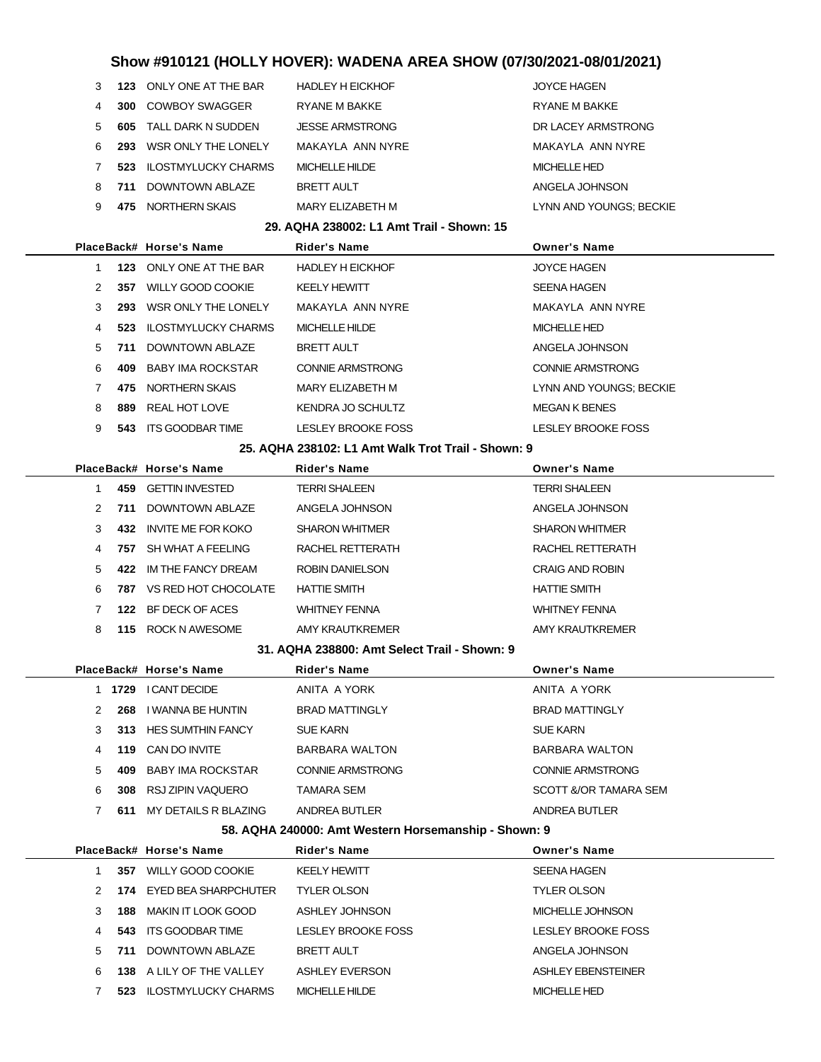# Show #910121 (HOLLY HOVER): WADENA AREA SHOW (07/30/2021-08/01/2021)

| Place | Back# | Horse's Name | Rider's Name | Owner's Name |
|---|---|---|---|---|
| 3 | **123** | ONLY ONE AT THE BAR | HADLEY H EICKHOF | JOYCE HAGEN |
| 4 | **300** | COWBOY SWAGGER | RYANE M BAKKE | RYANE M BAKKE |
| 5 | **605** | TALL DARK N SUDDEN | JESSE ARMSTRONG | DR LACEY ARMSTRONG |
| 6 | **293** | WSR ONLY THE LONELY | MAKAYLA ANN NYRE | MAKAYLA ANN NYRE |
| 7 | **523** | ILOSTMYLUCKY CHARMS | MICHELLE HILDE | MICHELLE HED |
| 8 | **711** | DOWNTOWN ABLAZE | BRETT AULT | ANGELA JOHNSON |
| 9 | **475** | NORTHERN SKAIS | MARY ELIZABETH M | LYNN AND YOUNGS; BECKIE |

### 29. AQHA 238002: L1 Amt Trail - Shown: 15

| Place | Back# | Horse's Name | Rider's Name | Owner's Name |
|---|---|---|---|---|
| 1 | **123** | ONLY ONE AT THE BAR | HADLEY H EICKHOF | JOYCE HAGEN |
| 2 | **357** | WILLY GOOD COOKIE | KEELY HEWITT | SEENA HAGEN |
| 3 | **293** | WSR ONLY THE LONELY | MAKAYLA ANN NYRE | MAKAYLA ANN NYRE |
| 4 | **523** | ILOSTMYLUCKY CHARMS | MICHELLE HILDE | MICHELLE HED |
| 5 | **711** | DOWNTOWN ABLAZE | BRETT AULT | ANGELA JOHNSON |
| 6 | **409** | BABY IMA ROCKSTAR | CONNIE ARMSTRONG | CONNIE ARMSTRONG |
| 7 | **475** | NORTHERN SKAIS | MARY ELIZABETH M | LYNN AND YOUNGS; BECKIE |
| 8 | **889** | REAL HOT LOVE | KENDRA JO SCHULTZ | MEGAN K BENES |
| 9 | **543** | ITS GOODBAR TIME | LESLEY BROOKE FOSS | LESLEY BROOKE FOSS |

### 25. AQHA 238102: L1 Amt Walk Trot Trail - Shown: 9

| Place | Back# | Horse's Name | Rider's Name | Owner's Name |
|---|---|---|---|---|
| 1 | **459** | GETTIN INVESTED | TERRI SHALEEN | TERRI SHALEEN |
| 2 | **711** | DOWNTOWN ABLAZE | ANGELA JOHNSON | ANGELA JOHNSON |
| 3 | **432** | INVITE ME FOR KOKO | SHARON WHITMER | SHARON WHITMER |
| 4 | **757** | SH WHAT A FEELING | RACHEL RETTERATH | RACHEL RETTERATH |
| 5 | **422** | IM THE FANCY DREAM | ROBIN DANIELSON | CRAIG AND ROBIN |
| 6 | **787** | VS RED HOT CHOCOLATE | HATTIE SMITH | HATTIE SMITH |
| 7 | **122** | BF DECK OF ACES | WHITNEY FENNA | WHITNEY FENNA |
| 8 | **115** | ROCK N AWESOME | AMY KRAUTKREMER | AMY KRAUTKREMER |

### 31. AQHA 238800: Amt Select Trail - Shown: 9

| Place | Back# | Horse's Name | Rider's Name | Owner's Name |
|---|---|---|---|---|
| 1 | **1729** | I CANT DECIDE | ANITA A YORK | ANITA A YORK |
| 2 | **268** | I WANNA BE HUNTIN | BRAD MATTINGLY | BRAD MATTINGLY |
| 3 | **313** | HES SUMTHIN FANCY | SUE KARN | SUE KARN |
| 4 | **119** | CAN DO INVITE | BARBARA WALTON | BARBARA WALTON |
| 5 | **409** | BABY IMA ROCKSTAR | CONNIE ARMSTRONG | CONNIE ARMSTRONG |
| 6 | **308** | RSJ ZIPIN VAQUERO | TAMARA SEM | SCOTT &/OR TAMARA SEM |
| 7 | **611** | MY DETAILS R BLAZING | ANDREA BUTLER | ANDREA BUTLER |

### 58. AQHA 240000: Amt Western Horsemanship - Shown: 9

| Place | Back# | Horse's Name | Rider's Name | Owner's Name |
|---|---|---|---|---|
| 1 | **357** | WILLY GOOD COOKIE | KEELY HEWITT | SEENA HAGEN |
| 2 | **174** | EYED BEA SHARPCHUTER | TYLER OLSON | TYLER OLSON |
| 3 | **188** | MAKIN IT LOOK GOOD | ASHLEY JOHNSON | MICHELLE JOHNSON |
| 4 | **543** | ITS GOODBAR TIME | LESLEY BROOKE FOSS | LESLEY BROOKE FOSS |
| 5 | **711** | DOWNTOWN ABLAZE | BRETT AULT | ANGELA JOHNSON |
| 6 | **138** | A LILY OF THE VALLEY | ASHLEY EVERSON | ASHLEY EBENSTEINER |
| 7 | **523** | ILOSTMYLUCKY CHARMS | MICHELLE HILDE | MICHELLE HED |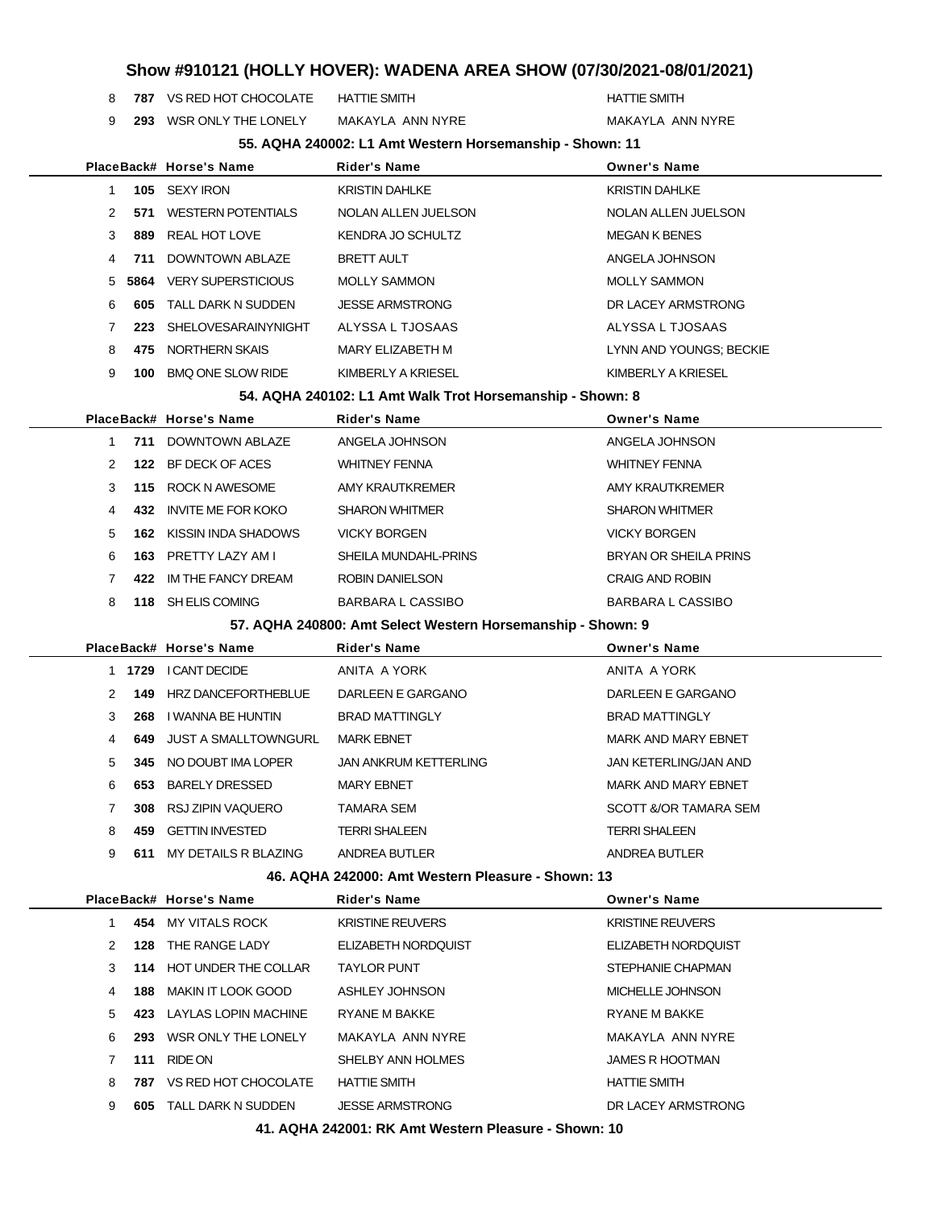# Show #910121 (HOLLY HOVER): WADENA AREA SHOW (07/30/2021-08/01/2021)

| Place | Back# | Horse's Name | Rider's Name | Owner's Name |
|---|---|---|---|---|
| 8 | **787** | VS RED HOT CHOCOLATE | HATTIE SMITH | HATTIE SMITH |
| 9 | **293** | WSR ONLY THE LONELY | MAKAYLA ANN NYRE | MAKAYLA ANN NYRE |

### 55. AQHA 240002: L1 Amt Western Horsemanship - Shown: 11

| Place | Back# | Horse's Name | Rider's Name | Owner's Name |
|---|---|---|---|---|
| 1 | **105** | SEXY IRON | KRISTIN DAHLKE | KRISTIN DAHLKE |
| 2 | **571** | WESTERN POTENTIALS | NOLAN ALLEN JUELSON | NOLAN ALLEN JUELSON |
| 3 | **889** | REAL HOT LOVE | KENDRA JO SCHULTZ | MEGAN K BENES |
| 4 | **711** | DOWNTOWN ABLAZE | BRETT AULT | ANGELA JOHNSON |
| 5 | **5864** | VERY SUPERSTICIOUS | MOLLY SAMMON | MOLLY SAMMON |
| 6 | **605** | TALL DARK N SUDDEN | JESSE ARMSTRONG | DR LACEY ARMSTRONG |
| 7 | **223** | SHELOVESARAINYNIGHT | ALYSSA L TJOSAAS | ALYSSA L TJOSAAS |
| 8 | **475** | NORTHERN SKAIS | MARY ELIZABETH M | LYNN AND YOUNGS; BECKIE |
| 9 | **100** | BMQ ONE SLOW RIDE | KIMBERLY A KRIESEL | KIMBERLY A KRIESEL |

### 54. AQHA 240102: L1 Amt Walk Trot Horsemanship - Shown: 8

| Place | Back# | Horse's Name | Rider's Name | Owner's Name |
|---|---|---|---|---|
| 1 | **711** | DOWNTOWN ABLAZE | ANGELA JOHNSON | ANGELA JOHNSON |
| 2 | **122** | BF DECK OF ACES | WHITNEY FENNA | WHITNEY FENNA |
| 3 | **115** | ROCK N AWESOME | AMY KRAUTKREMER | AMY KRAUTKREMER |
| 4 | **432** | INVITE ME FOR KOKO | SHARON WHITMER | SHARON WHITMER |
| 5 | **162** | KISSIN INDA SHADOWS | VICKY BORGEN | VICKY BORGEN |
| 6 | **163** | PRETTY LAZY AM I | SHEILA MUNDAHL-PRINS | BRYAN OR SHEILA PRINS |
| 7 | **422** | IM THE FANCY DREAM | ROBIN DANIELSON | CRAIG AND ROBIN |
| 8 | **118** | SH ELIS COMING | BARBARA L CASSIBO | BARBARA L CASSIBO |

### 57. AQHA 240800: Amt Select Western Horsemanship - Shown: 9

| Place | Back# | Horse's Name | Rider's Name | Owner's Name |
|---|---|---|---|---|
| 1 | **1729** | I CANT DECIDE | ANITA A YORK | ANITA A YORK |
| 2 | **149** | HRZ DANCEFORTHEBLUE | DARLEEN E GARGANO | DARLEEN E GARGANO |
| 3 | **268** | I WANNA BE HUNTIN | BRAD MATTINGLY | BRAD MATTINGLY |
| 4 | **649** | JUST A SMALLTOWNGURL | MARK EBNET | MARK AND MARY EBNET |
| 5 | **345** | NO DOUBT IMA LOPER | JAN ANKRUM KETTERLING | JAN KETERLING/JAN AND |
| 6 | **653** | BARELY DRESSED | MARY EBNET | MARK AND MARY EBNET |
| 7 | **308** | RSJ ZIPIN VAQUERO | TAMARA SEM | SCOTT &/OR TAMARA SEM |
| 8 | **459** | GETTIN INVESTED | TERRI SHALEEN | TERRI SHALEEN |
| 9 | **611** | MY DETAILS R BLAZING | ANDREA BUTLER | ANDREA BUTLER |

### 46. AQHA 242000: Amt Western Pleasure - Shown: 13

| Place | Back# | Horse's Name | Rider's Name | Owner's Name |
|---|---|---|---|---|
| 1 | **454** | MY VITALS ROCK | KRISTINE REUVERS | KRISTINE REUVERS |
| 2 | **128** | THE RANGE LADY | ELIZABETH NORDQUIST | ELIZABETH NORDQUIST |
| 3 | **114** | HOT UNDER THE COLLAR | TAYLOR PUNT | STEPHANIE CHAPMAN |
| 4 | **188** | MAKIN IT LOOK GOOD | ASHLEY JOHNSON | MICHELLE JOHNSON |
| 5 | **423** | LAYLAS LOPIN MACHINE | RYANE M BAKKE | RYANE M BAKKE |
| 6 | **293** | WSR ONLY THE LONELY | MAKAYLA ANN NYRE | MAKAYLA ANN NYRE |
| 7 | **111** | RIDE ON | SHELBY ANN HOLMES | JAMES R HOOTMAN |
| 8 | **787** | VS RED HOT CHOCOLATE | HATTIE SMITH | HATTIE SMITH |
| 9 | **605** | TALL DARK N SUDDEN | JESSE ARMSTRONG | DR LACEY ARMSTRONG |

### 41. AQHA 242001: RK Amt Western Pleasure - Shown: 10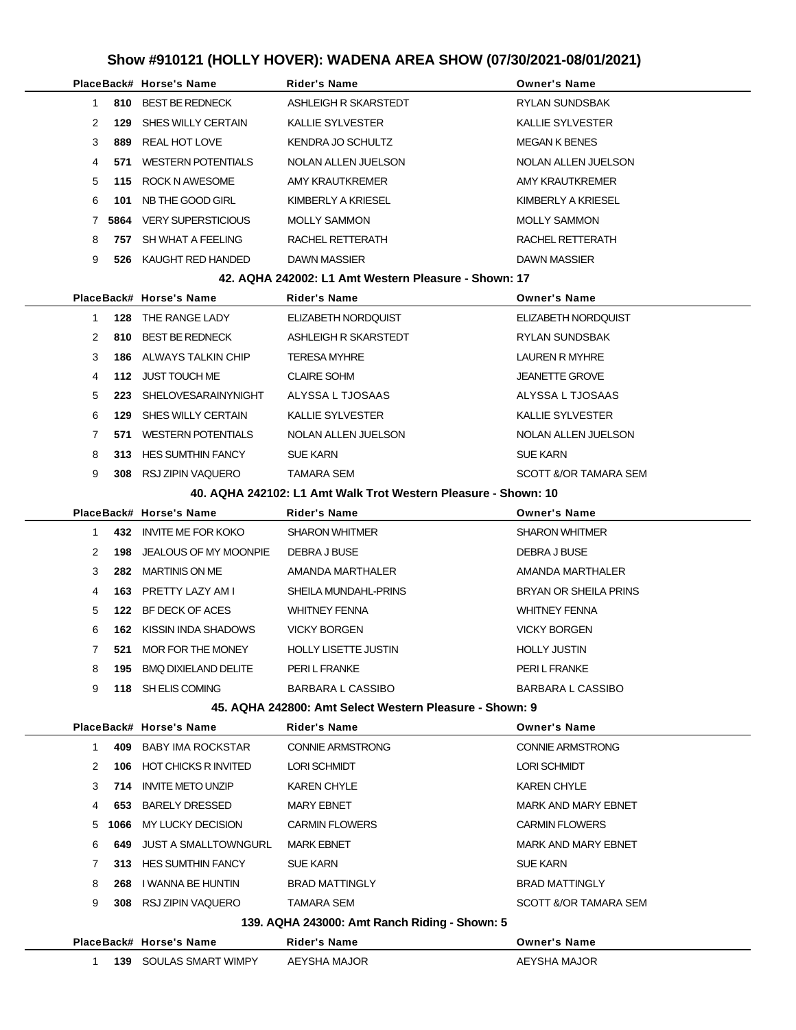# Show #910121 (HOLLY HOVER): WADENA AREA SHOW (07/30/2021-08/01/2021)

| Place | Back# | Horse's Name | Rider's Name | Owner's Name |
|---|---|---|---|---|
| 1 | 810 | BEST BE REDNECK | ASHLEIGH R SKARSTEDT | RYLAN SUNDSBAK |
| 2 | 129 | SHES WILLY CERTAIN | KALLIE SYLVESTER | KALLIE SYLVESTER |
| 3 | 889 | REAL HOT LOVE | KENDRA JO SCHULTZ | MEGAN K BENES |
| 4 | 571 | WESTERN POTENTIALS | NOLAN ALLEN JUELSON | NOLAN ALLEN JUELSON |
| 5 | 115 | ROCK N AWESOME | AMY KRAUTKREMER | AMY KRAUTKREMER |
| 6 | 101 | NB THE GOOD GIRL | KIMBERLY A KRIESEL | KIMBERLY A KRIESEL |
| 7 | 5864 | VERY SUPERSTICIOUS | MOLLY SAMMON | MOLLY SAMMON |
| 8 | 757 | SH WHAT A FEELING | RACHEL RETTERATH | RACHEL RETTERATH |
| 9 | 526 | KAUGHT RED HANDED | DAWN MASSIER | DAWN MASSIER |

### 42. AQHA 242002: L1 Amt Western Pleasure - Shown: 17

| Place | Back# | Horse's Name | Rider's Name | Owner's Name |
|---|---|---|---|---|
| 1 | 128 | THE RANGE LADY | ELIZABETH NORDQUIST | ELIZABETH NORDQUIST |
| 2 | 810 | BEST BE REDNECK | ASHLEIGH R SKARSTEDT | RYLAN SUNDSBAK |
| 3 | 186 | ALWAYS TALKIN CHIP | TERESA MYHRE | LAUREN R MYHRE |
| 4 | 112 | JUST TOUCH ME | CLAIRE SOHM | JEANETTE GROVE |
| 5 | 223 | SHELOVESARAINYNIGHT | ALYSSA L TJOSAAS | ALYSSA L TJOSAAS |
| 6 | 129 | SHES WILLY CERTAIN | KALLIE SYLVESTER | KALLIE SYLVESTER |
| 7 | 571 | WESTERN POTENTIALS | NOLAN ALLEN JUELSON | NOLAN ALLEN JUELSON |
| 8 | 313 | HES SUMTHIN FANCY | SUE KARN | SUE KARN |
| 9 | 308 | RSJ ZIPIN VAQUERO | TAMARA SEM | SCOTT &/OR TAMARA SEM |

### 40. AQHA 242102: L1 Amt Walk Trot Western Pleasure - Shown: 10

| Place | Back# | Horse's Name | Rider's Name | Owner's Name |
|---|---|---|---|---|
| 1 | 432 | INVITE ME FOR KOKO | SHARON WHITMER | SHARON WHITMER |
| 2 | 198 | JEALOUS OF MY MOONPIE | DEBRA J BUSE | DEBRA J BUSE |
| 3 | 282 | MARTINIS ON ME | AMANDA MARTHALER | AMANDA MARTHALER |
| 4 | 163 | PRETTY LAZY AM I | SHEILA MUNDAHL-PRINS | BRYAN OR SHEILA PRINS |
| 5 | 122 | BF DECK OF ACES | WHITNEY FENNA | WHITNEY FENNA |
| 6 | 162 | KISSIN INDA SHADOWS | VICKY BORGEN | VICKY BORGEN |
| 7 | 521 | MOR FOR THE MONEY | HOLLY LISETTE JUSTIN | HOLLY JUSTIN |
| 8 | 195 | BMQ DIXIELAND DELITE | PERI L FRANKE | PERI L FRANKE |
| 9 | 118 | SH ELIS COMING | BARBARA L CASSIBO | BARBARA L CASSIBO |

### 45. AQHA 242800: Amt Select Western Pleasure - Shown: 9

| Place | Back# | Horse's Name | Rider's Name | Owner's Name |
|---|---|---|---|---|
| 1 | 409 | BABY IMA ROCKSTAR | CONNIE ARMSTRONG | CONNIE ARMSTRONG |
| 2 | 106 | HOT CHICKS R INVITED | LORI SCHMIDT | LORI SCHMIDT |
| 3 | 714 | INVITE METO UNZIP | KAREN CHYLE | KAREN CHYLE |
| 4 | 653 | BARELY DRESSED | MARY EBNET | MARK AND MARY EBNET |
| 5 | 1066 | MY LUCKY DECISION | CARMIN FLOWERS | CARMIN FLOWERS |
| 6 | 649 | JUST A SMALLTOWNGURL | MARK EBNET | MARK AND MARY EBNET |
| 7 | 313 | HES SUMTHIN FANCY | SUE KARN | SUE KARN |
| 8 | 268 | I WANNA BE HUNTIN | BRAD MATTINGLY | BRAD MATTINGLY |
| 9 | 308 | RSJ ZIPIN VAQUERO | TAMARA SEM | SCOTT &/OR TAMARA SEM |

### 139. AQHA 243000: Amt Ranch Riding - Shown: 5

| Place | Back# | Horse's Name | Rider's Name | Owner's Name |
|---|---|---|---|---|
| 1 | 139 | SOULAS SMART WIMPY | AEYSHA MAJOR | AEYSHA MAJOR |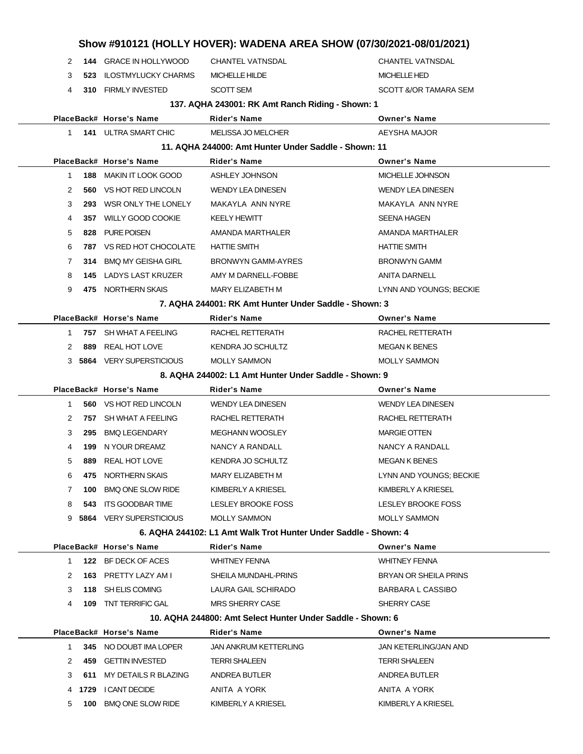# Show #910121 (HOLLY HOVER): WADENA AREA SHOW (07/30/2021-08/01/2021)

| Place | Back# | Horse's Name | Rider's Name | Owner's Name |
|---|---|---|---|---|
| 2 | **144** | GRACE IN HOLLYWOOD | CHANTEL VATNSDAL | CHANTEL VATNSDAL |
| 3 | **523** | ILOSTMYLUCKY CHARMS | MICHELLE HILDE | MICHELLE HED |
| 4 | **310** | FIRMLY INVESTED | SCOTT SEM | SCOTT &/OR TAMARA SEM |

### 137. AQHA 243001: RK Amt Ranch Riding - Shown: 1

| Place | Back# | Horse's Name | Rider's Name | Owner's Name |
|---|---|---|---|---|
| 1 | **141** | ULTRA SMART CHIC | MELISSA JO MELCHER | AEYSHA MAJOR |

### 11. AQHA 244000: Amt Hunter Under Saddle - Shown: 11

| Place | Back# | Horse's Name | Rider's Name | Owner's Name |
|---|---|---|---|---|
| 1 | **188** | MAKIN IT LOOK GOOD | ASHLEY JOHNSON | MICHELLE JOHNSON |
| 2 | **560** | VS HOT RED LINCOLN | WENDY LEA DINESEN | WENDY LEA DINESEN |
| 3 | **293** | WSR ONLY THE LONELY | MAKAYLA ANN NYRE | MAKAYLA ANN NYRE |
| 4 | **357** | WILLY GOOD COOKIE | KEELY HEWITT | SEENA HAGEN |
| 5 | **828** | PURE POISEN | AMANDA MARTHALER | AMANDA MARTHALER |
| 6 | **787** | VS RED HOT CHOCOLATE | HATTIE SMITH | HATTIE SMITH |
| 7 | **314** | BMQ MY GEISHA GIRL | BRONWYN GAMM-AYRES | BRONWYN GAMM |
| 8 | **145** | LADYS LAST KRUZER | AMY M DARNELL-FOBBE | ANITA DARNELL |
| 9 | **475** | NORTHERN SKAIS | MARY ELIZABETH M | LYNN AND YOUNGS; BECKIE |

### 7. AQHA 244001: RK Amt Hunter Under Saddle - Shown: 3

| Place | Back# | Horse's Name | Rider's Name | Owner's Name |
|---|---|---|---|---|
| 1 | **757** | SH WHAT A FEELING | RACHEL RETTERATH | RACHEL RETTERATH |
| 2 | **889** | REAL HOT LOVE | KENDRA JO SCHULTZ | MEGAN K BENES |
| 3 | **5864** | VERY SUPERSTICIOUS | MOLLY SAMMON | MOLLY SAMMON |

### 8. AQHA 244002: L1 Amt Hunter Under Saddle - Shown: 9

| Place | Back# | Horse's Name | Rider's Name | Owner's Name |
|---|---|---|---|---|
| 1 | **560** | VS HOT RED LINCOLN | WENDY LEA DINESEN | WENDY LEA DINESEN |
| 2 | **757** | SH WHAT A FEELING | RACHEL RETTERATH | RACHEL RETTERATH |
| 3 | **295** | BMQ LEGENDARY | MEGHANN WOOSLEY | MARGIE OTTEN |
| 4 | **199** | N YOUR DREAMZ | NANCY A RANDALL | NANCY A RANDALL |
| 5 | **889** | REAL HOT LOVE | KENDRA JO SCHULTZ | MEGAN K BENES |
| 6 | **475** | NORTHERN SKAIS | MARY ELIZABETH M | LYNN AND YOUNGS; BECKIE |
| 7 | **100** | BMQ ONE SLOW RIDE | KIMBERLY A KRIESEL | KIMBERLY A KRIESEL |
| 8 | **543** | ITS GOODBAR TIME | LESLEY BROOKE FOSS | LESLEY BROOKE FOSS |
| 9 | **5864** | VERY SUPERSTICIOUS | MOLLY SAMMON | MOLLY SAMMON |

### 6. AQHA 244102: L1 Amt Walk Trot Hunter Under Saddle - Shown: 4

| Place | Back# | Horse's Name | Rider's Name | Owner's Name |
|---|---|---|---|---|
| 1 | **122** | BF DECK OF ACES | WHITNEY FENNA | WHITNEY FENNA |
| 2 | **163** | PRETTY LAZY AM I | SHEILA MUNDAHL-PRINS | BRYAN OR SHEILA PRINS |
| 3 | **118** | SH ELIS COMING | LAURA GAIL SCHIRADO | BARBARA L CASSIBO |
| 4 | **109** | TNT TERRIFIC GAL | MRS SHERRY CASE | SHERRY CASE |

### 10. AQHA 244800: Amt Select Hunter Under Saddle - Shown: 6

| Place | Back# | Horse's Name | Rider's Name | Owner's Name |
|---|---|---|---|---|
| 1 | **345** | NO DOUBT IMA LOPER | JAN ANKRUM KETTERLING | JAN KETERLING/JAN AND |
| 2 | **459** | GETTIN INVESTED | TERRI SHALEEN | TERRI SHALEEN |
| 3 | **611** | MY DETAILS R BLAZING | ANDREA BUTLER | ANDREA BUTLER |
| 4 | **1729** | I CANT DECIDE | ANITA A YORK | ANITA A YORK |
| 5 | **100** | BMQ ONE SLOW RIDE | KIMBERLY A KRIESEL | KIMBERLY A KRIESEL |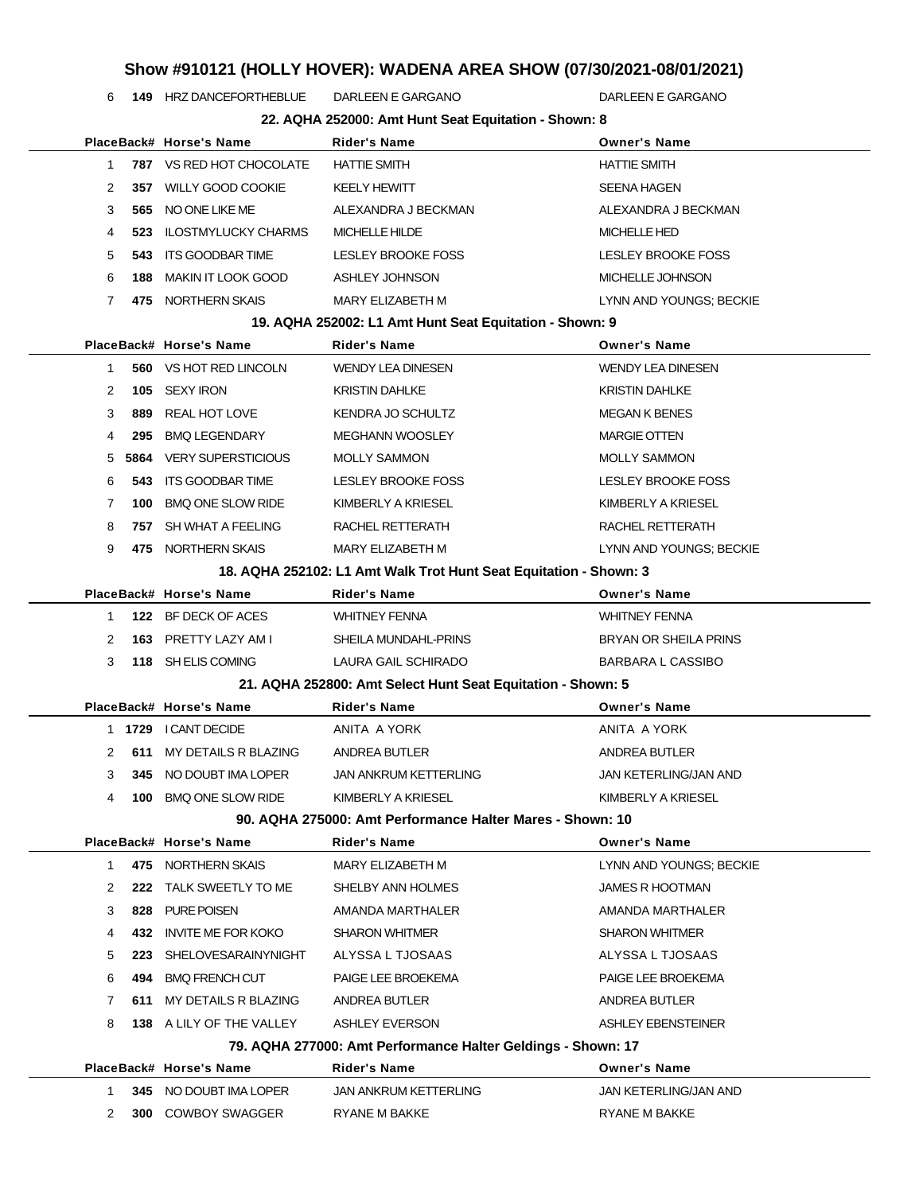# Show #910121 (HOLLY HOVER): WADENA AREA SHOW (07/30/2021-08/01/2021)

| Place | Back# | Horse's Name | Rider's Name | Owner's Name |
|---|---|---|---|---|
| 6 | **149** | HRZ DANCEFORTHEBLUE | DARLEEN E GARGANO | DARLEEN E GARGANO |

### 22. AQHA 252000: Amt Hunt Seat Equitation - Shown: 8

| Place | Back# | Horse's Name | Rider's Name | Owner's Name |
|---|---|---|---|---|
| 1 | **787** | VS RED HOT CHOCOLATE | HATTIE SMITH | HATTIE SMITH |
| 2 | **357** | WILLY GOOD COOKIE | KEELY HEWITT | SEENA HAGEN |
| 3 | **565** | NO ONE LIKE ME | ALEXANDRA J BECKMAN | ALEXANDRA J BECKMAN |
| 4 | **523** | ILOSTMYLUCKY CHARMS | MICHELLE HILDE | MICHELLE HED |
| 5 | **543** | ITS GOODBAR TIME | LESLEY BROOKE FOSS | LESLEY BROOKE FOSS |
| 6 | **188** | MAKIN IT LOOK GOOD | ASHLEY JOHNSON | MICHELLE JOHNSON |
| 7 | **475** | NORTHERN SKAIS | MARY ELIZABETH M | LYNN AND YOUNGS; BECKIE |

### 19. AQHA 252002: L1 Amt Hunt Seat Equitation - Shown: 9

| Place | Back# | Horse's Name | Rider's Name | Owner's Name |
|---|---|---|---|---|
| 1 | **560** | VS HOT RED LINCOLN | WENDY LEA DINESEN | WENDY LEA DINESEN |
| 2 | **105** | SEXY IRON | KRISTIN DAHLKE | KRISTIN DAHLKE |
| 3 | **889** | REAL HOT LOVE | KENDRA JO SCHULTZ | MEGAN K BENES |
| 4 | **295** | BMQ LEGENDARY | MEGHANN WOOSLEY | MARGIE OTTEN |
| 5 | **5864** | VERY SUPERSTICIOUS | MOLLY SAMMON | MOLLY SAMMON |
| 6 | **543** | ITS GOODBAR TIME | LESLEY BROOKE FOSS | LESLEY BROOKE FOSS |
| 7 | **100** | BMQ ONE SLOW RIDE | KIMBERLY A KRIESEL | KIMBERLY A KRIESEL |
| 8 | **757** | SH WHAT A FEELING | RACHEL RETTERATH | RACHEL RETTERATH |
| 9 | **475** | NORTHERN SKAIS | MARY ELIZABETH M | LYNN AND YOUNGS; BECKIE |

### 18. AQHA 252102: L1 Amt Walk Trot Hunt Seat Equitation - Shown: 3

| Place | Back# | Horse's Name | Rider's Name | Owner's Name |
|---|---|---|---|---|
| 1 | **122** | BF DECK OF ACES | WHITNEY FENNA | WHITNEY FENNA |
| 2 | **163** | PRETTY LAZY AM I | SHEILA MUNDAHL-PRINS | BRYAN OR SHEILA PRINS |
| 3 | **118** | SH ELIS COMING | LAURA GAIL SCHIRADO | BARBARA L CASSIBO |

### 21. AQHA 252800: Amt Select Hunt Seat Equitation - Shown: 5

| Place | Back# | Horse's Name | Rider's Name | Owner's Name |
|---|---|---|---|---|
| 1 | **1729** | I CANT DECIDE | ANITA A YORK | ANITA A YORK |
| 2 | **611** | MY DETAILS R BLAZING | ANDREA BUTLER | ANDREA BUTLER |
| 3 | **345** | NO DOUBT IMA LOPER | JAN ANKRUM KETTERLING | JAN KETERLING/JAN AND |
| 4 | **100** | BMQ ONE SLOW RIDE | KIMBERLY A KRIESEL | KIMBERLY A KRIESEL |

### 90. AQHA 275000: Amt Performance Halter Mares - Shown: 10

| Place | Back# | Horse's Name | Rider's Name | Owner's Name |
|---|---|---|---|---|
| 1 | **475** | NORTHERN SKAIS | MARY ELIZABETH M | LYNN AND YOUNGS; BECKIE |
| 2 | **222** | TALK SWEETLY TO ME | SHELBY ANN HOLMES | JAMES R HOOTMAN |
| 3 | **828** | PURE POISEN | AMANDA MARTHALER | AMANDA MARTHALER |
| 4 | **432** | INVITE ME FOR KOKO | SHARON WHITMER | SHARON WHITMER |
| 5 | **223** | SHELOVESARAINYNIGHT | ALYSSA L TJOSAAS | ALYSSA L TJOSAAS |
| 6 | **494** | BMQ FRENCH CUT | PAIGE LEE BROEKEMA | PAIGE LEE BROEKEMA |
| 7 | **611** | MY DETAILS R BLAZING | ANDREA BUTLER | ANDREA BUTLER |
| 8 | **138** | A LILY OF THE VALLEY | ASHLEY EVERSON | ASHLEY EBENSTEINER |

### 79. AQHA 277000: Amt Performance Halter Geldings - Shown: 17

| Place | Back# | Horse's Name | Rider's Name | Owner's Name |
|---|---|---|---|---|
| 1 | **345** | NO DOUBT IMA LOPER | JAN ANKRUM KETTERLING | JAN KETERLING/JAN AND |
| 2 | **300** | COWBOY SWAGGER | RYANE M BAKKE | RYANE M BAKKE |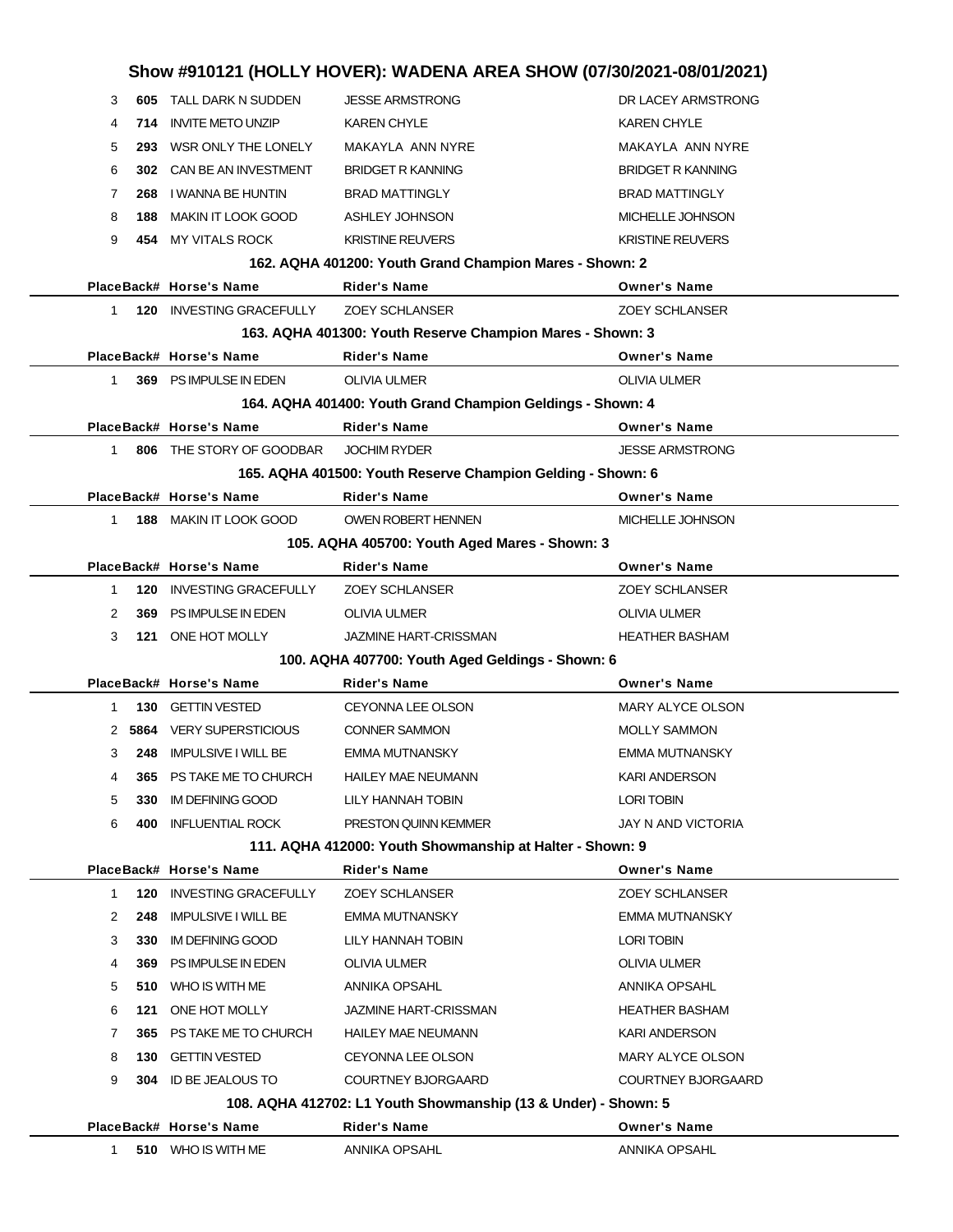## Show #910121 (HOLLY HOVER): WADENA AREA SHOW (07/30/2021-08/01/2021)

| Place | Back# | Horse's Name | Rider's Name | Owner's Name |
|---|---|---|---|---|
| 3 | 605 | TALL DARK N SUDDEN | JESSE ARMSTRONG | DR LACEY ARMSTRONG |
| 4 | 714 | INVITE METO UNZIP | KAREN CHYLE | KAREN CHYLE |
| 5 | 293 | WSR ONLY THE LONELY | MAKAYLA ANN NYRE | MAKAYLA ANN NYRE |
| 6 | 302 | CAN BE AN INVESTMENT | BRIDGET R KANNING | BRIDGET R KANNING |
| 7 | 268 | I WANNA BE HUNTIN | BRAD MATTINGLY | BRAD MATTINGLY |
| 8 | 188 | MAKIN IT LOOK GOOD | ASHLEY JOHNSON | MICHELLE JOHNSON |
| 9 | 454 | MY VITALS ROCK | KRISTINE REUVERS | KRISTINE REUVERS |

### 162. AQHA 401200: Youth Grand Champion Mares - Shown: 2

| Place | Back# | Horse's Name | Rider's Name | Owner's Name |
|---|---|---|---|---|
| 1 | 120 | INVESTING GRACEFULLY | ZOEY SCHLANSER | ZOEY SCHLANSER |

### 163. AQHA 401300: Youth Reserve Champion Mares - Shown: 3

| Place | Back# | Horse's Name | Rider's Name | Owner's Name |
|---|---|---|---|---|
| 1 | 369 | PS IMPULSE IN EDEN | OLIVIA ULMER | OLIVIA ULMER |

### 164. AQHA 401400: Youth Grand Champion Geldings - Shown: 4

| Place | Back# | Horse's Name | Rider's Name | Owner's Name |
|---|---|---|---|---|
| 1 | 806 | THE STORY OF GOODBAR | JOCHIM RYDER | JESSE ARMSTRONG |

### 165. AQHA 401500: Youth Reserve Champion Gelding - Shown: 6

| Place | Back# | Horse's Name | Rider's Name | Owner's Name |
|---|---|---|---|---|
| 1 | 188 | MAKIN IT LOOK GOOD | OWEN ROBERT HENNEN | MICHELLE JOHNSON |

### 105. AQHA 405700: Youth Aged Mares - Shown: 3

| Place | Back# | Horse's Name | Rider's Name | Owner's Name |
|---|---|---|---|---|
| 1 | 120 | INVESTING GRACEFULLY | ZOEY SCHLANSER | ZOEY SCHLANSER |
| 2 | 369 | PS IMPULSE IN EDEN | OLIVIA ULMER | OLIVIA ULMER |
| 3 | 121 | ONE HOT MOLLY | JAZMINE HART-CRISSMAN | HEATHER BASHAM |

### 100. AQHA 407700: Youth Aged Geldings - Shown: 6

| Place | Back# | Horse's Name | Rider's Name | Owner's Name |
|---|---|---|---|---|
| 1 | 130 | GETTIN VESTED | CEYONNA LEE OLSON | MARY ALYCE OLSON |
| 2 | 5864 | VERY SUPERSTICIOUS | CONNER SAMMON | MOLLY SAMMON |
| 3 | 248 | IMPULSIVE I WILL BE | EMMA MUTNANSKY | EMMA MUTNANSKY |
| 4 | 365 | PS TAKE ME TO CHURCH | HAILEY MAE NEUMANN | KARI ANDERSON |
| 5 | 330 | IM DEFINING GOOD | LILY HANNAH TOBIN | LORI TOBIN |
| 6 | 400 | INFLUENTIAL ROCK | PRESTON QUINN KEMMER | JAY N AND VICTORIA |

### 111. AQHA 412000: Youth Showmanship at Halter - Shown: 9

| Place | Back# | Horse's Name | Rider's Name | Owner's Name |
|---|---|---|---|---|
| 1 | 120 | INVESTING GRACEFULLY | ZOEY SCHLANSER | ZOEY SCHLANSER |
| 2 | 248 | IMPULSIVE I WILL BE | EMMA MUTNANSKY | EMMA MUTNANSKY |
| 3 | 330 | IM DEFINING GOOD | LILY HANNAH TOBIN | LORI TOBIN |
| 4 | 369 | PS IMPULSE IN EDEN | OLIVIA ULMER | OLIVIA ULMER |
| 5 | 510 | WHO IS WITH ME | ANNIKA OPSAHL | ANNIKA OPSAHL |
| 6 | 121 | ONE HOT MOLLY | JAZMINE HART-CRISSMAN | HEATHER BASHAM |
| 7 | 365 | PS TAKE ME TO CHURCH | HAILEY MAE NEUMANN | KARI ANDERSON |
| 8 | 130 | GETTIN VESTED | CEYONNA LEE OLSON | MARY ALYCE OLSON |
| 9 | 304 | ID BE JEALOUS TO | COURTNEY BJORGAARD | COURTNEY BJORGAARD |

### 108. AQHA 412702: L1 Youth Showmanship (13 & Under) - Shown: 5

| Place | Back# | Horse's Name | Rider's Name | Owner's Name |
|---|---|---|---|---|
| 1 | 510 | WHO IS WITH ME | ANNIKA OPSAHL | ANNIKA OPSAHL |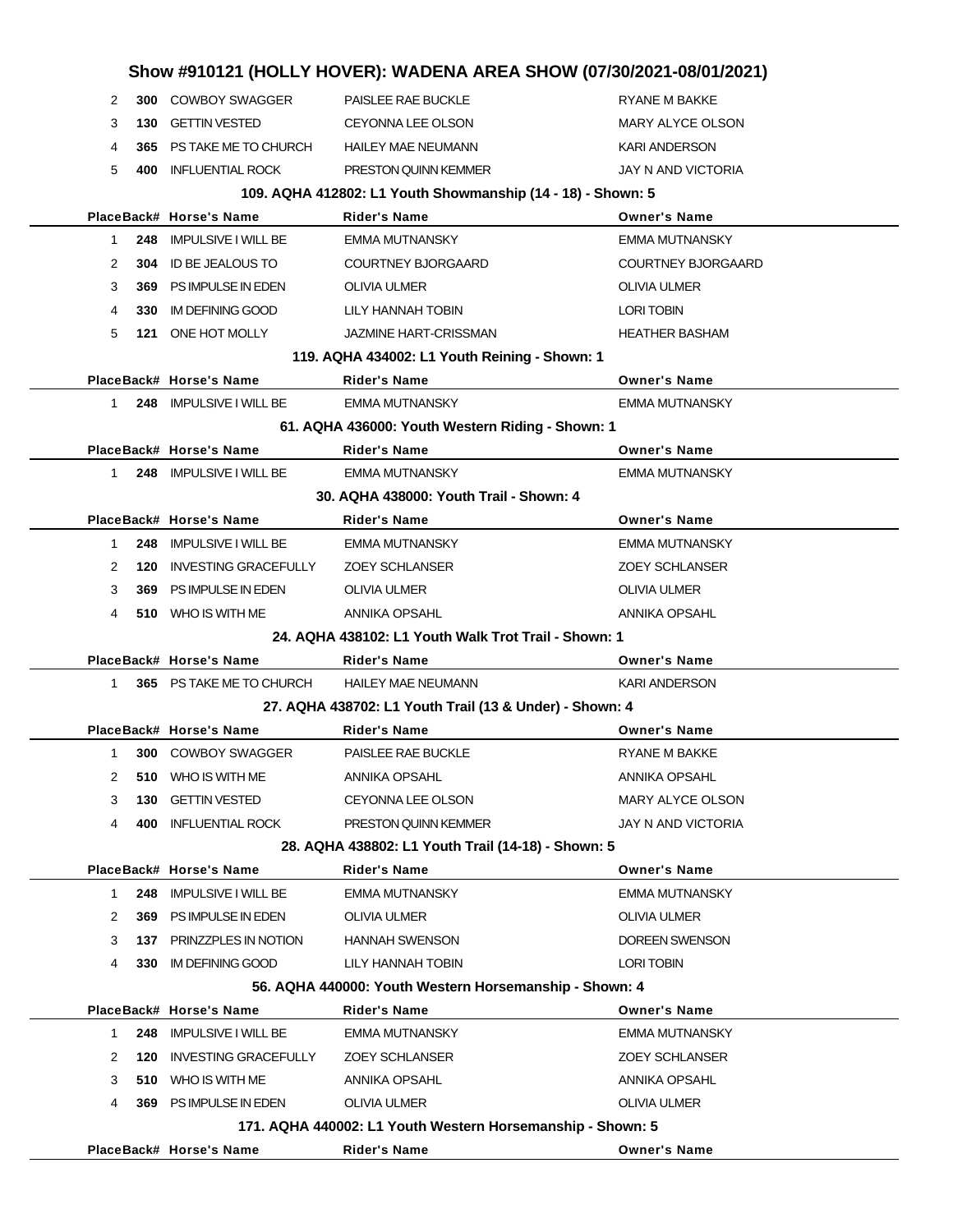# Show #910121 (HOLLY HOVER): WADENA AREA SHOW (07/30/2021-08/01/2021)

| Place | Back# | Horse's Name | Rider's Name | Owner's Name |
|---|---|---|---|---|
| 2 | 300 | COWBOY SWAGGER | PAISLEE RAE BUCKLE | RYANE M BAKKE |
| 3 | 130 | GETTIN VESTED | CEYONNA LEE OLSON | MARY ALYCE OLSON |
| 4 | 365 | PS TAKE ME TO CHURCH | HAILEY MAE NEUMANN | KARI ANDERSON |
| 5 | 400 | INFLUENTIAL ROCK | PRESTON QUINN KEMMER | JAY N AND VICTORIA |

### 109. AQHA 412802: L1 Youth Showmanship (14 - 18) - Shown: 5

| Place | Back# | Horse's Name | Rider's Name | Owner's Name |
|---|---|---|---|---|
| 1 | 248 | IMPULSIVE I WILL BE | EMMA MUTNANSKY | EMMA MUTNANSKY |
| 2 | 304 | ID BE JEALOUS TO | COURTNEY BJORGAARD | COURTNEY BJORGAARD |
| 3 | 369 | PS IMPULSE IN EDEN | OLIVIA ULMER | OLIVIA ULMER |
| 4 | 330 | IM DEFINING GOOD | LILY HANNAH TOBIN | LORI TOBIN |
| 5 | 121 | ONE HOT MOLLY | JAZMINE HART-CRISSMAN | HEATHER BASHAM |

### 119. AQHA 434002: L1 Youth Reining - Shown: 1

| Place | Back# | Horse's Name | Rider's Name | Owner's Name |
|---|---|---|---|---|
| 1 | 248 | IMPULSIVE I WILL BE | EMMA MUTNANSKY | EMMA MUTNANSKY |

### 61. AQHA 436000: Youth Western Riding - Shown: 1

| Place | Back# | Horse's Name | Rider's Name | Owner's Name |
|---|---|---|---|---|
| 1 | 248 | IMPULSIVE I WILL BE | EMMA MUTNANSKY | EMMA MUTNANSKY |

### 30. AQHA 438000: Youth Trail - Shown: 4

| Place | Back# | Horse's Name | Rider's Name | Owner's Name |
|---|---|---|---|---|
| 1 | 248 | IMPULSIVE I WILL BE | EMMA MUTNANSKY | EMMA MUTNANSKY |
| 2 | 120 | INVESTING GRACEFULLY | ZOEY SCHLANSER | ZOEY SCHLANSER |
| 3 | 369 | PS IMPULSE IN EDEN | OLIVIA ULMER | OLIVIA ULMER |
| 4 | 510 | WHO IS WITH ME | ANNIKA OPSAHL | ANNIKA OPSAHL |

### 24. AQHA 438102: L1 Youth Walk Trot Trail - Shown: 1

| Place | Back# | Horse's Name | Rider's Name | Owner's Name |
|---|---|---|---|---|
| 1 | 365 | PS TAKE ME TO CHURCH | HAILEY MAE NEUMANN | KARI ANDERSON |

### 27. AQHA 438702: L1 Youth Trail (13 & Under) - Shown: 4

| Place | Back# | Horse's Name | Rider's Name | Owner's Name |
|---|---|---|---|---|
| 1 | 300 | COWBOY SWAGGER | PAISLEE RAE BUCKLE | RYANE M BAKKE |
| 2 | 510 | WHO IS WITH ME | ANNIKA OPSAHL | ANNIKA OPSAHL |
| 3 | 130 | GETTIN VESTED | CEYONNA LEE OLSON | MARY ALYCE OLSON |
| 4 | 400 | INFLUENTIAL ROCK | PRESTON QUINN KEMMER | JAY N AND VICTORIA |

### 28. AQHA 438802: L1 Youth Trail (14-18) - Shown: 5

| Place | Back# | Horse's Name | Rider's Name | Owner's Name |
|---|---|---|---|---|
| 1 | 248 | IMPULSIVE I WILL BE | EMMA MUTNANSKY | EMMA MUTNANSKY |
| 2 | 369 | PS IMPULSE IN EDEN | OLIVIA ULMER | OLIVIA ULMER |
| 3 | 137 | PRINZZPLES IN NOTION | HANNAH SWENSON | DOREEN SWENSON |
| 4 | 330 | IM DEFINING GOOD | LILY HANNAH TOBIN | LORI TOBIN |

### 56. AQHA 440000: Youth Western Horsemanship - Shown: 4

| Place | Back# | Horse's Name | Rider's Name | Owner's Name |
|---|---|---|---|---|
| 1 | 248 | IMPULSIVE I WILL BE | EMMA MUTNANSKY | EMMA MUTNANSKY |
| 2 | 120 | INVESTING GRACEFULLY | ZOEY SCHLANSER | ZOEY SCHLANSER |
| 3 | 510 | WHO IS WITH ME | ANNIKA OPSAHL | ANNIKA OPSAHL |
| 4 | 369 | PS IMPULSE IN EDEN | OLIVIA ULMER | OLIVIA ULMER |

### 171. AQHA 440002: L1 Youth Western Horsemanship - Shown: 5

| Place | Back# | Horse's Name | Rider's Name | Owner's Name |
|---|---|---|---|---|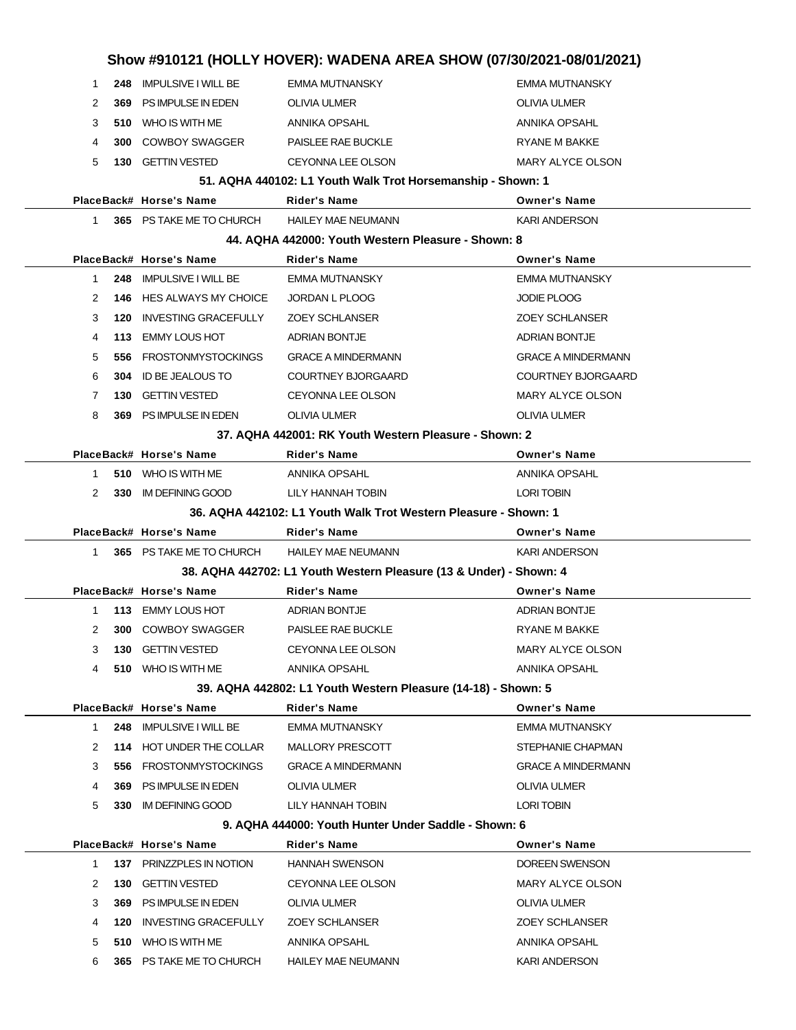## Show #910121 (HOLLY HOVER): WADENA AREA SHOW (07/30/2021-08/01/2021)

| Place | Back# | Horse's Name | Rider's Name | Owner's Name |
|---|---|---|---|---|
| 1 | 248 | IMPULSIVE I WILL BE | EMMA MUTNANSKY | EMMA MUTNANSKY |
| 2 | 369 | PS IMPULSE IN EDEN | OLIVIA ULMER | OLIVIA ULMER |
| 3 | 510 | WHO IS WITH ME | ANNIKA OPSAHL | ANNIKA OPSAHL |
| 4 | 300 | COWBOY SWAGGER | PAISLEE RAE BUCKLE | RYANE M BAKKE |
| 5 | 130 | GETTIN VESTED | CEYONNA LEE OLSON | MARY ALYCE OLSON |

### 51. AQHA 440102: L1 Youth Walk Trot Horsemanship - Shown: 1

| Place | Back# | Horse's Name | Rider's Name | Owner's Name |
|---|---|---|---|---|
| 1 | 365 | PS TAKE ME TO CHURCH | HAILEY MAE NEUMANN | KARI ANDERSON |

### 44. AQHA 442000: Youth Western Pleasure - Shown: 8

| Place | Back# | Horse's Name | Rider's Name | Owner's Name |
|---|---|---|---|---|
| 1 | 248 | IMPULSIVE I WILL BE | EMMA MUTNANSKY | EMMA MUTNANSKY |
| 2 | 146 | HES ALWAYS MY CHOICE | JORDAN L PLOOG | JODIE PLOOG |
| 3 | 120 | INVESTING GRACEFULLY | ZOEY SCHLANSER | ZOEY SCHLANSER |
| 4 | 113 | EMMY LOUS HOT | ADRIAN BONTJE | ADRIAN BONTJE |
| 5 | 556 | FROSTONMYSTOCKINGS | GRACE A MINDERMANN | GRACE A MINDERMANN |
| 6 | 304 | ID BE JEALOUS TO | COURTNEY BJORGAARD | COURTNEY BJORGAARD |
| 7 | 130 | GETTIN VESTED | CEYONNA LEE OLSON | MARY ALYCE OLSON |
| 8 | 369 | PS IMPULSE IN EDEN | OLIVIA ULMER | OLIVIA ULMER |

### 37. AQHA 442001: RK Youth Western Pleasure - Shown: 2

| Place | Back# | Horse's Name | Rider's Name | Owner's Name |
|---|---|---|---|---|
| 1 | 510 | WHO IS WITH ME | ANNIKA OPSAHL | ANNIKA OPSAHL |
| 2 | 330 | IM DEFINING GOOD | LILY HANNAH TOBIN | LORI TOBIN |

### 36. AQHA 442102: L1 Youth Walk Trot Western Pleasure - Shown: 1

| Place | Back# | Horse's Name | Rider's Name | Owner's Name |
|---|---|---|---|---|
| 1 | 365 | PS TAKE ME TO CHURCH | HAILEY MAE NEUMANN | KARI ANDERSON |

### 38. AQHA 442702: L1 Youth Western Pleasure (13 & Under) - Shown: 4

| Place | Back# | Horse's Name | Rider's Name | Owner's Name |
|---|---|---|---|---|
| 1 | 113 | EMMY LOUS HOT | ADRIAN BONTJE | ADRIAN BONTJE |
| 2 | 300 | COWBOY SWAGGER | PAISLEE RAE BUCKLE | RYANE M BAKKE |
| 3 | 130 | GETTIN VESTED | CEYONNA LEE OLSON | MARY ALYCE OLSON |
| 4 | 510 | WHO IS WITH ME | ANNIKA OPSAHL | ANNIKA OPSAHL |

### 39. AQHA 442802: L1 Youth Western Pleasure (14-18) - Shown: 5

| Place | Back# | Horse's Name | Rider's Name | Owner's Name |
|---|---|---|---|---|
| 1 | 248 | IMPULSIVE I WILL BE | EMMA MUTNANSKY | EMMA MUTNANSKY |
| 2 | 114 | HOT UNDER THE COLLAR | MALLORY PRESCOTT | STEPHANIE CHAPMAN |
| 3 | 556 | FROSTONMYSTOCKINGS | GRACE A MINDERMANN | GRACE A MINDERMANN |
| 4 | 369 | PS IMPULSE IN EDEN | OLIVIA ULMER | OLIVIA ULMER |
| 5 | 330 | IM DEFINING GOOD | LILY HANNAH TOBIN | LORI TOBIN |

### 9. AQHA 444000: Youth Hunter Under Saddle - Shown: 6

| Place | Back# | Horse's Name | Rider's Name | Owner's Name |
|---|---|---|---|---|
| 1 | 137 | PRINZZPLES IN NOTION | HANNAH SWENSON | DOREEN SWENSON |
| 2 | 130 | GETTIN VESTED | CEYONNA LEE OLSON | MARY ALYCE OLSON |
| 3 | 369 | PS IMPULSE IN EDEN | OLIVIA ULMER | OLIVIA ULMER |
| 4 | 120 | INVESTING GRACEFULLY | ZOEY SCHLANSER | ZOEY SCHLANSER |
| 5 | 510 | WHO IS WITH ME | ANNIKA OPSAHL | ANNIKA OPSAHL |
| 6 | 365 | PS TAKE ME TO CHURCH | HAILEY MAE NEUMANN | KARI ANDERSON |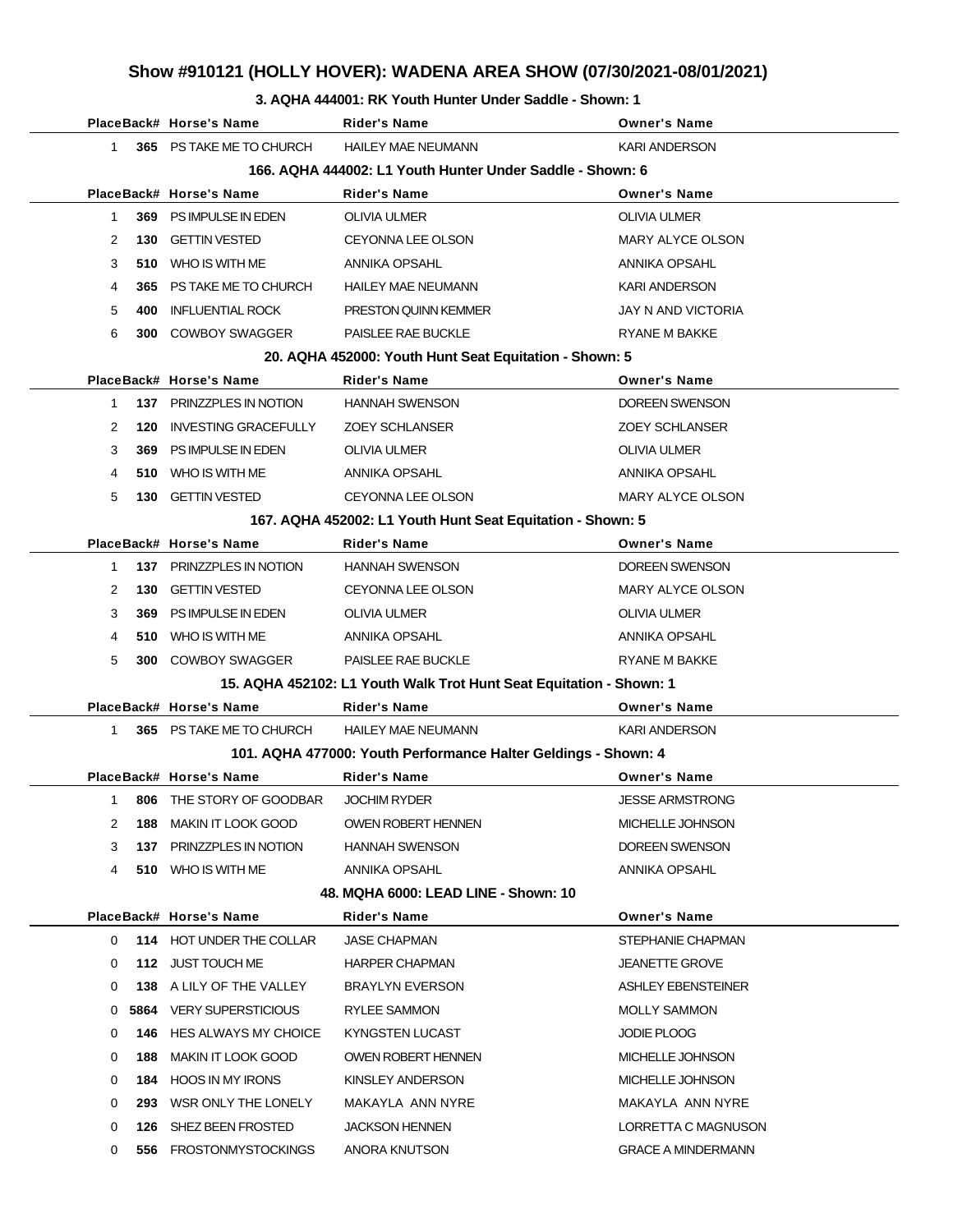# Show #910121 (HOLLY HOVER): WADENA AREA SHOW (07/30/2021-08/01/2021)

### 3. AQHA 444001: RK Youth Hunter Under Saddle - Shown: 1

| Place | Back# | Horse's Name | Rider's Name | Owner's Name |
|---|---|---|---|---|
| 1 | 365 | PS TAKE ME TO CHURCH | HAILEY MAE NEUMANN | KARI ANDERSON |

### 166. AQHA 444002: L1 Youth Hunter Under Saddle - Shown: 6

| Place | Back# | Horse's Name | Rider's Name | Owner's Name |
|---|---|---|---|---|
| 1 | 369 | PS IMPULSE IN EDEN | OLIVIA ULMER | OLIVIA ULMER |
| 2 | 130 | GETTIN VESTED | CEYONNA LEE OLSON | MARY ALYCE OLSON |
| 3 | 510 | WHO IS WITH ME | ANNIKA OPSAHL | ANNIKA OPSAHL |
| 4 | 365 | PS TAKE ME TO CHURCH | HAILEY MAE NEUMANN | KARI ANDERSON |
| 5 | 400 | INFLUENTIAL ROCK | PRESTON QUINN KEMMER | JAY N AND VICTORIA |
| 6 | 300 | COWBOY SWAGGER | PAISLEE RAE BUCKLE | RYANE M BAKKE |

### 20. AQHA 452000: Youth Hunt Seat Equitation - Shown: 5

| Place | Back# | Horse's Name | Rider's Name | Owner's Name |
|---|---|---|---|---|
| 1 | 137 | PRINZZPLES IN NOTION | HANNAH SWENSON | DOREEN SWENSON |
| 2 | 120 | INVESTING GRACEFULLY | ZOEY SCHLANSER | ZOEY SCHLANSER |
| 3 | 369 | PS IMPULSE IN EDEN | OLIVIA ULMER | OLIVIA ULMER |
| 4 | 510 | WHO IS WITH ME | ANNIKA OPSAHL | ANNIKA OPSAHL |
| 5 | 130 | GETTIN VESTED | CEYONNA LEE OLSON | MARY ALYCE OLSON |

### 167. AQHA 452002: L1 Youth Hunt Seat Equitation - Shown: 5

| Place | Back# | Horse's Name | Rider's Name | Owner's Name |
|---|---|---|---|---|
| 1 | 137 | PRINZZPLES IN NOTION | HANNAH SWENSON | DOREEN SWENSON |
| 2 | 130 | GETTIN VESTED | CEYONNA LEE OLSON | MARY ALYCE OLSON |
| 3 | 369 | PS IMPULSE IN EDEN | OLIVIA ULMER | OLIVIA ULMER |
| 4 | 510 | WHO IS WITH ME | ANNIKA OPSAHL | ANNIKA OPSAHL |
| 5 | 300 | COWBOY SWAGGER | PAISLEE RAE BUCKLE | RYANE M BAKKE |

### 15. AQHA 452102: L1 Youth Walk Trot Hunt Seat Equitation - Shown: 1

| Place | Back# | Horse's Name | Rider's Name | Owner's Name |
|---|---|---|---|---|
| 1 | 365 | PS TAKE ME TO CHURCH | HAILEY MAE NEUMANN | KARI ANDERSON |

### 101. AQHA 477000: Youth Performance Halter Geldings - Shown: 4

| Place | Back# | Horse's Name | Rider's Name | Owner's Name |
|---|---|---|---|---|
| 1 | 806 | THE STORY OF GOODBAR | JOCHIM RYDER | JESSE ARMSTRONG |
| 2 | 188 | MAKIN IT LOOK GOOD | OWEN ROBERT HENNEN | MICHELLE JOHNSON |
| 3 | 137 | PRINZZPLES IN NOTION | HANNAH SWENSON | DOREEN SWENSON |
| 4 | 510 | WHO IS WITH ME | ANNIKA OPSAHL | ANNIKA OPSAHL |

### 48. MQHA 6000: LEAD LINE - Shown: 10

| Place | Back# | Horse's Name | Rider's Name | Owner's Name |
|---|---|---|---|---|
| 0 | 114 | HOT UNDER THE COLLAR | JASE CHAPMAN | STEPHANIE CHAPMAN |
| 0 | 112 | JUST TOUCH ME | HARPER CHAPMAN | JEANETTE GROVE |
| 0 | 138 | A LILY OF THE VALLEY | BRAYLYN EVERSON | ASHLEY EBENSTEINER |
| 0 | 5864 | VERY SUPERSTICIOUS | RYLEE SAMMON | MOLLY SAMMON |
| 0 | 146 | HES ALWAYS MY CHOICE | KYNGSTEN LUCAST | JODIE PLOOG |
| 0 | 188 | MAKIN IT LOOK GOOD | OWEN ROBERT HENNEN | MICHELLE JOHNSON |
| 0 | 184 | HOOS IN MY IRONS | KINSLEY ANDERSON | MICHELLE JOHNSON |
| 0 | 293 | WSR ONLY THE LONELY | MAKAYLA ANN NYRE | MAKAYLA ANN NYRE |
| 0 | 126 | SHEZ BEEN FROSTED | JACKSON HENNEN | LORRETTA C MAGNUSON |
| 0 | 556 | FROSTONMYSTOCKINGS | ANORA KNUTSON | GRACE A MINDERMANN |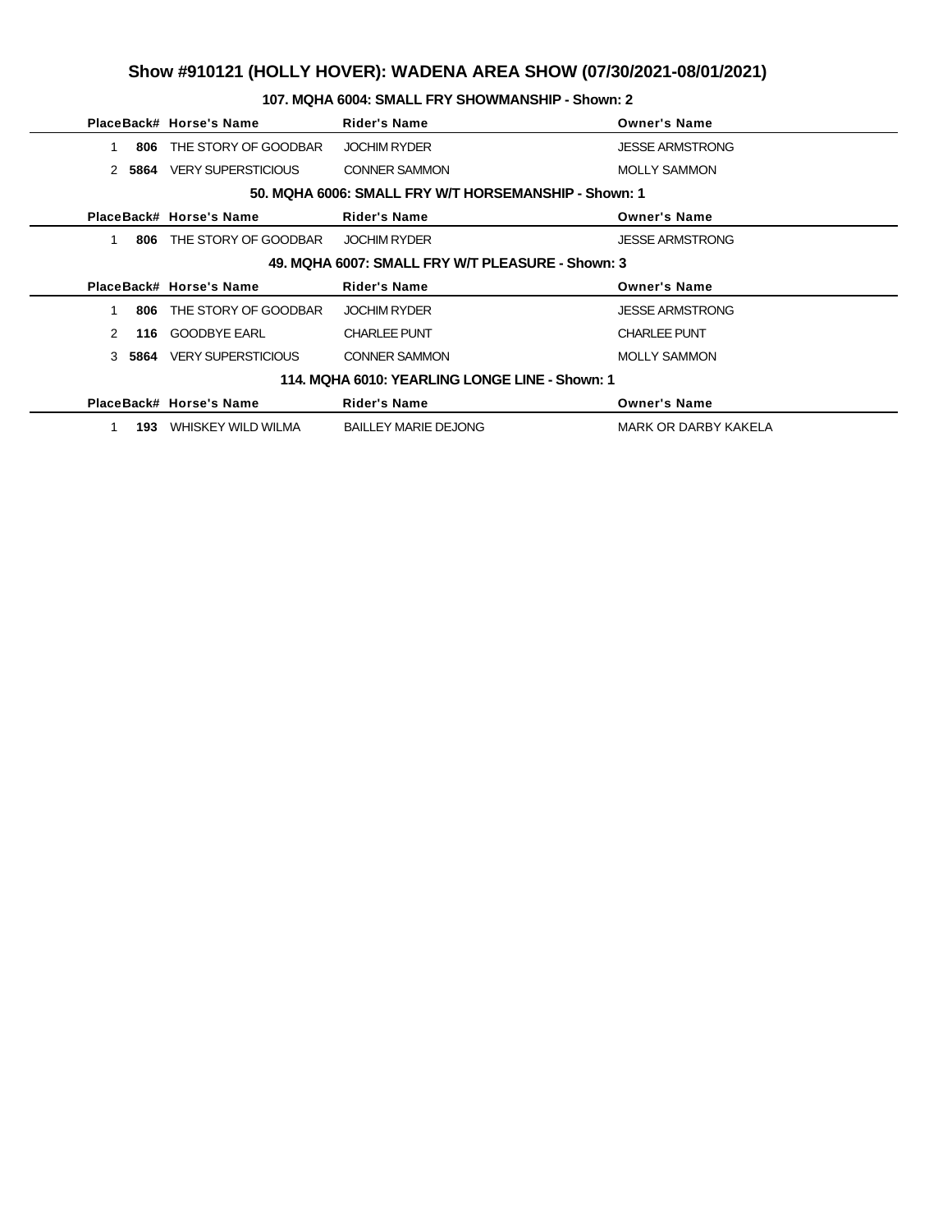# Show #910121 (HOLLY HOVER): WADENA AREA SHOW (07/30/2021-08/01/2021)

## 107. MQHA 6004: SMALL FRY SHOWMANSHIP - Shown: 2

| Place | Back# | Horse's Name | Rider's Name | Owner's Name |
|---|---|---|---|---|
| 1 | **806** | THE STORY OF GOODBAR | JOCHIM RYDER | JESSE ARMSTRONG |
| 2 | **5864** | VERY SUPERSTICIOUS | CONNER SAMMON | MOLLY SAMMON |

## 50. MQHA 6006: SMALL FRY W/T HORSEMANSHIP - Shown: 1

| Place | Back# | Horse's Name | Rider's Name | Owner's Name |
|---|---|---|---|---|
| 1 | **806** | THE STORY OF GOODBAR | JOCHIM RYDER | JESSE ARMSTRONG |

## 49. MQHA 6007: SMALL FRY W/T PLEASURE - Shown: 3

| Place | Back# | Horse's Name | Rider's Name | Owner's Name |
|---|---|---|---|---|
| 1 | **806** | THE STORY OF GOODBAR | JOCHIM RYDER | JESSE ARMSTRONG |
| 2 | **116** | GOODBYE EARL | CHARLEE PUNT | CHARLEE PUNT |
| 3 | **5864** | VERY SUPERSTICIOUS | CONNER SAMMON | MOLLY SAMMON |

## 114. MQHA 6010: YEARLING LONGE LINE - Shown: 1

| Place | Back# | Horse's Name | Rider's Name | Owner's Name |
|---|---|---|---|---|
| 1 | **193** | WHISKEY WILD WILMA | BAILLEY MARIE DEJONG | MARK OR DARBY KAKELA |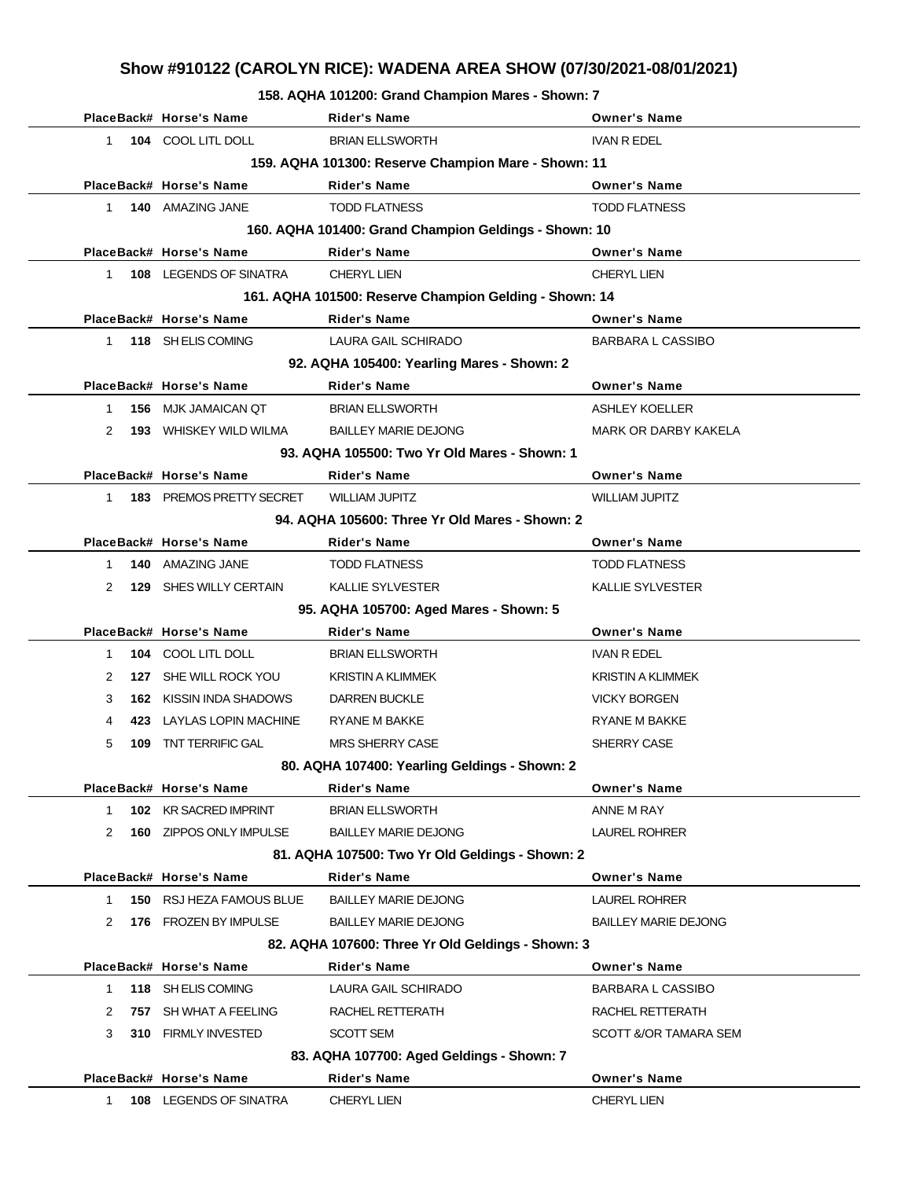# Show #910122 (CAROLYN RICE): WADENA AREA SHOW (07/30/2021-08/01/2021)

### 158. AQHA 101200: Grand Champion Mares - Shown: 7

| Place | Back# | Horse's Name | Rider's Name | Owner's Name |
|---|---|---|---|---|
| 1 | 104 | COOL LITL DOLL | BRIAN ELLSWORTH | IVAN R EDEL |

### 159. AQHA 101300: Reserve Champion Mare - Shown: 11

| Place | Back# | Horse's Name | Rider's Name | Owner's Name |
|---|---|---|---|---|
| 1 | 140 | AMAZING JANE | TODD FLATNESS | TODD FLATNESS |

### 160. AQHA 101400: Grand Champion Geldings - Shown: 10

| Place | Back# | Horse's Name | Rider's Name | Owner's Name |
|---|---|---|---|---|
| 1 | 108 | LEGENDS OF SINATRA | CHERYL LIEN | CHERYL LIEN |

### 161. AQHA 101500: Reserve Champion Gelding - Shown: 14

| Place | Back# | Horse's Name | Rider's Name | Owner's Name |
|---|---|---|---|---|
| 1 | 118 | SH ELIS COMING | LAURA GAIL SCHIRADO | BARBARA L CASSIBO |

### 92. AQHA 105400: Yearling Mares - Shown: 2

| Place | Back# | Horse's Name | Rider's Name | Owner's Name |
|---|---|---|---|---|
| 1 | 156 | MJK JAMAICAN QT | BRIAN ELLSWORTH | ASHLEY KOELLER |
| 2 | 193 | WHISKEY WILD WILMA | BAILLEY MARIE DEJONG | MARK OR DARBY KAKELA |

### 93. AQHA 105500: Two Yr Old Mares - Shown: 1

| Place | Back# | Horse's Name | Rider's Name | Owner's Name |
|---|---|---|---|---|
| 1 | 183 | PREMOS PRETTY SECRET | WILLIAM JUPITZ | WILLIAM JUPITZ |

### 94. AQHA 105600: Three Yr Old Mares - Shown: 2

| Place | Back# | Horse's Name | Rider's Name | Owner's Name |
|---|---|---|---|---|
| 1 | 140 | AMAZING JANE | TODD FLATNESS | TODD FLATNESS |
| 2 | 129 | SHES WILLY CERTAIN | KALLIE SYLVESTER | KALLIE SYLVESTER |

### 95. AQHA 105700: Aged Mares - Shown: 5

| Place | Back# | Horse's Name | Rider's Name | Owner's Name |
|---|---|---|---|---|
| 1 | 104 | COOL LITL DOLL | BRIAN ELLSWORTH | IVAN R EDEL |
| 2 | 127 | SHE WILL ROCK YOU | KRISTIN A KLIMMEK | KRISTIN A KLIMMEK |
| 3 | 162 | KISSIN INDA SHADOWS | DARREN BUCKLE | VICKY BORGEN |
| 4 | 423 | LAYLAS LOPIN MACHINE | RYANE M BAKKE | RYANE M BAKKE |
| 5 | 109 | TNT TERRIFIC GAL | MRS SHERRY CASE | SHERRY CASE |

### 80. AQHA 107400: Yearling Geldings - Shown: 2

| Place | Back# | Horse's Name | Rider's Name | Owner's Name |
|---|---|---|---|---|
| 1 | 102 | KR SACRED IMPRINT | BRIAN ELLSWORTH | ANNE M RAY |
| 2 | 160 | ZIPPOS ONLY IMPULSE | BAILLEY MARIE DEJONG | LAUREL ROHRER |

### 81. AQHA 107500: Two Yr Old Geldings - Shown: 2

| Place | Back# | Horse's Name | Rider's Name | Owner's Name |
|---|---|---|---|---|
| 1 | 150 | RSJ HEZA FAMOUS BLUE | BAILLEY MARIE DEJONG | LAUREL ROHRER |
| 2 | 176 | FROZEN BY IMPULSE | BAILLEY MARIE DEJONG | BAILLEY MARIE DEJONG |

### 82. AQHA 107600: Three Yr Old Geldings - Shown: 3

| Place | Back# | Horse's Name | Rider's Name | Owner's Name |
|---|---|---|---|---|
| 1 | 118 | SH ELIS COMING | LAURA GAIL SCHIRADO | BARBARA L CASSIBO |
| 2 | 757 | SH WHAT A FEELING | RACHEL RETTERATH | RACHEL RETTERATH |
| 3 | 310 | FIRMLY INVESTED | SCOTT SEM | SCOTT &/OR TAMARA SEM |

### 83. AQHA 107700: Aged Geldings - Shown: 7

| Place | Back# | Horse's Name | Rider's Name | Owner's Name |
|---|---|---|---|---|
| 1 | 108 | LEGENDS OF SINATRA | CHERYL LIEN | CHERYL LIEN |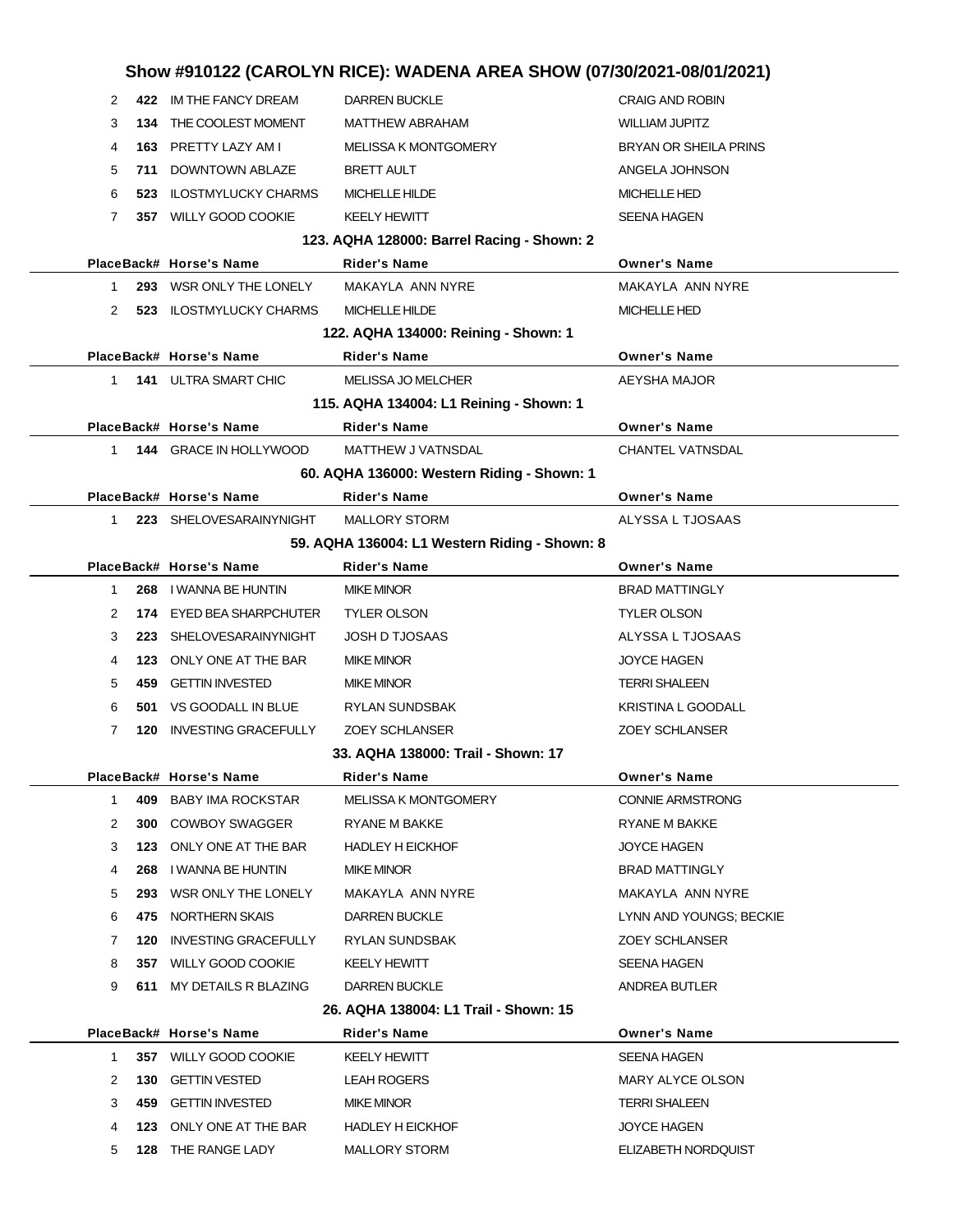# Show #910122 (CAROLYN RICE): WADENA AREA SHOW (07/30/2021-08/01/2021)

| Place | Back# | Horse's Name | Rider's Name | Owner's Name |
|---|---|---|---|---|
| 2 | **422** | IM THE FANCY DREAM | DARREN BUCKLE | CRAIG AND ROBIN |
| 3 | **134** | THE COOLEST MOMENT | MATTHEW ABRAHAM | WILLIAM JUPITZ |
| 4 | **163** | PRETTY LAZY AM I | MELISSA K MONTGOMERY | BRYAN OR SHEILA PRINS |
| 5 | **711** | DOWNTOWN ABLAZE | BRETT AULT | ANGELA JOHNSON |
| 6 | **523** | ILOSTMYLUCKY CHARMS | MICHELLE HILDE | MICHELLE HED |
| 7 | **357** | WILLY GOOD COOKIE | KEELY HEWITT | SEENA HAGEN |

### 123. AQHA 128000: Barrel Racing - Shown: 2

| Place | Back# | Horse's Name | Rider's Name | Owner's Name |
|---|---|---|---|---|
| 1 | **293** | WSR ONLY THE LONELY | MAKAYLA ANN NYRE | MAKAYLA ANN NYRE |
| 2 | **523** | ILOSTMYLUCKY CHARMS | MICHELLE HILDE | MICHELLE HED |

### 122. AQHA 134000: Reining - Shown: 1

| Place | Back# | Horse's Name | Rider's Name | Owner's Name |
|---|---|---|---|---|
| 1 | **141** | ULTRA SMART CHIC | MELISSA JO MELCHER | AEYSHA MAJOR |

### 115. AQHA 134004: L1 Reining - Shown: 1

| Place | Back# | Horse's Name | Rider's Name | Owner's Name |
|---|---|---|---|---|
| 1 | **144** | GRACE IN HOLLYWOOD | MATTHEW J VATNSDAL | CHANTEL VATNSDAL |

### 60. AQHA 136000: Western Riding - Shown: 1

| Place | Back# | Horse's Name | Rider's Name | Owner's Name |
|---|---|---|---|---|
| 1 | **223** | SHELOVESARAINYNIGHT | MALLORY STORM | ALYSSA L TJOSAAS |

### 59. AQHA 136004: L1 Western Riding - Shown: 8

| Place | Back# | Horse's Name | Rider's Name | Owner's Name |
|---|---|---|---|---|
| 1 | **268** | I WANNA BE HUNTIN | MIKE MINOR | BRAD MATTINGLY |
| 2 | **174** | EYED BEA SHARPCHUTER | TYLER OLSON | TYLER OLSON |
| 3 | **223** | SHELOVESARAINYNIGHT | JOSH D TJOSAAS | ALYSSA L TJOSAAS |
| 4 | **123** | ONLY ONE AT THE BAR | MIKE MINOR | JOYCE HAGEN |
| 5 | **459** | GETTIN INVESTED | MIKE MINOR | TERRI SHALEEN |
| 6 | **501** | VS GOODALL IN BLUE | RYLAN SUNDSBAK | KRISTINA L GOODALL |
| 7 | **120** | INVESTING GRACEFULLY | ZOEY SCHLANSER | ZOEY SCHLANSER |

### 33. AQHA 138000: Trail - Shown: 17

| Place | Back# | Horse's Name | Rider's Name | Owner's Name |
|---|---|---|---|---|
| 1 | **409** | BABY IMA ROCKSTAR | MELISSA K MONTGOMERY | CONNIE ARMSTRONG |
| 2 | **300** | COWBOY SWAGGER | RYANE M BAKKE | RYANE M BAKKE |
| 3 | **123** | ONLY ONE AT THE BAR | HADLEY H EICKHOF | JOYCE HAGEN |
| 4 | **268** | I WANNA BE HUNTIN | MIKE MINOR | BRAD MATTINGLY |
| 5 | **293** | WSR ONLY THE LONELY | MAKAYLA ANN NYRE | MAKAYLA ANN NYRE |
| 6 | **475** | NORTHERN SKAIS | DARREN BUCKLE | LYNN AND YOUNGS; BECKIE |
| 7 | **120** | INVESTING GRACEFULLY | RYLAN SUNDSBAK | ZOEY SCHLANSER |
| 8 | **357** | WILLY GOOD COOKIE | KEELY HEWITT | SEENA HAGEN |
| 9 | **611** | MY DETAILS R BLAZING | DARREN BUCKLE | ANDREA BUTLER |

### 26. AQHA 138004: L1 Trail - Shown: 15

| Place | Back# | Horse's Name | Rider's Name | Owner's Name |
|---|---|---|---|---|
| 1 | **357** | WILLY GOOD COOKIE | KEELY HEWITT | SEENA HAGEN |
| 2 | **130** | GETTIN VESTED | LEAH ROGERS | MARY ALYCE OLSON |
| 3 | **459** | GETTIN INVESTED | MIKE MINOR | TERRI SHALEEN |
| 4 | **123** | ONLY ONE AT THE BAR | HADLEY H EICKHOF | JOYCE HAGEN |
| 5 | **128** | THE RANGE LADY | MALLORY STORM | ELIZABETH NORDQUIST |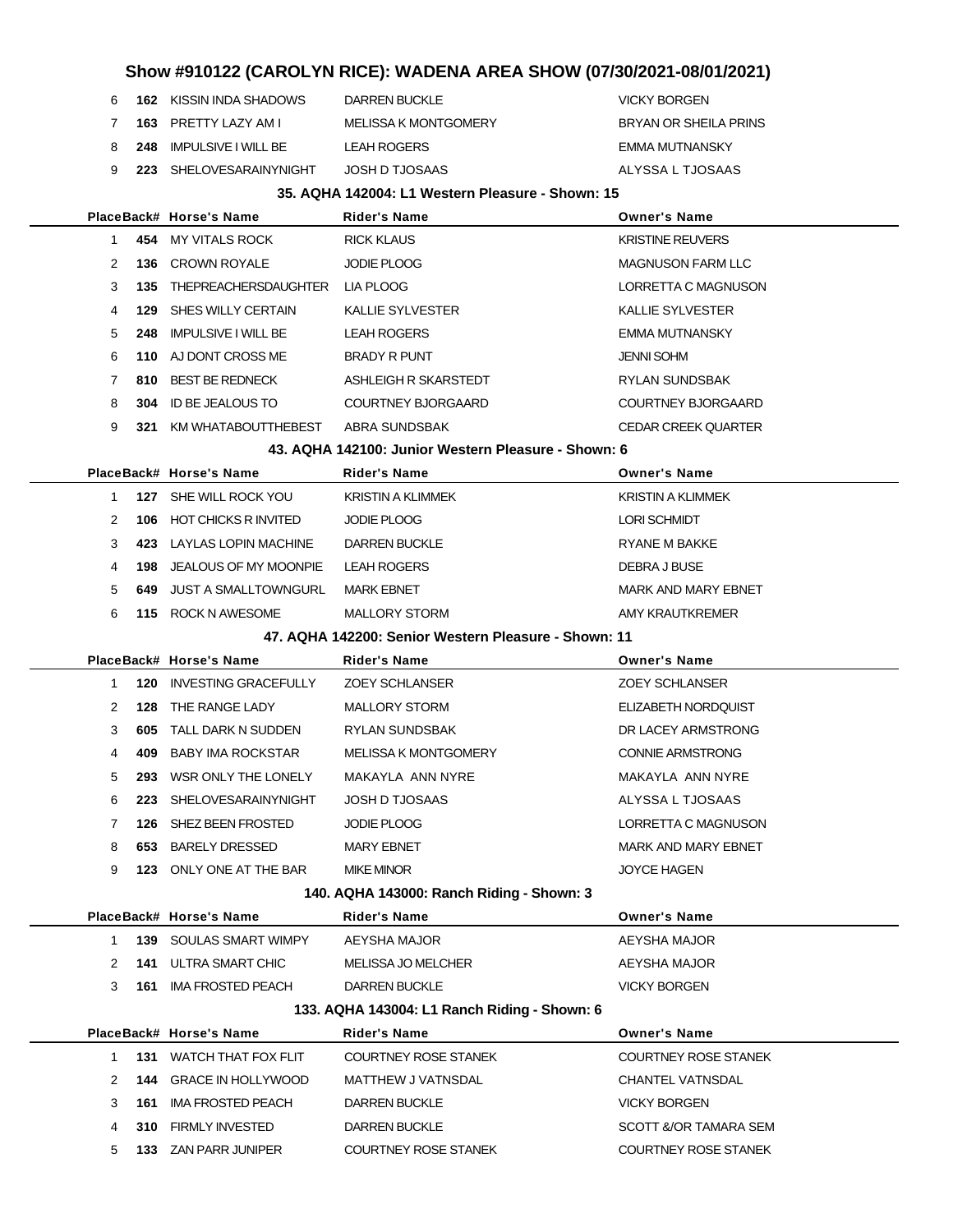# Show #910122 (CAROLYN RICE): WADENA AREA SHOW (07/30/2021-08/01/2021)

| Place | Back# | Horse's Name | Rider's Name | Owner's Name |
|---|---|---|---|---|
| 6 | **162** | KISSIN INDA SHADOWS | DARREN BUCKLE | VICKY BORGEN |
| 7 | **163** | PRETTY LAZY AM I | MELISSA K MONTGOMERY | BRYAN OR SHEILA PRINS |
| 8 | **248** | IMPULSIVE I WILL BE | LEAH ROGERS | EMMA MUTNANSKY |
| 9 | **223** | SHELOVESARAINYNIGHT | JOSH D TJOSAAS | ALYSSA L TJOSAAS |

### 35. AQHA 142004: L1 Western Pleasure - Shown: 15

| Place | Back# | Horse's Name | Rider's Name | Owner's Name |
|---|---|---|---|---|
| 1 | **454** | MY VITALS ROCK | RICK KLAUS | KRISTINE REUVERS |
| 2 | **136** | CROWN ROYALE | JODIE PLOOG | MAGNUSON FARM LLC |
| 3 | **135** | THEPREACHERSDAUGHTER | LIA PLOOG | LORRETTA C MAGNUSON |
| 4 | **129** | SHES WILLY CERTAIN | KALLIE SYLVESTER | KALLIE SYLVESTER |
| 5 | **248** | IMPULSIVE I WILL BE | LEAH ROGERS | EMMA MUTNANSKY |
| 6 | **110** | AJ DONT CROSS ME | BRADY R PUNT | JENNI SOHM |
| 7 | **810** | BEST BE REDNECK | ASHLEIGH R SKARSTEDT | RYLAN SUNDSBAK |
| 8 | **304** | ID BE JEALOUS TO | COURTNEY BJORGAARD | COURTNEY BJORGAARD |
| 9 | **321** | KM WHATABOUTTHEBEST | ABRA SUNDSBAK | CEDAR CREEK QUARTER |

### 43. AQHA 142100: Junior Western Pleasure - Shown: 6

| Place | Back# | Horse's Name | Rider's Name | Owner's Name |
|---|---|---|---|---|
| 1 | **127** | SHE WILL ROCK YOU | KRISTIN A KLIMMEK | KRISTIN A KLIMMEK |
| 2 | **106** | HOT CHICKS R INVITED | JODIE PLOOG | LORI SCHMIDT |
| 3 | **423** | LAYLAS LOPIN MACHINE | DARREN BUCKLE | RYANE M BAKKE |
| 4 | **198** | JEALOUS OF MY MOONPIE | LEAH ROGERS | DEBRA J BUSE |
| 5 | **649** | JUST A SMALLTOWNGURL | MARK EBNET | MARK AND MARY EBNET |
| 6 | **115** | ROCK N AWESOME | MALLORY STORM | AMY KRAUTKREMER |

### 47. AQHA 142200: Senior Western Pleasure - Shown: 11

| Place | Back# | Horse's Name | Rider's Name | Owner's Name |
|---|---|---|---|---|
| 1 | **120** | INVESTING GRACEFULLY | ZOEY SCHLANSER | ZOEY SCHLANSER |
| 2 | **128** | THE RANGE LADY | MALLORY STORM | ELIZABETH NORDQUIST |
| 3 | **605** | TALL DARK N SUDDEN | RYLAN SUNDSBAK | DR LACEY ARMSTRONG |
| 4 | **409** | BABY IMA ROCKSTAR | MELISSA K MONTGOMERY | CONNIE ARMSTRONG |
| 5 | **293** | WSR ONLY THE LONELY | MAKAYLA ANN NYRE | MAKAYLA ANN NYRE |
| 6 | **223** | SHELOVESARAINYNIGHT | JOSH D TJOSAAS | ALYSSA L TJOSAAS |
| 7 | **126** | SHEZ BEEN FROSTED | JODIE PLOOG | LORRETTA C MAGNUSON |
| 8 | **653** | BARELY DRESSED | MARY EBNET | MARK AND MARY EBNET |
| 9 | **123** | ONLY ONE AT THE BAR | MIKE MINOR | JOYCE HAGEN |

### 140. AQHA 143000: Ranch Riding - Shown: 3

| Place | Back# | Horse's Name | Rider's Name | Owner's Name |
|---|---|---|---|---|
| 1 | **139** | SOULAS SMART WIMPY | AEYSHA MAJOR | AEYSHA MAJOR |
| 2 | **141** | ULTRA SMART CHIC | MELISSA JO MELCHER | AEYSHA MAJOR |
| 3 | **161** | IMA FROSTED PEACH | DARREN BUCKLE | VICKY BORGEN |

### 133. AQHA 143004: L1 Ranch Riding - Shown: 6

| Place | Back# | Horse's Name | Rider's Name | Owner's Name |
|---|---|---|---|---|
| 1 | **131** | WATCH THAT FOX FLIT | COURTNEY ROSE STANEK | COURTNEY ROSE STANEK |
| 2 | **144** | GRACE IN HOLLYWOOD | MATTHEW J VATNSDAL | CHANTEL VATNSDAL |
| 3 | **161** | IMA FROSTED PEACH | DARREN BUCKLE | VICKY BORGEN |
| 4 | **310** | FIRMLY INVESTED | DARREN BUCKLE | SCOTT &/OR TAMARA SEM |
| 5 | **133** | ZAN PARR JUNIPER | COURTNEY ROSE STANEK | COURTNEY ROSE STANEK |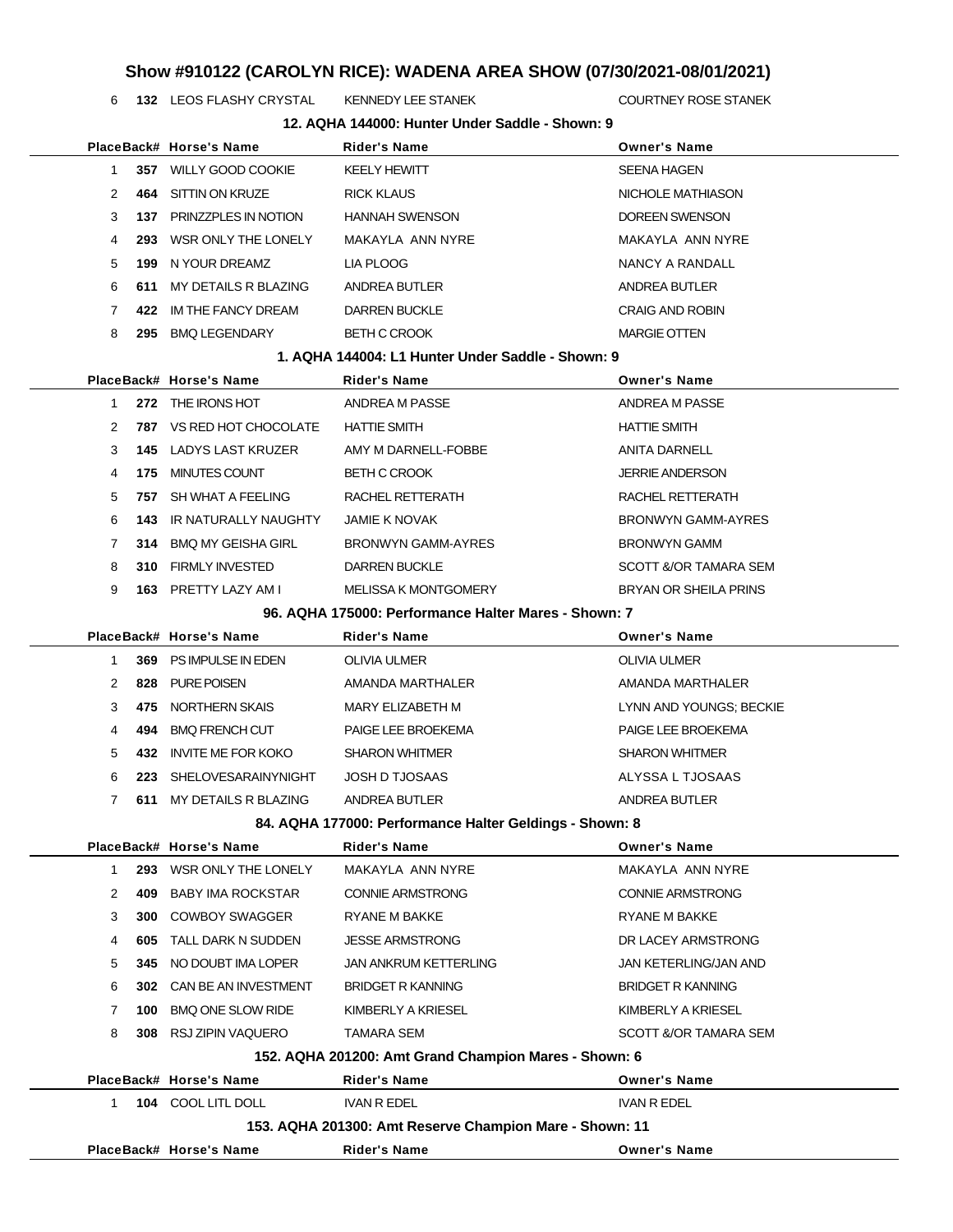# Show #910122 (CAROLYN RICE): WADENA AREA SHOW (07/30/2021-08/01/2021)

| Place | Back# | Horse's Name | Rider's Name | Owner's Name |
|---|---|---|---|---|
| 6 | **132** | LEOS FLASHY CRYSTAL | KENNEDY LEE STANEK | COURTNEY ROSE STANEK |

### 12. AQHA 144000: Hunter Under Saddle - Shown: 9

| Place | Back# | Horse's Name | Rider's Name | Owner's Name |
|---|---|---|---|---|
| 1 | **357** | WILLY GOOD COOKIE | KEELY HEWITT | SEENA HAGEN |
| 2 | **464** | SITTIN ON KRUZE | RICK KLAUS | NICHOLE MATHIASON |
| 3 | **137** | PRINZZPLES IN NOTION | HANNAH SWENSON | DOREEN SWENSON |
| 4 | **293** | WSR ONLY THE LONELY | MAKAYLA ANN NYRE | MAKAYLA ANN NYRE |
| 5 | **199** | N YOUR DREAMZ | LIA PLOOG | NANCY A RANDALL |
| 6 | **611** | MY DETAILS R BLAZING | ANDREA BUTLER | ANDREA BUTLER |
| 7 | **422** | IM THE FANCY DREAM | DARREN BUCKLE | CRAIG AND ROBIN |
| 8 | **295** | BMQ LEGENDARY | BETH C CROOK | MARGIE OTTEN |

### 1. AQHA 144004: L1 Hunter Under Saddle - Shown: 9

| Place | Back# | Horse's Name | Rider's Name | Owner's Name |
|---|---|---|---|---|
| 1 | **272** | THE IRONS HOT | ANDREA M PASSE | ANDREA M PASSE |
| 2 | **787** | VS RED HOT CHOCOLATE | HATTIE SMITH | HATTIE SMITH |
| 3 | **145** | LADYS LAST KRUZER | AMY M DARNELL-FOBBE | ANITA DARNELL |
| 4 | **175** | MINUTES COUNT | BETH C CROOK | JERRIE ANDERSON |
| 5 | **757** | SH WHAT A FEELING | RACHEL RETTERATH | RACHEL RETTERATH |
| 6 | **143** | IR NATURALLY NAUGHTY | JAMIE K NOVAK | BRONWYN GAMM-AYRES |
| 7 | **314** | BMQ MY GEISHA GIRL | BRONWYN GAMM-AYRES | BRONWYN GAMM |
| 8 | **310** | FIRMLY INVESTED | DARREN BUCKLE | SCOTT &OR TAMARA SEM |
| 9 | **163** | PRETTY LAZY AM I | MELISSA K MONTGOMERY | BRYAN OR SHEILA PRINS |

### 96. AQHA 175000: Performance Halter Mares - Shown: 7

| Place | Back# | Horse's Name | Rider's Name | Owner's Name |
|---|---|---|---|---|
| 1 | **369** | PS IMPULSE IN EDEN | OLIVIA ULMER | OLIVIA ULMER |
| 2 | **828** | PURE POISEN | AMANDA MARTHALER | AMANDA MARTHALER |
| 3 | **475** | NORTHERN SKAIS | MARY ELIZABETH M | LYNN AND YOUNGS; BECKIE |
| 4 | **494** | BMQ FRENCH CUT | PAIGE LEE BROEKEMA | PAIGE LEE BROEKEMA |
| 5 | **432** | INVITE ME FOR KOKO | SHARON WHITMER | SHARON WHITMER |
| 6 | **223** | SHELOVESARAINYNIGHT | JOSH D TJOSAAS | ALYSSA L TJOSAAS |
| 7 | **611** | MY DETAILS R BLAZING | ANDREA BUTLER | ANDREA BUTLER |

### 84. AQHA 177000: Performance Halter Geldings - Shown: 8

| Place | Back# | Horse's Name | Rider's Name | Owner's Name |
|---|---|---|---|---|
| 1 | **293** | WSR ONLY THE LONELY | MAKAYLA ANN NYRE | MAKAYLA ANN NYRE |
| 2 | **409** | BABY IMA ROCKSTAR | CONNIE ARMSTRONG | CONNIE ARMSTRONG |
| 3 | **300** | COWBOY SWAGGER | RYANE M BAKKE | RYANE M BAKKE |
| 4 | **605** | TALL DARK N SUDDEN | JESSE ARMSTRONG | DR LACEY ARMSTRONG |
| 5 | **345** | NO DOUBT IMA LOPER | JAN ANKRUM KETTERLING | JAN KETERLING/JAN AND |
| 6 | **302** | CAN BE AN INVESTMENT | BRIDGET R KANNING | BRIDGET R KANNING |
| 7 | **100** | BMQ ONE SLOW RIDE | KIMBERLY A KRIESEL | KIMBERLY A KRIESEL |
| 8 | **308** | RSJ ZIPIN VAQUERO | TAMARA SEM | SCOTT &OR TAMARA SEM |

### 152. AQHA 201200: Amt Grand Champion Mares - Shown: 6

| Place | Back# | Horse's Name | Rider's Name | Owner's Name |
|---|---|---|---|---|
| 1 | **104** | COOL LITL DOLL | IVAN R EDEL | IVAN R EDEL |

### 153. AQHA 201300: Amt Reserve Champion Mare - Shown: 11

| Place | Back# | Horse's Name | Rider's Name | Owner's Name |
|---|---|---|---|---|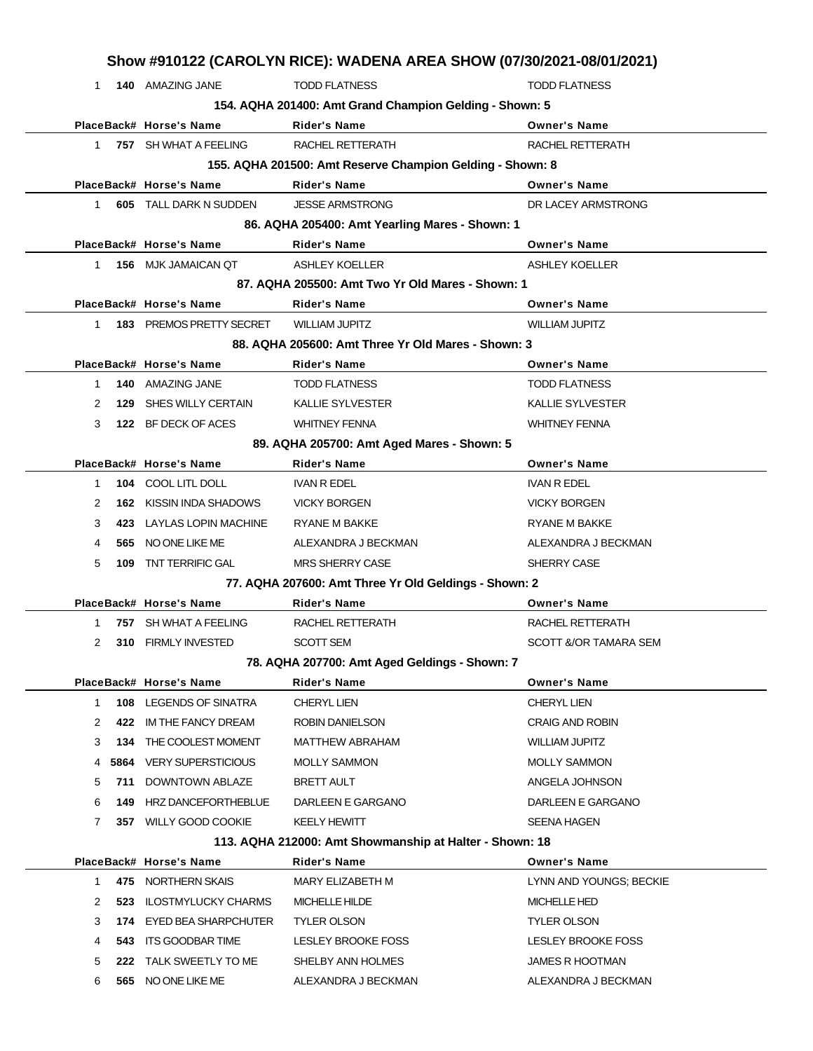# Show #910122 (CAROLYN RICE): WADENA AREA SHOW (07/30/2021-08/01/2021)

| Place | Back# | Horse's Name | Rider's Name | Owner's Name |
|---|---|---|---|---|
| 1 | 140 | AMAZING JANE | TODD FLATNESS | TODD FLATNESS |

### 154. AQHA 201400: Amt Grand Champion Gelding - Shown: 5

| Place | Back# | Horse's Name | Rider's Name | Owner's Name |
|---|---|---|---|---|
| 1 | 757 | SH WHAT A FEELING | RACHEL RETTERATH | RACHEL RETTERATH |

### 155. AQHA 201500: Amt Reserve Champion Gelding - Shown: 8

| Place | Back# | Horse's Name | Rider's Name | Owner's Name |
|---|---|---|---|---|
| 1 | 605 | TALL DARK N SUDDEN | JESSE ARMSTRONG | DR LACEY ARMSTRONG |

### 86. AQHA 205400: Amt Yearling Mares - Shown: 1

| Place | Back# | Horse's Name | Rider's Name | Owner's Name |
|---|---|---|---|---|
| 1 | 156 | MJK JAMAICAN QT | ASHLEY KOELLER | ASHLEY KOELLER |

### 87. AQHA 205500: Amt Two Yr Old Mares - Shown: 1

| Place | Back# | Horse's Name | Rider's Name | Owner's Name |
|---|---|---|---|---|
| 1 | 183 | PREMOS PRETTY SECRET | WILLIAM JUPITZ | WILLIAM JUPITZ |

### 88. AQHA 205600: Amt Three Yr Old Mares - Shown: 3

| Place | Back# | Horse's Name | Rider's Name | Owner's Name |
|---|---|---|---|---|
| 1 | 140 | AMAZING JANE | TODD FLATNESS | TODD FLATNESS |
| 2 | 129 | SHES WILLY CERTAIN | KALLIE SYLVESTER | KALLIE SYLVESTER |
| 3 | 122 | BF DECK OF ACES | WHITNEY FENNA | WHITNEY FENNA |

### 89. AQHA 205700: Amt Aged Mares - Shown: 5

| Place | Back# | Horse's Name | Rider's Name | Owner's Name |
|---|---|---|---|---|
| 1 | 104 | COOL LITL DOLL | IVAN R EDEL | IVAN R EDEL |
| 2 | 162 | KISSIN INDA SHADOWS | VICKY BORGEN | VICKY BORGEN |
| 3 | 423 | LAYLAS LOPIN MACHINE | RYANE M BAKKE | RYANE M BAKKE |
| 4 | 565 | NO ONE LIKE ME | ALEXANDRA J BECKMAN | ALEXANDRA J BECKMAN |
| 5 | 109 | TNT TERRIFIC GAL | MRS SHERRY CASE | SHERRY CASE |

### 77. AQHA 207600: Amt Three Yr Old Geldings - Shown: 2

| Place | Back# | Horse's Name | Rider's Name | Owner's Name |
|---|---|---|---|---|
| 1 | 757 | SH WHAT A FEELING | RACHEL RETTERATH | RACHEL RETTERATH |
| 2 | 310 | FIRMLY INVESTED | SCOTT SEM | SCOTT &/OR TAMARA SEM |

### 78. AQHA 207700: Amt Aged Geldings - Shown: 7

| Place | Back# | Horse's Name | Rider's Name | Owner's Name |
|---|---|---|---|---|
| 1 | 108 | LEGENDS OF SINATRA | CHERYL LIEN | CHERYL LIEN |
| 2 | 422 | IM THE FANCY DREAM | ROBIN DANIELSON | CRAIG AND ROBIN |
| 3 | 134 | THE COOLEST MOMENT | MATTHEW ABRAHAM | WILLIAM JUPITZ |
| 4 | 5864 | VERY SUPERSTICIOUS | MOLLY SAMMON | MOLLY SAMMON |
| 5 | 711 | DOWNTOWN ABLAZE | BRETT AULT | ANGELA JOHNSON |
| 6 | 149 | HRZ DANCEFORTHEBLUE | DARLEEN E GARGANO | DARLEEN E GARGANO |
| 7 | 357 | WILLY GOOD COOKIE | KEELY HEWITT | SEENA HAGEN |

### 113. AQHA 212000: Amt Showmanship at Halter - Shown: 18

| Place | Back# | Horse's Name | Rider's Name | Owner's Name |
|---|---|---|---|---|
| 1 | 475 | NORTHERN SKAIS | MARY ELIZABETH M | LYNN AND YOUNGS; BECKIE |
| 2 | 523 | ILOSTMYLUCKY CHARMS | MICHELLE HILDE | MICHELLE HED |
| 3 | 174 | EYED BEA SHARPCHUTER | TYLER OLSON | TYLER OLSON |
| 4 | 543 | ITS GOODBAR TIME | LESLEY BROOKE FOSS | LESLEY BROOKE FOSS |
| 5 | 222 | TALK SWEETLY TO ME | SHELBY ANN HOLMES | JAMES R HOOTMAN |
| 6 | 565 | NO ONE LIKE ME | ALEXANDRA J BECKMAN | ALEXANDRA J BECKMAN |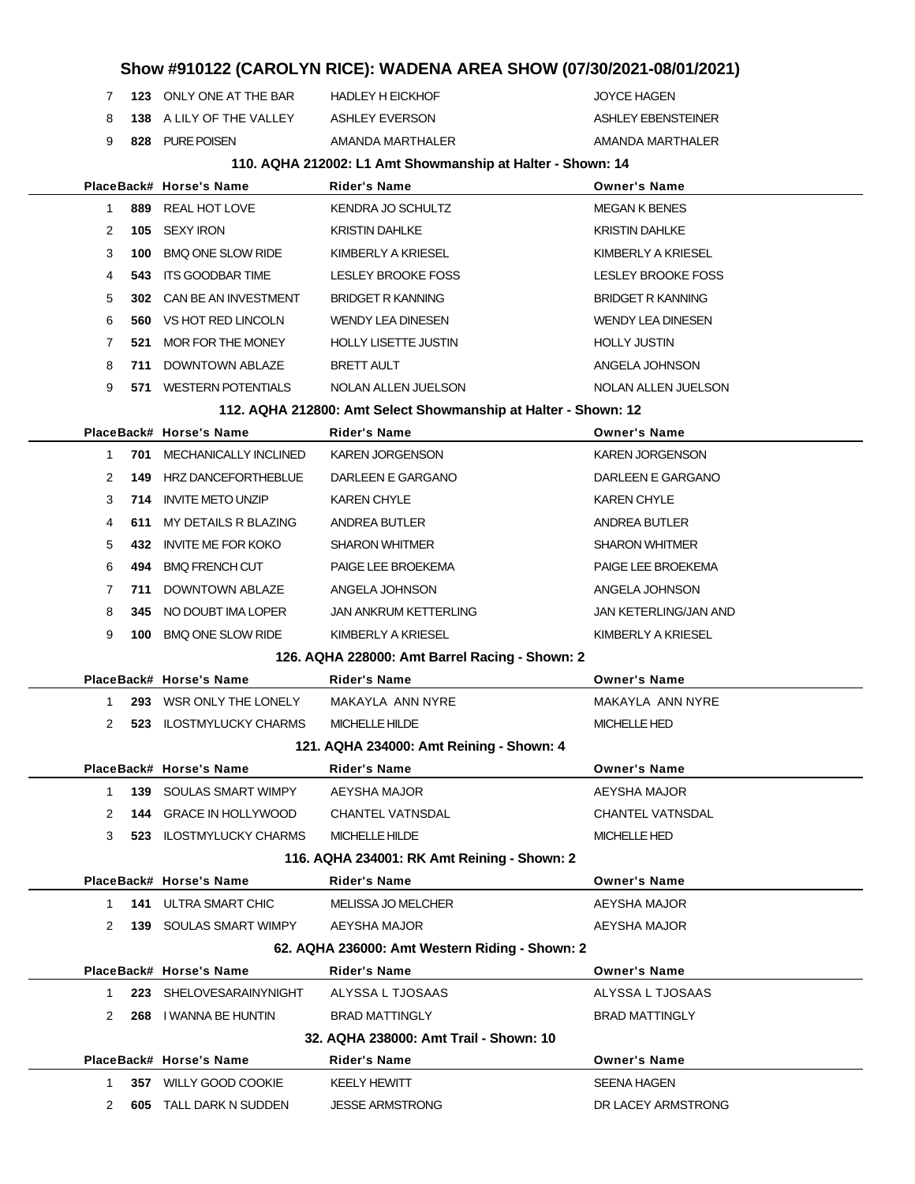# Show #910122 (CAROLYN RICE): WADENA AREA SHOW (07/30/2021-08/01/2021)

| Place | Back# | Horse's Name | Rider's Name | Owner's Name |
|---|---|---|---|---|
| 7 | **123** | ONLY ONE AT THE BAR | HADLEY H EICKHOF | JOYCE HAGEN |
| 8 | **138** | A LILY OF THE VALLEY | ASHLEY EVERSON | ASHLEY EBENSTEINER |
| 9 | **828** | PURE POISEN | AMANDA MARTHALER | AMANDA MARTHALER |

### 110. AQHA 212002: L1 Amt Showmanship at Halter - Shown: 14

| Place | Back# | Horse's Name | Rider's Name | Owner's Name |
|---|---|---|---|---|
| 1 | **889** | REAL HOT LOVE | KENDRA JO SCHULTZ | MEGAN K BENES |
| 2 | **105** | SEXY IRON | KRISTIN DAHLKE | KRISTIN DAHLKE |
| 3 | **100** | BMQ ONE SLOW RIDE | KIMBERLY A KRIESEL | KIMBERLY A KRIESEL |
| 4 | **543** | ITS GOODBAR TIME | LESLEY BROOKE FOSS | LESLEY BROOKE FOSS |
| 5 | **302** | CAN BE AN INVESTMENT | BRIDGET R KANNING | BRIDGET R KANNING |
| 6 | **560** | VS HOT RED LINCOLN | WENDY LEA DINESEN | WENDY LEA DINESEN |
| 7 | **521** | MOR FOR THE MONEY | HOLLY LISETTE JUSTIN | HOLLY JUSTIN |
| 8 | **711** | DOWNTOWN ABLAZE | BRETT AULT | ANGELA JOHNSON |
| 9 | **571** | WESTERN POTENTIALS | NOLAN ALLEN JUELSON | NOLAN ALLEN JUELSON |

### 112. AQHA 212800: Amt Select Showmanship at Halter - Shown: 12

| Place | Back# | Horse's Name | Rider's Name | Owner's Name |
|---|---|---|---|---|
| 1 | **701** | MECHANICALLY INCLINED | KAREN JORGENSON | KAREN JORGENSON |
| 2 | **149** | HRZ DANCEFORTHEBLUE | DARLEEN E GARGANO | DARLEEN E GARGANO |
| 3 | **714** | INVITE METO UNZIP | KAREN CHYLE | KAREN CHYLE |
| 4 | **611** | MY DETAILS R BLAZING | ANDREA BUTLER | ANDREA BUTLER |
| 5 | **432** | INVITE ME FOR KOKO | SHARON WHITMER | SHARON WHITMER |
| 6 | **494** | BMQ FRENCH CUT | PAIGE LEE BROEKEMA | PAIGE LEE BROEKEMA |
| 7 | **711** | DOWNTOWN ABLAZE | ANGELA JOHNSON | ANGELA JOHNSON |
| 8 | **345** | NO DOUBT IMA LOPER | JAN ANKRUM KETTERLING | JAN KETERLING/JAN AND |
| 9 | **100** | BMQ ONE SLOW RIDE | KIMBERLY A KRIESEL | KIMBERLY A KRIESEL |

### 126. AQHA 228000: Amt Barrel Racing - Shown: 2

| Place | Back# | Horse's Name | Rider's Name | Owner's Name |
|---|---|---|---|---|
| 1 | **293** | WSR ONLY THE LONELY | MAKAYLA ANN NYRE | MAKAYLA ANN NYRE |
| 2 | **523** | ILOSTMYLUCKY CHARMS | MICHELLE HILDE | MICHELLE HED |

### 121. AQHA 234000: Amt Reining - Shown: 4

| Place | Back# | Horse's Name | Rider's Name | Owner's Name |
|---|---|---|---|---|
| 1 | **139** | SOULAS SMART WIMPY | AEYSHA MAJOR | AEYSHA MAJOR |
| 2 | **144** | GRACE IN HOLLYWOOD | CHANTEL VATNSDAL | CHANTEL VATNSDAL |
| 3 | **523** | ILOSTMYLUCKY CHARMS | MICHELLE HILDE | MICHELLE HED |

### 116. AQHA 234001: RK Amt Reining - Shown: 2

| Place | Back# | Horse's Name | Rider's Name | Owner's Name |
|---|---|---|---|---|
| 1 | **141** | ULTRA SMART CHIC | MELISSA JO MELCHER | AEYSHA MAJOR |
| 2 | **139** | SOULAS SMART WIMPY | AEYSHA MAJOR | AEYSHA MAJOR |

### 62. AQHA 236000: Amt Western Riding - Shown: 2

| Place | Back# | Horse's Name | Rider's Name | Owner's Name |
|---|---|---|---|---|
| 1 | **223** | SHELOVESARAINYNIGHT | ALYSSA L TJOSAAS | ALYSSA L TJOSAAS |
| 2 | **268** | I WANNA BE HUNTIN | BRAD MATTINGLY | BRAD MATTINGLY |

### 32. AQHA 238000: Amt Trail - Shown: 10

| Place | Back# | Horse's Name | Rider's Name | Owner's Name |
|---|---|---|---|---|
| 1 | **357** | WILLY GOOD COOKIE | KEELY HEWITT | SEENA HAGEN |
| 2 | **605** | TALL DARK N SUDDEN | JESSE ARMSTRONG | DR LACEY ARMSTRONG |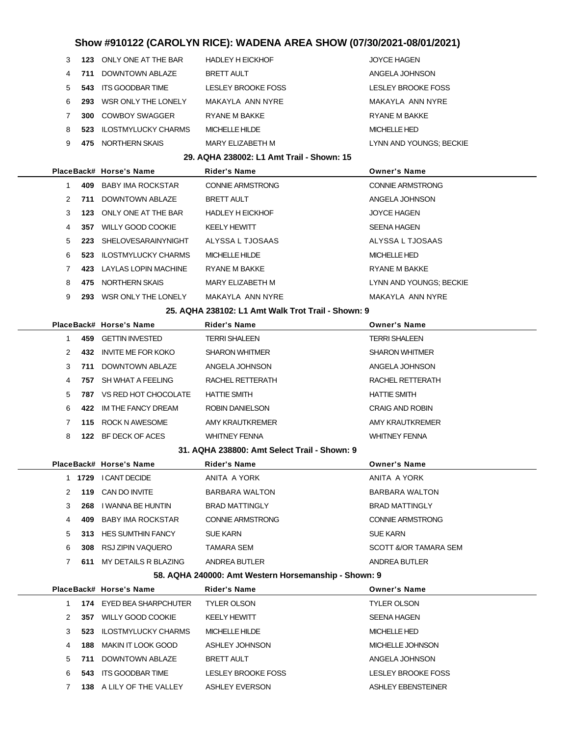# Show #910122 (CAROLYN RICE): WADENA AREA SHOW (07/30/2021-08/01/2021)

| Place | Back# | Horse's Name | Rider's Name | Owner's Name |
|---|---|---|---|---|
| 3 | 123 | ONLY ONE AT THE BAR | HADLEY H EICKHOF | JOYCE HAGEN |
| 4 | 711 | DOWNTOWN ABLAZE | BRETT AULT | ANGELA JOHNSON |
| 5 | 543 | ITS GOODBAR TIME | LESLEY BROOKE FOSS | LESLEY BROOKE FOSS |
| 6 | 293 | WSR ONLY THE LONELY | MAKAYLA ANN NYRE | MAKAYLA ANN NYRE |
| 7 | 300 | COWBOY SWAGGER | RYANE M BAKKE | RYANE M BAKKE |
| 8 | 523 | ILOSTMYLUCKY CHARMS | MICHELLE HILDE | MICHELLE HED |
| 9 | 475 | NORTHERN SKAIS | MARY ELIZABETH M | LYNN AND YOUNGS; BECKIE |

### 29. AQHA 238002: L1 Amt Trail - Shown: 15

| Place | Back# | Horse's Name | Rider's Name | Owner's Name |
|---|---|---|---|---|
| 1 | 409 | BABY IMA ROCKSTAR | CONNIE ARMSTRONG | CONNIE ARMSTRONG |
| 2 | 711 | DOWNTOWN ABLAZE | BRETT AULT | ANGELA JOHNSON |
| 3 | 123 | ONLY ONE AT THE BAR | HADLEY H EICKHOF | JOYCE HAGEN |
| 4 | 357 | WILLY GOOD COOKIE | KEELY HEWITT | SEENA HAGEN |
| 5 | 223 | SHELOVESARAINYNIGHT | ALYSSA L TJOSAAS | ALYSSA L TJOSAAS |
| 6 | 523 | ILOSTMYLUCKY CHARMS | MICHELLE HILDE | MICHELLE HED |
| 7 | 423 | LAYLAS LOPIN MACHINE | RYANE M BAKKE | RYANE M BAKKE |
| 8 | 475 | NORTHERN SKAIS | MARY ELIZABETH M | LYNN AND YOUNGS; BECKIE |
| 9 | 293 | WSR ONLY THE LONELY | MAKAYLA ANN NYRE | MAKAYLA ANN NYRE |

### 25. AQHA 238102: L1 Amt Walk Trot Trail - Shown: 9

| Place | Back# | Horse's Name | Rider's Name | Owner's Name |
|---|---|---|---|---|
| 1 | 459 | GETTIN INVESTED | TERRI SHALEEN | TERRI SHALEEN |
| 2 | 432 | INVITE ME FOR KOKO | SHARON WHITMER | SHARON WHITMER |
| 3 | 711 | DOWNTOWN ABLAZE | ANGELA JOHNSON | ANGELA JOHNSON |
| 4 | 757 | SH WHAT A FEELING | RACHEL RETTERATH | RACHEL RETTERATH |
| 5 | 787 | VS RED HOT CHOCOLATE | HATTIE SMITH | HATTIE SMITH |
| 6 | 422 | IM THE FANCY DREAM | ROBIN DANIELSON | CRAIG AND ROBIN |
| 7 | 115 | ROCK N AWESOME | AMY KRAUTKREMER | AMY KRAUTKREMER |
| 8 | 122 | BF DECK OF ACES | WHITNEY FENNA | WHITNEY FENNA |

### 31. AQHA 238800: Amt Select Trail - Shown: 9

| Place | Back# | Horse's Name | Rider's Name | Owner's Name |
|---|---|---|---|---|
| 1 | 1729 | I CANT DECIDE | ANITA A YORK | ANITA A YORK |
| 2 | 119 | CAN DO INVITE | BARBARA WALTON | BARBARA WALTON |
| 3 | 268 | I WANNA BE HUNTIN | BRAD MATTINGLY | BRAD MATTINGLY |
| 4 | 409 | BABY IMA ROCKSTAR | CONNIE ARMSTRONG | CONNIE ARMSTRONG |
| 5 | 313 | HES SUMTHIN FANCY | SUE KARN | SUE KARN |
| 6 | 308 | RSJ ZIPIN VAQUERO | TAMARA SEM | SCOTT &/OR TAMARA SEM |
| 7 | 611 | MY DETAILS R BLAZING | ANDREA BUTLER | ANDREA BUTLER |

### 58. AQHA 240000: Amt Western Horsemanship - Shown: 9

| Place | Back# | Horse's Name | Rider's Name | Owner's Name |
|---|---|---|---|---|
| 1 | 174 | EYED BEA SHARPCHUTER | TYLER OLSON | TYLER OLSON |
| 2 | 357 | WILLY GOOD COOKIE | KEELY HEWITT | SEENA HAGEN |
| 3 | 523 | ILOSTMYLUCKY CHARMS | MICHELLE HILDE | MICHELLE HED |
| 4 | 188 | MAKIN IT LOOK GOOD | ASHLEY JOHNSON | MICHELLE JOHNSON |
| 5 | 711 | DOWNTOWN ABLAZE | BRETT AULT | ANGELA JOHNSON |
| 6 | 543 | ITS GOODBAR TIME | LESLEY BROOKE FOSS | LESLEY BROOKE FOSS |
| 7 | 138 | A LILY OF THE VALLEY | ASHLEY EVERSON | ASHLEY EBENSTEINER |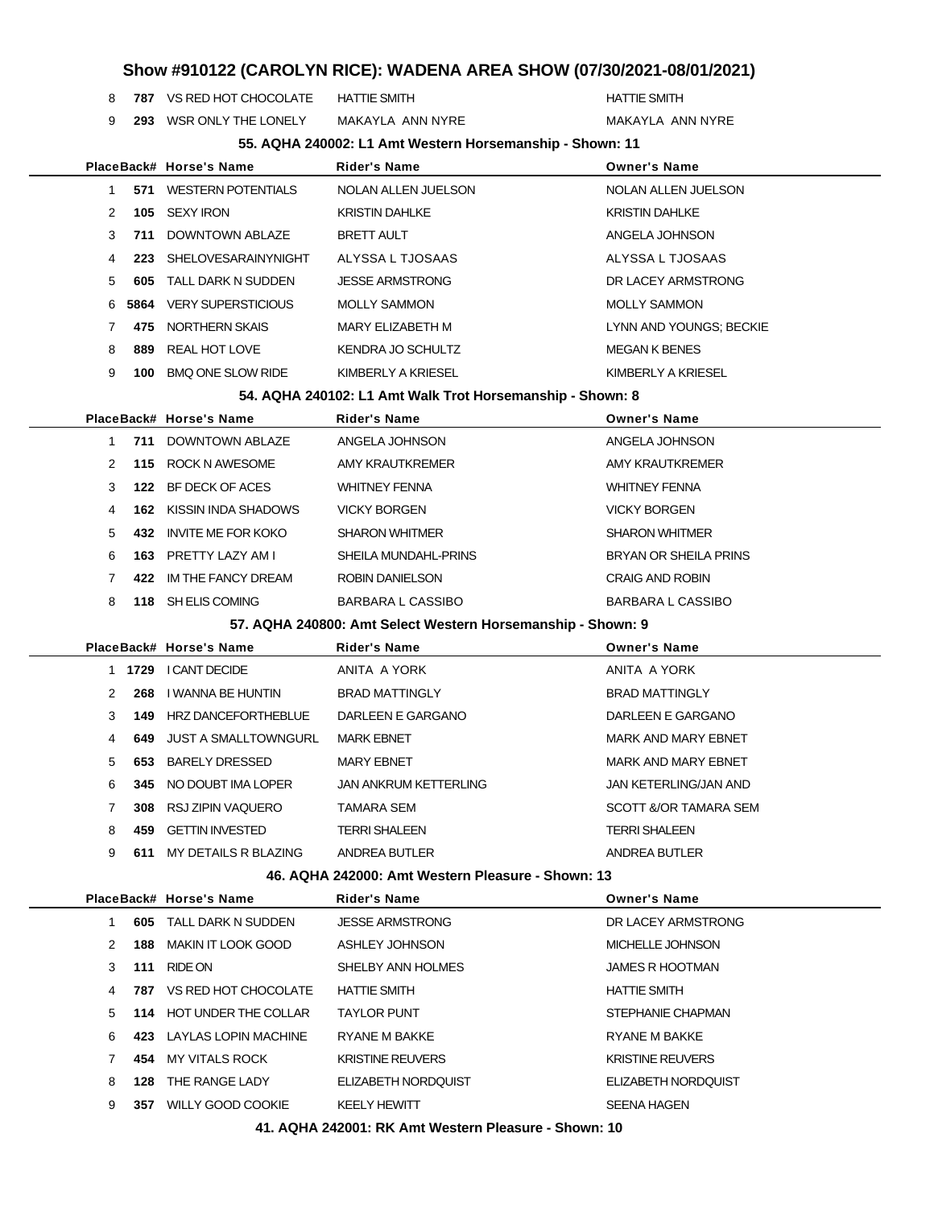# Show #910122 (CAROLYN RICE): WADENA AREA SHOW (07/30/2021-08/01/2021)

| Place | Back# | Horse's Name | Rider's Name | Owner's Name |
|---|---|---|---|---|
| 8 | **787** | VS RED HOT CHOCOLATE | HATTIE SMITH | HATTIE SMITH |
| 9 | **293** | WSR ONLY THE LONELY | MAKAYLA ANN NYRE | MAKAYLA ANN NYRE |

### 55. AQHA 240002: L1 Amt Western Horsemanship - Shown: 11

| Place | Back# | Horse's Name | Rider's Name | Owner's Name |
|---|---|---|---|---|
| 1 | **571** | WESTERN POTENTIALS | NOLAN ALLEN JUELSON | NOLAN ALLEN JUELSON |
| 2 | **105** | SEXY IRON | KRISTIN DAHLKE | KRISTIN DAHLKE |
| 3 | **711** | DOWNTOWN ABLAZE | BRETT AULT | ANGELA JOHNSON |
| 4 | **223** | SHELOVESARAINYNIGHT | ALYSSA L TJOSAAS | ALYSSA L TJOSAAS |
| 5 | **605** | TALL DARK N SUDDEN | JESSE ARMSTRONG | DR LACEY ARMSTRONG |
| 6 | **5864** | VERY SUPERSTICIOUS | MOLLY SAMMON | MOLLY SAMMON |
| 7 | **475** | NORTHERN SKAIS | MARY ELIZABETH M | LYNN AND YOUNGS; BECKIE |
| 8 | **889** | REAL HOT LOVE | KENDRA JO SCHULTZ | MEGAN K BENES |
| 9 | **100** | BMQ ONE SLOW RIDE | KIMBERLY A KRIESEL | KIMBERLY A KRIESEL |

### 54. AQHA 240102: L1 Amt Walk Trot Horsemanship - Shown: 8

| Place | Back# | Horse's Name | Rider's Name | Owner's Name |
|---|---|---|---|---|
| 1 | **711** | DOWNTOWN ABLAZE | ANGELA JOHNSON | ANGELA JOHNSON |
| 2 | **115** | ROCK N AWESOME | AMY KRAUTKREMER | AMY KRAUTKREMER |
| 3 | **122** | BF DECK OF ACES | WHITNEY FENNA | WHITNEY FENNA |
| 4 | **162** | KISSIN INDA SHADOWS | VICKY BORGEN | VICKY BORGEN |
| 5 | **432** | INVITE ME FOR KOKO | SHARON WHITMER | SHARON WHITMER |
| 6 | **163** | PRETTY LAZY AM I | SHEILA MUNDAHL-PRINS | BRYAN OR SHEILA PRINS |
| 7 | **422** | IM THE FANCY DREAM | ROBIN DANIELSON | CRAIG AND ROBIN |
| 8 | **118** | SH ELIS COMING | BARBARA L CASSIBO | BARBARA L CASSIBO |

### 57. AQHA 240800: Amt Select Western Horsemanship - Shown: 9

| Place | Back# | Horse's Name | Rider's Name | Owner's Name |
|---|---|---|---|---|
| 1 | **1729** | I CANT DECIDE | ANITA A YORK | ANITA A YORK |
| 2 | **268** | I WANNA BE HUNTIN | BRAD MATTINGLY | BRAD MATTINGLY |
| 3 | **149** | HRZ DANCEFORTHEBLUE | DARLEEN E GARGANO | DARLEEN E GARGANO |
| 4 | **649** | JUST A SMALLTOWNGURL | MARK EBNET | MARK AND MARY EBNET |
| 5 | **653** | BARELY DRESSED | MARY EBNET | MARK AND MARY EBNET |
| 6 | **345** | NO DOUBT IMA LOPER | JAN ANKRUM KETTERLING | JAN KETERLING/JAN AND |
| 7 | **308** | RSJ ZIPIN VAQUERO | TAMARA SEM | SCOTT &/OR TAMARA SEM |
| 8 | **459** | GETTIN INVESTED | TERRI SHALEEN | TERRI SHALEEN |
| 9 | **611** | MY DETAILS R BLAZING | ANDREA BUTLER | ANDREA BUTLER |

### 46. AQHA 242000: Amt Western Pleasure - Shown: 13

| Place | Back# | Horse's Name | Rider's Name | Owner's Name |
|---|---|---|---|---|
| 1 | **605** | TALL DARK N SUDDEN | JESSE ARMSTRONG | DR LACEY ARMSTRONG |
| 2 | **188** | MAKIN IT LOOK GOOD | ASHLEY JOHNSON | MICHELLE JOHNSON |
| 3 | **111** | RIDE ON | SHELBY ANN HOLMES | JAMES R HOOTMAN |
| 4 | **787** | VS RED HOT CHOCOLATE | HATTIE SMITH | HATTIE SMITH |
| 5 | **114** | HOT UNDER THE COLLAR | TAYLOR PUNT | STEPHANIE CHAPMAN |
| 6 | **423** | LAYLAS LOPIN MACHINE | RYANE M BAKKE | RYANE M BAKKE |
| 7 | **454** | MY VITALS ROCK | KRISTINE REUVERS | KRISTINE REUVERS |
| 8 | **128** | THE RANGE LADY | ELIZABETH NORDQUIST | ELIZABETH NORDQUIST |
| 9 | **357** | WILLY GOOD COOKIE | KEELY HEWITT | SEENA HAGEN |

### 41. AQHA 242001: RK Amt Western Pleasure - Shown: 10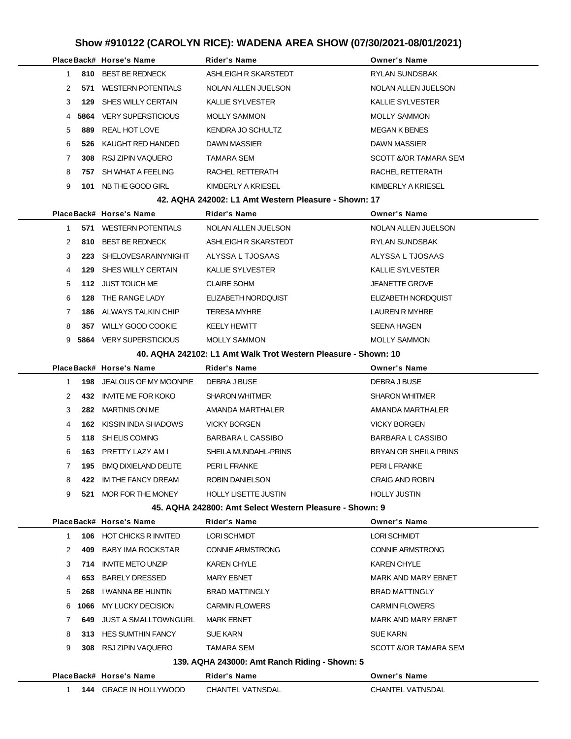# Show #910122 (CAROLYN RICE): WADENA AREA SHOW (07/30/2021-08/01/2021)

| Place | Back# | Horse's Name | Rider's Name | Owner's Name |
|---|---|---|---|---|
| 1 | **810** | BEST BE REDNECK | ASHLEIGH R SKARSTEDT | RYLAN SUNDSBAK |
| 2 | **571** | WESTERN POTENTIALS | NOLAN ALLEN JUELSON | NOLAN ALLEN JUELSON |
| 3 | **129** | SHES WILLY CERTAIN | KALLIE SYLVESTER | KALLIE SYLVESTER |
| 4 | **5864** | VERY SUPERSTICIOUS | MOLLY SAMMON | MOLLY SAMMON |
| 5 | **889** | REAL HOT LOVE | KENDRA JO SCHULTZ | MEGAN K BENES |
| 6 | **526** | KAUGHT RED HANDED | DAWN MASSIER | DAWN MASSIER |
| 7 | **308** | RSJ ZIPIN VAQUERO | TAMARA SEM | SCOTT &/OR TAMARA SEM |
| 8 | **757** | SH WHAT A FEELING | RACHEL RETTERATH | RACHEL RETTERATH |
| 9 | **101** | NB THE GOOD GIRL | KIMBERLY A KRIESEL | KIMBERLY A KRIESEL |

### 42. AQHA 242002: L1 Amt Western Pleasure - Shown: 17

| Place | Back# | Horse's Name | Rider's Name | Owner's Name |
|---|---|---|---|---|
| 1 | **571** | WESTERN POTENTIALS | NOLAN ALLEN JUELSON | NOLAN ALLEN JUELSON |
| 2 | **810** | BEST BE REDNECK | ASHLEIGH R SKARSTEDT | RYLAN SUNDSBAK |
| 3 | **223** | SHELOVESARAINYNIGHT | ALYSSA L TJOSAAS | ALYSSA L TJOSAAS |
| 4 | **129** | SHES WILLY CERTAIN | KALLIE SYLVESTER | KALLIE SYLVESTER |
| 5 | **112** | JUST TOUCH ME | CLAIRE SOHM | JEANETTE GROVE |
| 6 | **128** | THE RANGE LADY | ELIZABETH NORDQUIST | ELIZABETH NORDQUIST |
| 7 | **186** | ALWAYS TALKIN CHIP | TERESA MYHRE | LAUREN R MYHRE |
| 8 | **357** | WILLY GOOD COOKIE | KEELY HEWITT | SEENA HAGEN |
| 9 | **5864** | VERY SUPERSTICIOUS | MOLLY SAMMON | MOLLY SAMMON |

### 40. AQHA 242102: L1 Amt Walk Trot Western Pleasure - Shown: 10

| Place | Back# | Horse's Name | Rider's Name | Owner's Name |
|---|---|---|---|---|
| 1 | **198** | JEALOUS OF MY MOONPIE | DEBRA J BUSE | DEBRA J BUSE |
| 2 | **432** | INVITE ME FOR KOKO | SHARON WHITMER | SHARON WHITMER |
| 3 | **282** | MARTINIS ON ME | AMANDA MARTHALER | AMANDA MARTHALER |
| 4 | **162** | KISSIN INDA SHADOWS | VICKY BORGEN | VICKY BORGEN |
| 5 | **118** | SH ELIS COMING | BARBARA L CASSIBO | BARBARA L CASSIBO |
| 6 | **163** | PRETTY LAZY AM I | SHEILA MUNDAHL-PRINS | BRYAN OR SHEILA PRINS |
| 7 | **195** | BMQ DIXIELAND DELITE | PERI L FRANKE | PERI L FRANKE |
| 8 | **422** | IM THE FANCY DREAM | ROBIN DANIELSON | CRAIG AND ROBIN |
| 9 | **521** | MOR FOR THE MONEY | HOLLY LISETTE JUSTIN | HOLLY JUSTIN |

### 45. AQHA 242800: Amt Select Western Pleasure - Shown: 9

| Place | Back# | Horse's Name | Rider's Name | Owner's Name |
|---|---|---|---|---|
| 1 | **106** | HOT CHICKS R INVITED | LORI SCHMIDT | LORI SCHMIDT |
| 2 | **409** | BABY IMA ROCKSTAR | CONNIE ARMSTRONG | CONNIE ARMSTRONG |
| 3 | **714** | INVITE METO UNZIP | KAREN CHYLE | KAREN CHYLE |
| 4 | **653** | BARELY DRESSED | MARY EBNET | MARK AND MARY EBNET |
| 5 | **268** | I WANNA BE HUNTIN | BRAD MATTINGLY | BRAD MATTINGLY |
| 6 | **1066** | MY LUCKY DECISION | CARMIN FLOWERS | CARMIN FLOWERS |
| 7 | **649** | JUST A SMALLTOWNGURL | MARK EBNET | MARK AND MARY EBNET |
| 8 | **313** | HES SUMTHIN FANCY | SUE KARN | SUE KARN |
| 9 | **308** | RSJ ZIPIN VAQUERO | TAMARA SEM | SCOTT &/OR TAMARA SEM |

### 139. AQHA 243000: Amt Ranch Riding - Shown: 5

| Place | Back# | Horse's Name | Rider's Name | Owner's Name |
|---|---|---|---|---|
| 1 | **144** | GRACE IN HOLLYWOOD | CHANTEL VATNSDAL | CHANTEL VATNSDAL |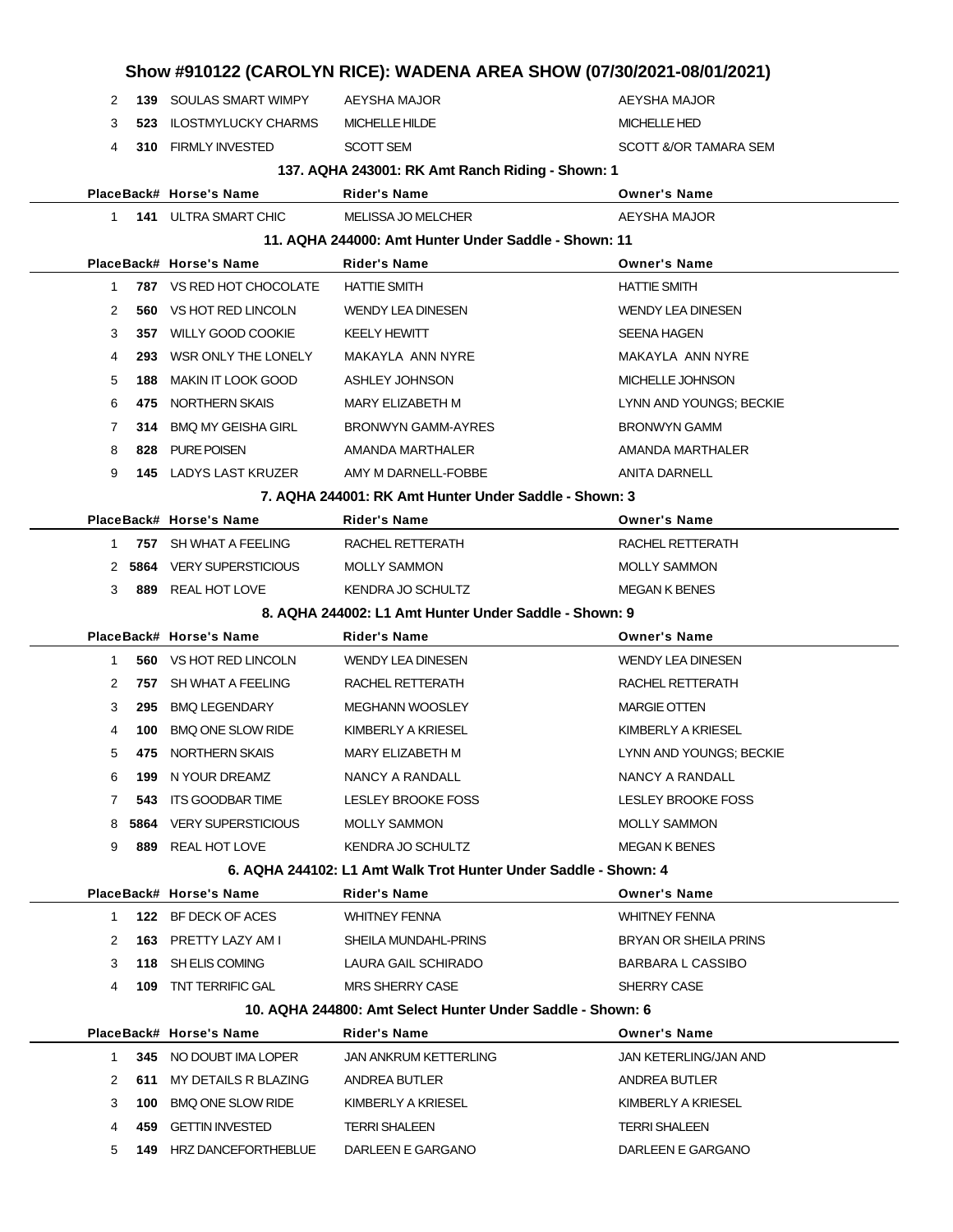## Show #910122 (CAROLYN RICE): WADENA AREA SHOW (07/30/2021-08/01/2021)

| Place | Back# | Horse's Name | Rider's Name | Owner's Name |
|---|---|---|---|---|
| 2 | 139 | SOULAS SMART WIMPY | AEYSHA MAJOR | AEYSHA MAJOR |
| 3 | 523 | ILOSTMYLUCKY CHARMS | MICHELLE HILDE | MICHELLE HED |
| 4 | 310 | FIRMLY INVESTED | SCOTT SEM | SCOTT &OR TAMARA SEM |

### 137. AQHA 243001: RK Amt Ranch Riding - Shown: 1

| Place | Back# | Horse's Name | Rider's Name | Owner's Name |
|---|---|---|---|---|
| 1 | 141 | ULTRA SMART CHIC | MELISSA JO MELCHER | AEYSHA MAJOR |

### 11. AQHA 244000: Amt Hunter Under Saddle - Shown: 11

| Place | Back# | Horse's Name | Rider's Name | Owner's Name |
|---|---|---|---|---|
| 1 | 787 | VS RED HOT CHOCOLATE | HATTIE SMITH | HATTIE SMITH |
| 2 | 560 | VS HOT RED LINCOLN | WENDY LEA DINESEN | WENDY LEA DINESEN |
| 3 | 357 | WILLY GOOD COOKIE | KEELY HEWITT | SEENA HAGEN |
| 4 | 293 | WSR ONLY THE LONELY | MAKAYLA ANN NYRE | MAKAYLA ANN NYRE |
| 5 | 188 | MAKIN IT LOOK GOOD | ASHLEY JOHNSON | MICHELLE JOHNSON |
| 6 | 475 | NORTHERN SKAIS | MARY ELIZABETH M | LYNN AND YOUNGS; BECKIE |
| 7 | 314 | BMQ MY GEISHA GIRL | BRONWYN GAMM-AYRES | BRONWYN GAMM |
| 8 | 828 | PURE POISEN | AMANDA MARTHALER | AMANDA MARTHALER |
| 9 | 145 | LADYS LAST KRUZER | AMY M DARNELL-FOBBE | ANITA DARNELL |

### 7. AQHA 244001: RK Amt Hunter Under Saddle - Shown: 3

| Place | Back# | Horse's Name | Rider's Name | Owner's Name |
|---|---|---|---|---|
| 1 | 757 | SH WHAT A FEELING | RACHEL RETTERATH | RACHEL RETTERATH |
| 2 | 5864 | VERY SUPERSTICIOUS | MOLLY SAMMON | MOLLY SAMMON |
| 3 | 889 | REAL HOT LOVE | KENDRA JO SCHULTZ | MEGAN K BENES |

### 8. AQHA 244002: L1 Amt Hunter Under Saddle - Shown: 9

| Place | Back# | Horse's Name | Rider's Name | Owner's Name |
|---|---|---|---|---|
| 1 | 560 | VS HOT RED LINCOLN | WENDY LEA DINESEN | WENDY LEA DINESEN |
| 2 | 757 | SH WHAT A FEELING | RACHEL RETTERATH | RACHEL RETTERATH |
| 3 | 295 | BMQ LEGENDARY | MEGHANN WOOSLEY | MARGIE OTTEN |
| 4 | 100 | BMQ ONE SLOW RIDE | KIMBERLY A KRIESEL | KIMBERLY A KRIESEL |
| 5 | 475 | NORTHERN SKAIS | MARY ELIZABETH M | LYNN AND YOUNGS; BECKIE |
| 6 | 199 | N YOUR DREAMZ | NANCY A RANDALL | NANCY A RANDALL |
| 7 | 543 | ITS GOODBAR TIME | LESLEY BROOKE FOSS | LESLEY BROOKE FOSS |
| 8 | 5864 | VERY SUPERSTICIOUS | MOLLY SAMMON | MOLLY SAMMON |
| 9 | 889 | REAL HOT LOVE | KENDRA JO SCHULTZ | MEGAN K BENES |

### 6. AQHA 244102: L1 Amt Walk Trot Hunter Under Saddle - Shown: 4

| Place | Back# | Horse's Name | Rider's Name | Owner's Name |
|---|---|---|---|---|
| 1 | 122 | BF DECK OF ACES | WHITNEY FENNA | WHITNEY FENNA |
| 2 | 163 | PRETTY LAZY AM I | SHEILA MUNDAHL-PRINS | BRYAN OR SHEILA PRINS |
| 3 | 118 | SH ELIS COMING | LAURA GAIL SCHIRADO | BARBARA L CASSIBO |
| 4 | 109 | TNT TERRIFIC GAL | MRS SHERRY CASE | SHERRY CASE |

### 10. AQHA 244800: Amt Select Hunter Under Saddle - Shown: 6

| Place | Back# | Horse's Name | Rider's Name | Owner's Name |
|---|---|---|---|---|
| 1 | 345 | NO DOUBT IMA LOPER | JAN ANKRUM KETTERLING | JAN KETERLING/JAN AND |
| 2 | 611 | MY DETAILS R BLAZING | ANDREA BUTLER | ANDREA BUTLER |
| 3 | 100 | BMQ ONE SLOW RIDE | KIMBERLY A KRIESEL | KIMBERLY A KRIESEL |
| 4 | 459 | GETTIN INVESTED | TERRI SHALEEN | TERRI SHALEEN |
| 5 | 149 | HRZ DANCEFORTHEBLUE | DARLEEN E GARGANO | DARLEEN E GARGANO |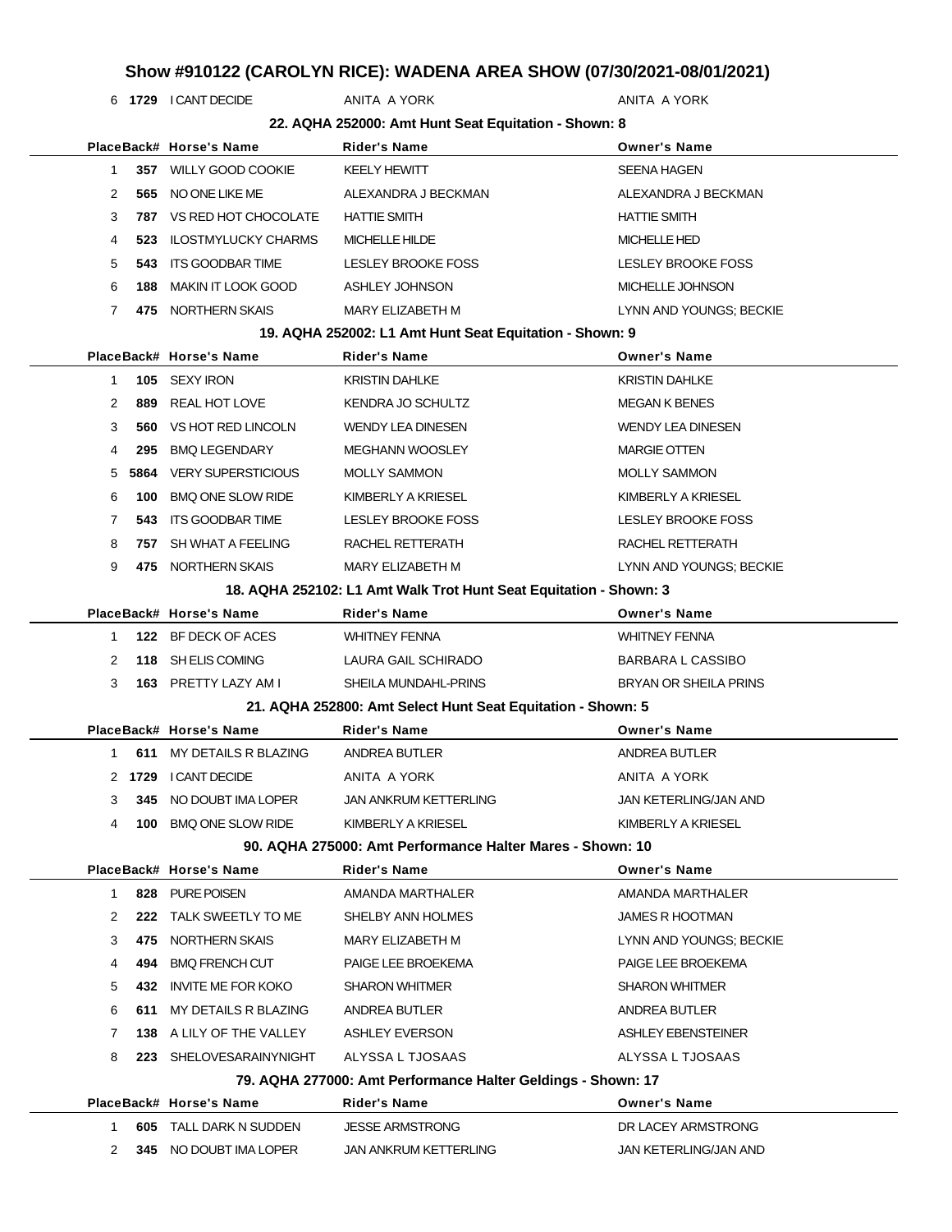# Show #910122 (CAROLYN RICE): WADENA AREA SHOW (07/30/2021-08/01/2021)

| Place | Back# | Horse's Name | Rider's Name | Owner's Name |
|---|---|---|---|---|
| 6 | 1729 | I CANT DECIDE | ANITA A YORK | ANITA A YORK |

### 22. AQHA 252000: Amt Hunt Seat Equitation - Shown: 8

| Place | Back# | Horse's Name | Rider's Name | Owner's Name |
|---|---|---|---|---|
| 1 | 357 | WILLY GOOD COOKIE | KEELY HEWITT | SEENA HAGEN |
| 2 | 565 | NO ONE LIKE ME | ALEXANDRA J BECKMAN | ALEXANDRA J BECKMAN |
| 3 | 787 | VS RED HOT CHOCOLATE | HATTIE SMITH | HATTIE SMITH |
| 4 | 523 | ILOSTMYLUCKY CHARMS | MICHELLE HILDE | MICHELLE HED |
| 5 | 543 | ITS GOODBAR TIME | LESLEY BROOKE FOSS | LESLEY BROOKE FOSS |
| 6 | 188 | MAKIN IT LOOK GOOD | ASHLEY JOHNSON | MICHELLE JOHNSON |
| 7 | 475 | NORTHERN SKAIS | MARY ELIZABETH M | LYNN AND YOUNGS; BECKIE |

### 19. AQHA 252002: L1 Amt Hunt Seat Equitation - Shown: 9

| Place | Back# | Horse's Name | Rider's Name | Owner's Name |
|---|---|---|---|---|
| 1 | 105 | SEXY IRON | KRISTIN DAHLKE | KRISTIN DAHLKE |
| 2 | 889 | REAL HOT LOVE | KENDRA JO SCHULTZ | MEGAN K BENES |
| 3 | 560 | VS HOT RED LINCOLN | WENDY LEA DINESEN | WENDY LEA DINESEN |
| 4 | 295 | BMQ LEGENDARY | MEGHANN WOOSLEY | MARGIE OTTEN |
| 5 | 5864 | VERY SUPERSTICIOUS | MOLLY SAMMON | MOLLY SAMMON |
| 6 | 100 | BMQ ONE SLOW RIDE | KIMBERLY A KRIESEL | KIMBERLY A KRIESEL |
| 7 | 543 | ITS GOODBAR TIME | LESLEY BROOKE FOSS | LESLEY BROOKE FOSS |
| 8 | 757 | SH WHAT A FEELING | RACHEL RETTERATH | RACHEL RETTERATH |
| 9 | 475 | NORTHERN SKAIS | MARY ELIZABETH M | LYNN AND YOUNGS; BECKIE |

### 18. AQHA 252102: L1 Amt Walk Trot Hunt Seat Equitation - Shown: 3

| Place | Back# | Horse's Name | Rider's Name | Owner's Name |
|---|---|---|---|---|
| 1 | 122 | BF DECK OF ACES | WHITNEY FENNA | WHITNEY FENNA |
| 2 | 118 | SH ELIS COMING | LAURA GAIL SCHIRADO | BARBARA L CASSIBO |
| 3 | 163 | PRETTY LAZY AM I | SHEILA MUNDAHL-PRINS | BRYAN OR SHEILA PRINS |

### 21. AQHA 252800: Amt Select Hunt Seat Equitation - Shown: 5

| Place | Back# | Horse's Name | Rider's Name | Owner's Name |
|---|---|---|---|---|
| 1 | 611 | MY DETAILS R BLAZING | ANDREA BUTLER | ANDREA BUTLER |
| 2 | 1729 | I CANT DECIDE | ANITA A YORK | ANITA A YORK |
| 3 | 345 | NO DOUBT IMA LOPER | JAN ANKRUM KETTERLING | JAN KETERLING/JAN AND |
| 4 | 100 | BMQ ONE SLOW RIDE | KIMBERLY A KRIESEL | KIMBERLY A KRIESEL |

### 90. AQHA 275000: Amt Performance Halter Mares - Shown: 10

| Place | Back# | Horse's Name | Rider's Name | Owner's Name |
|---|---|---|---|---|
| 1 | 828 | PURE POISEN | AMANDA MARTHALER | AMANDA MARTHALER |
| 2 | 222 | TALK SWEETLY TO ME | SHELBY ANN HOLMES | JAMES R HOOTMAN |
| 3 | 475 | NORTHERN SKAIS | MARY ELIZABETH M | LYNN AND YOUNGS; BECKIE |
| 4 | 494 | BMQ FRENCH CUT | PAIGE LEE BROEKEMA | PAIGE LEE BROEKEMA |
| 5 | 432 | INVITE ME FOR KOKO | SHARON WHITMER | SHARON WHITMER |
| 6 | 611 | MY DETAILS R BLAZING | ANDREA BUTLER | ANDREA BUTLER |
| 7 | 138 | A LILY OF THE VALLEY | ASHLEY EVERSON | ASHLEY EBENSTEINER |
| 8 | 223 | SHELOVESARAINYNIGHT | ALYSSA L TJOSAAS | ALYSSA L TJOSAAS |

### 79. AQHA 277000: Amt Performance Halter Geldings - Shown: 17

| Place | Back# | Horse's Name | Rider's Name | Owner's Name |
|---|---|---|---|---|
| 1 | 605 | TALL DARK N SUDDEN | JESSE ARMSTRONG | DR LACEY ARMSTRONG |
| 2 | 345 | NO DOUBT IMA LOPER | JAN ANKRUM KETTERLING | JAN KETERLING/JAN AND |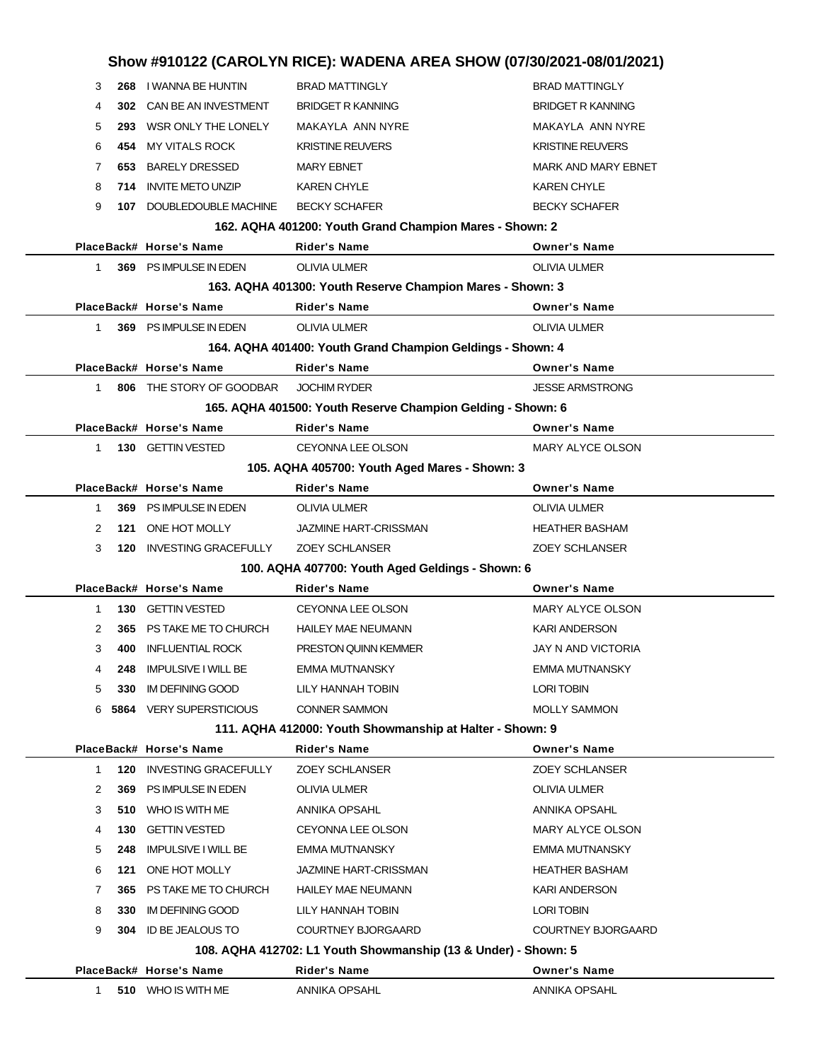# Show #910122 (CAROLYN RICE): WADENA AREA SHOW (07/30/2021-08/01/2021)

| Place | Back# | Horse's Name | Rider's Name | Owner's Name |
|---|---|---|---|---|
| 3 | 268 | I WANNA BE HUNTIN | BRAD MATTINGLY | BRAD MATTINGLY |
| 4 | 302 | CAN BE AN INVESTMENT | BRIDGET R KANNING | BRIDGET R KANNING |
| 5 | 293 | WSR ONLY THE LONELY | MAKAYLA ANN NYRE | MAKAYLA ANN NYRE |
| 6 | 454 | MY VITALS ROCK | KRISTINE REUVERS | KRISTINE REUVERS |
| 7 | 653 | BARELY DRESSED | MARY EBNET | MARK AND MARY EBNET |
| 8 | 714 | INVITE METO UNZIP | KAREN CHYLE | KAREN CHYLE |
| 9 | 107 | DOUBLEDOUBLE MACHINE | BECKY SCHAFER | BECKY SCHAFER |

### 162. AQHA 401200: Youth Grand Champion Mares - Shown: 2

| Place | Back# | Horse's Name | Rider's Name | Owner's Name |
|---|---|---|---|---|
| 1 | 369 | PS IMPULSE IN EDEN | OLIVIA ULMER | OLIVIA ULMER |

### 163. AQHA 401300: Youth Reserve Champion Mares - Shown: 3

| Place | Back# | Horse's Name | Rider's Name | Owner's Name |
|---|---|---|---|---|
| 1 | 369 | PS IMPULSE IN EDEN | OLIVIA ULMER | OLIVIA ULMER |

### 164. AQHA 401400: Youth Grand Champion Geldings - Shown: 4

| Place | Back# | Horse's Name | Rider's Name | Owner's Name |
|---|---|---|---|---|
| 1 | 806 | THE STORY OF GOODBAR | JOCHIM RYDER | JESSE ARMSTRONG |

### 165. AQHA 401500: Youth Reserve Champion Gelding - Shown: 6

| Place | Back# | Horse's Name | Rider's Name | Owner's Name |
|---|---|---|---|---|
| 1 | 130 | GETTIN VESTED | CEYONNA LEE OLSON | MARY ALYCE OLSON |

### 105. AQHA 405700: Youth Aged Mares - Shown: 3

| Place | Back# | Horse's Name | Rider's Name | Owner's Name |
|---|---|---|---|---|
| 1 | 369 | PS IMPULSE IN EDEN | OLIVIA ULMER | OLIVIA ULMER |
| 2 | 121 | ONE HOT MOLLY | JAZMINE HART-CRISSMAN | HEATHER BASHAM |
| 3 | 120 | INVESTING GRACEFULLY | ZOEY SCHLANSER | ZOEY SCHLANSER |

### 100. AQHA 407700: Youth Aged Geldings - Shown: 6

| Place | Back# | Horse's Name | Rider's Name | Owner's Name |
|---|---|---|---|---|
| 1 | 130 | GETTIN VESTED | CEYONNA LEE OLSON | MARY ALYCE OLSON |
| 2 | 365 | PS TAKE ME TO CHURCH | HAILEY MAE NEUMANN | KARI ANDERSON |
| 3 | 400 | INFLUENTIAL ROCK | PRESTON QUINN KEMMER | JAY N AND VICTORIA |
| 4 | 248 | IMPULSIVE I WILL BE | EMMA MUTNANSKY | EMMA MUTNANSKY |
| 5 | 330 | IM DEFINING GOOD | LILY HANNAH TOBIN | LORI TOBIN |
| 6 | 5864 | VERY SUPERSTICIOUS | CONNER SAMMON | MOLLY SAMMON |

### 111. AQHA 412000: Youth Showmanship at Halter - Shown: 9

| Place | Back# | Horse's Name | Rider's Name | Owner's Name |
|---|---|---|---|---|
| 1 | 120 | INVESTING GRACEFULLY | ZOEY SCHLANSER | ZOEY SCHLANSER |
| 2 | 369 | PS IMPULSE IN EDEN | OLIVIA ULMER | OLIVIA ULMER |
| 3 | 510 | WHO IS WITH ME | ANNIKA OPSAHL | ANNIKA OPSAHL |
| 4 | 130 | GETTIN VESTED | CEYONNA LEE OLSON | MARY ALYCE OLSON |
| 5 | 248 | IMPULSIVE I WILL BE | EMMA MUTNANSKY | EMMA MUTNANSKY |
| 6 | 121 | ONE HOT MOLLY | JAZMINE HART-CRISSMAN | HEATHER BASHAM |
| 7 | 365 | PS TAKE ME TO CHURCH | HAILEY MAE NEUMANN | KARI ANDERSON |
| 8 | 330 | IM DEFINING GOOD | LILY HANNAH TOBIN | LORI TOBIN |
| 9 | 304 | ID BE JEALOUS TO | COURTNEY BJORGAARD | COURTNEY BJORGAARD |

### 108. AQHA 412702: L1 Youth Showmanship (13 & Under) - Shown: 5

| Place | Back# | Horse's Name | Rider's Name | Owner's Name |
|---|---|---|---|---|
| 1 | 510 | WHO IS WITH ME | ANNIKA OPSAHL | ANNIKA OPSAHL |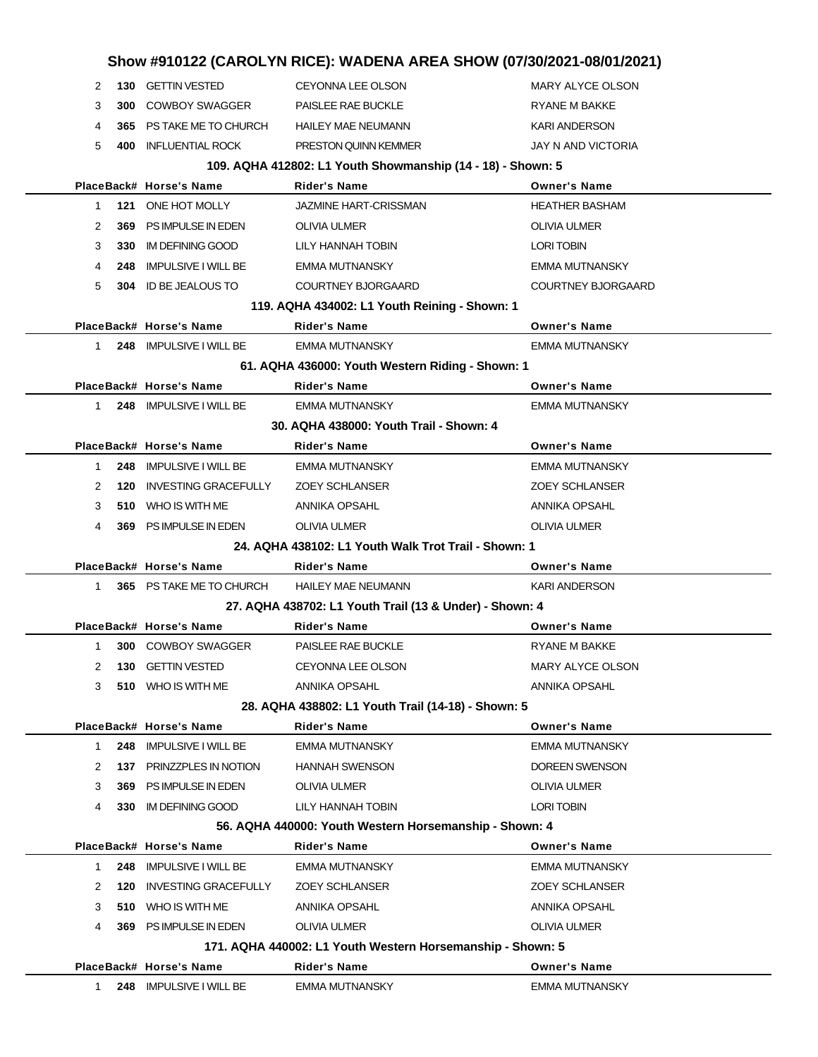# Show #910122 (CAROLYN RICE): WADENA AREA SHOW (07/30/2021-08/01/2021)

| Place | Back# | Horse's Name | Rider's Name | Owner's Name |
|---|---|---|---|---|
| 2 | 130 | GETTIN VESTED | CEYONNA LEE OLSON | MARY ALYCE OLSON |
| 3 | 300 | COWBOY SWAGGER | PAISLEE RAE BUCKLE | RYANE M BAKKE |
| 4 | 365 | PS TAKE ME TO CHURCH | HAILEY MAE NEUMANN | KARI ANDERSON |
| 5 | 400 | INFLUENTIAL ROCK | PRESTON QUINN KEMMER | JAY N AND VICTORIA |

### 109. AQHA 412802: L1 Youth Showmanship (14 - 18) - Shown: 5

| Place | Back# | Horse's Name | Rider's Name | Owner's Name |
|---|---|---|---|---|
| 1 | 121 | ONE HOT MOLLY | JAZMINE HART-CRISSMAN | HEATHER BASHAM |
| 2 | 369 | PS IMPULSE IN EDEN | OLIVIA ULMER | OLIVIA ULMER |
| 3 | 330 | IM DEFINING GOOD | LILY HANNAH TOBIN | LORI TOBIN |
| 4 | 248 | IMPULSIVE I WILL BE | EMMA MUTNANSKY | EMMA MUTNANSKY |
| 5 | 304 | ID BE JEALOUS TO | COURTNEY BJORGAARD | COURTNEY BJORGAARD |

### 119. AQHA 434002: L1 Youth Reining - Shown: 1

| Place | Back# | Horse's Name | Rider's Name | Owner's Name |
|---|---|---|---|---|
| 1 | 248 | IMPULSIVE I WILL BE | EMMA MUTNANSKY | EMMA MUTNANSKY |

### 61. AQHA 436000: Youth Western Riding - Shown: 1

| Place | Back# | Horse's Name | Rider's Name | Owner's Name |
|---|---|---|---|---|
| 1 | 248 | IMPULSIVE I WILL BE | EMMA MUTNANSKY | EMMA MUTNANSKY |

### 30. AQHA 438000: Youth Trail - Shown: 4

| Place | Back# | Horse's Name | Rider's Name | Owner's Name |
|---|---|---|---|---|
| 1 | 248 | IMPULSIVE I WILL BE | EMMA MUTNANSKY | EMMA MUTNANSKY |
| 2 | 120 | INVESTING GRACEFULLY | ZOEY SCHLANSER | ZOEY SCHLANSER |
| 3 | 510 | WHO IS WITH ME | ANNIKA OPSAHL | ANNIKA OPSAHL |
| 4 | 369 | PS IMPULSE IN EDEN | OLIVIA ULMER | OLIVIA ULMER |

### 24. AQHA 438102: L1 Youth Walk Trot Trail - Shown: 1

| Place | Back# | Horse's Name | Rider's Name | Owner's Name |
|---|---|---|---|---|
| 1 | 365 | PS TAKE ME TO CHURCH | HAILEY MAE NEUMANN | KARI ANDERSON |

### 27. AQHA 438702: L1 Youth Trail (13 & Under) - Shown: 4

| Place | Back# | Horse's Name | Rider's Name | Owner's Name |
|---|---|---|---|---|
| 1 | 300 | COWBOY SWAGGER | PAISLEE RAE BUCKLE | RYANE M BAKKE |
| 2 | 130 | GETTIN VESTED | CEYONNA LEE OLSON | MARY ALYCE OLSON |
| 3 | 510 | WHO IS WITH ME | ANNIKA OPSAHL | ANNIKA OPSAHL |

### 28. AQHA 438802: L1 Youth Trail (14-18) - Shown: 5

| Place | Back# | Horse's Name | Rider's Name | Owner's Name |
|---|---|---|---|---|
| 1 | 248 | IMPULSIVE I WILL BE | EMMA MUTNANSKY | EMMA MUTNANSKY |
| 2 | 137 | PRINZZPLES IN NOTION | HANNAH SWENSON | DOREEN SWENSON |
| 3 | 369 | PS IMPULSE IN EDEN | OLIVIA ULMER | OLIVIA ULMER |
| 4 | 330 | IM DEFINING GOOD | LILY HANNAH TOBIN | LORI TOBIN |

### 56. AQHA 440000: Youth Western Horsemanship - Shown: 4

| Place | Back# | Horse's Name | Rider's Name | Owner's Name |
|---|---|---|---|---|
| 1 | 248 | IMPULSIVE I WILL BE | EMMA MUTNANSKY | EMMA MUTNANSKY |
| 2 | 120 | INVESTING GRACEFULLY | ZOEY SCHLANSER | ZOEY SCHLANSER |
| 3 | 510 | WHO IS WITH ME | ANNIKA OPSAHL | ANNIKA OPSAHL |
| 4 | 369 | PS IMPULSE IN EDEN | OLIVIA ULMER | OLIVIA ULMER |

### 171. AQHA 440002: L1 Youth Western Horsemanship - Shown: 5

| Place | Back# | Horse's Name | Rider's Name | Owner's Name |
|---|---|---|---|---|
| 1 | 248 | IMPULSIVE I WILL BE | EMMA MUTNANSKY | EMMA MUTNANSKY |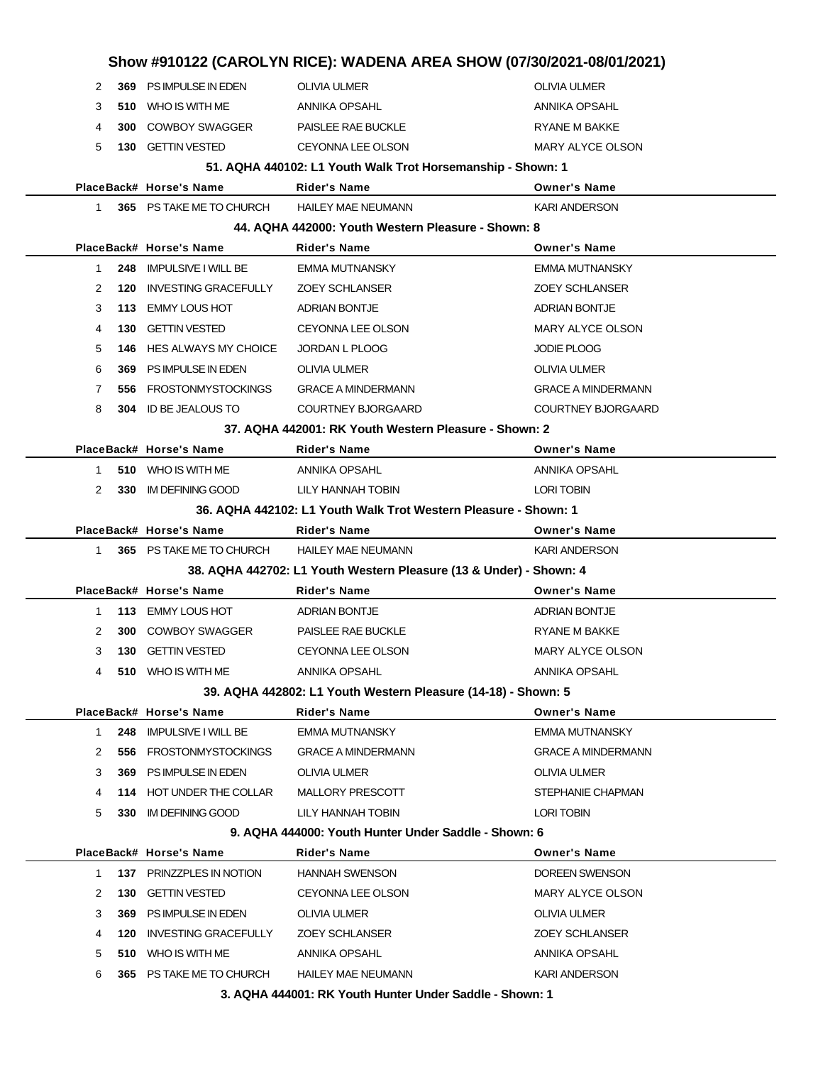# Show #910122 (CAROLYN RICE): WADENA AREA SHOW (07/30/2021-08/01/2021)

| Place | Back# | Horse's Name | Rider's Name | Owner's Name |
|---|---|---|---|---|
| 2 | 369 | PS IMPULSE IN EDEN | OLIVIA ULMER | OLIVIA ULMER |
| 3 | 510 | WHO IS WITH ME | ANNIKA OPSAHL | ANNIKA OPSAHL |
| 4 | 300 | COWBOY SWAGGER | PAISLEE RAE BUCKLE | RYANE M BAKKE |
| 5 | 130 | GETTIN VESTED | CEYONNA LEE OLSON | MARY ALYCE OLSON |

### 51. AQHA 440102: L1 Youth Walk Trot Horsemanship - Shown: 1

| Place | Back# | Horse's Name | Rider's Name | Owner's Name |
|---|---|---|---|---|
| 1 | 365 | PS TAKE ME TO CHURCH | HAILEY MAE NEUMANN | KARI ANDERSON |

### 44. AQHA 442000: Youth Western Pleasure - Shown: 8

| Place | Back# | Horse's Name | Rider's Name | Owner's Name |
|---|---|---|---|---|
| 1 | 248 | IMPULSIVE I WILL BE | EMMA MUTNANSKY | EMMA MUTNANSKY |
| 2 | 120 | INVESTING GRACEFULLY | ZOEY SCHLANSER | ZOEY SCHLANSER |
| 3 | 113 | EMMY LOUS HOT | ADRIAN BONTJE | ADRIAN BONTJE |
| 4 | 130 | GETTIN VESTED | CEYONNA LEE OLSON | MARY ALYCE OLSON |
| 5 | 146 | HES ALWAYS MY CHOICE | JORDAN L PLOOG | JODIE PLOOG |
| 6 | 369 | PS IMPULSE IN EDEN | OLIVIA ULMER | OLIVIA ULMER |
| 7 | 556 | FROSTONMYSTOCKINGS | GRACE A MINDERMANN | GRACE A MINDERMANN |
| 8 | 304 | ID BE JEALOUS TO | COURTNEY BJORGAARD | COURTNEY BJORGAARD |

### 37. AQHA 442001: RK Youth Western Pleasure - Shown: 2

| Place | Back# | Horse's Name | Rider's Name | Owner's Name |
|---|---|---|---|---|
| 1 | 510 | WHO IS WITH ME | ANNIKA OPSAHL | ANNIKA OPSAHL |
| 2 | 330 | IM DEFINING GOOD | LILY HANNAH TOBIN | LORI TOBIN |

### 36. AQHA 442102: L1 Youth Walk Trot Western Pleasure - Shown: 1

| Place | Back# | Horse's Name | Rider's Name | Owner's Name |
|---|---|---|---|---|
| 1 | 365 | PS TAKE ME TO CHURCH | HAILEY MAE NEUMANN | KARI ANDERSON |

### 38. AQHA 442702: L1 Youth Western Pleasure (13 & Under) - Shown: 4

| Place | Back# | Horse's Name | Rider's Name | Owner's Name |
|---|---|---|---|---|
| 1 | 113 | EMMY LOUS HOT | ADRIAN BONTJE | ADRIAN BONTJE |
| 2 | 300 | COWBOY SWAGGER | PAISLEE RAE BUCKLE | RYANE M BAKKE |
| 3 | 130 | GETTIN VESTED | CEYONNA LEE OLSON | MARY ALYCE OLSON |
| 4 | 510 | WHO IS WITH ME | ANNIKA OPSAHL | ANNIKA OPSAHL |

### 39. AQHA 442802: L1 Youth Western Pleasure (14-18) - Shown: 5

| Place | Back# | Horse's Name | Rider's Name | Owner's Name |
|---|---|---|---|---|
| 1 | 248 | IMPULSIVE I WILL BE | EMMA MUTNANSKY | EMMA MUTNANSKY |
| 2 | 556 | FROSTONMYSTOCKINGS | GRACE A MINDERMANN | GRACE A MINDERMANN |
| 3 | 369 | PS IMPULSE IN EDEN | OLIVIA ULMER | OLIVIA ULMER |
| 4 | 114 | HOT UNDER THE COLLAR | MALLORY PRESCOTT | STEPHANIE CHAPMAN |
| 5 | 330 | IM DEFINING GOOD | LILY HANNAH TOBIN | LORI TOBIN |

### 9. AQHA 444000: Youth Hunter Under Saddle - Shown: 6

| Place | Back# | Horse's Name | Rider's Name | Owner's Name |
|---|---|---|---|---|
| 1 | 137 | PRINZZPLES IN NOTION | HANNAH SWENSON | DOREEN SWENSON |
| 2 | 130 | GETTIN VESTED | CEYONNA LEE OLSON | MARY ALYCE OLSON |
| 3 | 369 | PS IMPULSE IN EDEN | OLIVIA ULMER | OLIVIA ULMER |
| 4 | 120 | INVESTING GRACEFULLY | ZOEY SCHLANSER | ZOEY SCHLANSER |
| 5 | 510 | WHO IS WITH ME | ANNIKA OPSAHL | ANNIKA OPSAHL |
| 6 | 365 | PS TAKE ME TO CHURCH | HAILEY MAE NEUMANN | KARI ANDERSON |

### 3. AQHA 444001: RK Youth Hunter Under Saddle - Shown: 1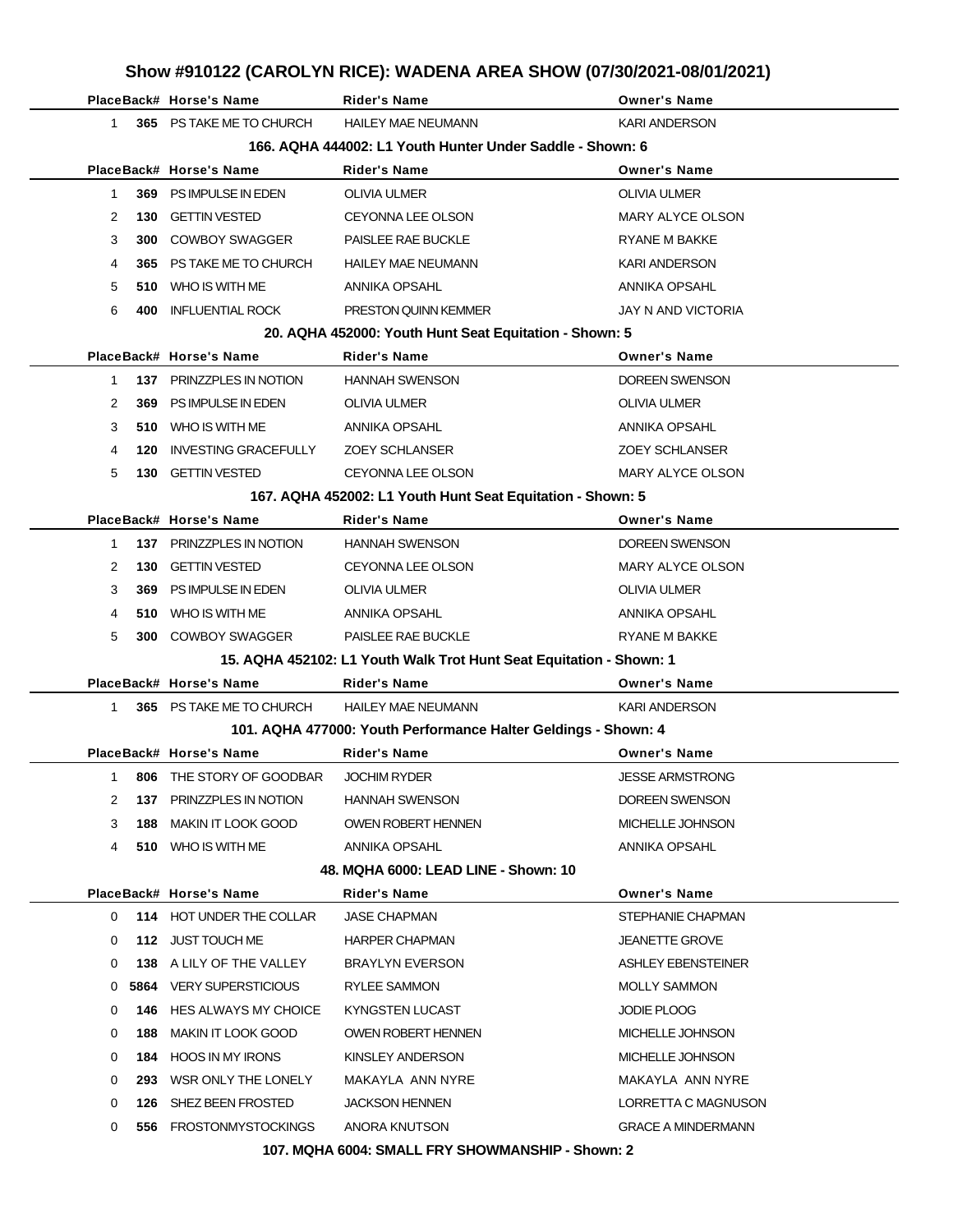# Show #910122 (CAROLYN RICE): WADENA AREA SHOW (07/30/2021-08/01/2021)

| Place | Back# | Horse's Name | Rider's Name | Owner's Name |
|---|---|---|---|---|
| 1 | **365** | PS TAKE ME TO CHURCH | HAILEY MAE NEUMANN | KARI ANDERSON |

### 166. AQHA 444002: L1 Youth Hunter Under Saddle - Shown: 6

| Place | Back# | Horse's Name | Rider's Name | Owner's Name |
|---|---|---|---|---|
| 1 | **369** | PS IMPULSE IN EDEN | OLIVIA ULMER | OLIVIA ULMER |
| 2 | **130** | GETTIN VESTED | CEYONNA LEE OLSON | MARY ALYCE OLSON |
| 3 | **300** | COWBOY SWAGGER | PAISLEE RAE BUCKLE | RYANE M BAKKE |
| 4 | **365** | PS TAKE ME TO CHURCH | HAILEY MAE NEUMANN | KARI ANDERSON |
| 5 | **510** | WHO IS WITH ME | ANNIKA OPSAHL | ANNIKA OPSAHL |
| 6 | **400** | INFLUENTIAL ROCK | PRESTON QUINN KEMMER | JAY N AND VICTORIA |

### 20. AQHA 452000: Youth Hunt Seat Equitation - Shown: 5

| Place | Back# | Horse's Name | Rider's Name | Owner's Name |
|---|---|---|---|---|
| 1 | **137** | PRINZZPLES IN NOTION | HANNAH SWENSON | DOREEN SWENSON |
| 2 | **369** | PS IMPULSE IN EDEN | OLIVIA ULMER | OLIVIA ULMER |
| 3 | **510** | WHO IS WITH ME | ANNIKA OPSAHL | ANNIKA OPSAHL |
| 4 | **120** | INVESTING GRACEFULLY | ZOEY SCHLANSER | ZOEY SCHLANSER |
| 5 | **130** | GETTIN VESTED | CEYONNA LEE OLSON | MARY ALYCE OLSON |

### 167. AQHA 452002: L1 Youth Hunt Seat Equitation - Shown: 5

| Place | Back# | Horse's Name | Rider's Name | Owner's Name |
|---|---|---|---|---|
| 1 | **137** | PRINZZPLES IN NOTION | HANNAH SWENSON | DOREEN SWENSON |
| 2 | **130** | GETTIN VESTED | CEYONNA LEE OLSON | MARY ALYCE OLSON |
| 3 | **369** | PS IMPULSE IN EDEN | OLIVIA ULMER | OLIVIA ULMER |
| 4 | **510** | WHO IS WITH ME | ANNIKA OPSAHL | ANNIKA OPSAHL |
| 5 | **300** | COWBOY SWAGGER | PAISLEE RAE BUCKLE | RYANE M BAKKE |

### 15. AQHA 452102: L1 Youth Walk Trot Hunt Seat Equitation - Shown: 1

| Place | Back# | Horse's Name | Rider's Name | Owner's Name |
|---|---|---|---|---|
| 1 | **365** | PS TAKE ME TO CHURCH | HAILEY MAE NEUMANN | KARI ANDERSON |

### 101. AQHA 477000: Youth Performance Halter Geldings - Shown: 4

| Place | Back# | Horse's Name | Rider's Name | Owner's Name |
|---|---|---|---|---|
| 1 | **806** | THE STORY OF GOODBAR | JOCHIM RYDER | JESSE ARMSTRONG |
| 2 | **137** | PRINZZPLES IN NOTION | HANNAH SWENSON | DOREEN SWENSON |
| 3 | **188** | MAKIN IT LOOK GOOD | OWEN ROBERT HENNEN | MICHELLE JOHNSON |
| 4 | **510** | WHO IS WITH ME | ANNIKA OPSAHL | ANNIKA OPSAHL |

### 48. MQHA 6000: LEAD LINE - Shown: 10

| Place | Back# | Horse's Name | Rider's Name | Owner's Name |
|---|---|---|---|---|
| 0 | **114** | HOT UNDER THE COLLAR | JASE CHAPMAN | STEPHANIE CHAPMAN |
| 0 | **112** | JUST TOUCH ME | HARPER CHAPMAN | JEANETTE GROVE |
| 0 | **138** | A LILY OF THE VALLEY | BRAYLYN EVERSON | ASHLEY EBENSTEINER |
| 0 | **5864** | VERY SUPERSTICIOUS | RYLEE SAMMON | MOLLY SAMMON |
| 0 | **146** | HES ALWAYS MY CHOICE | KYNGSTEN LUCAST | JODIE PLOOG |
| 0 | **188** | MAKIN IT LOOK GOOD | OWEN ROBERT HENNEN | MICHELLE JOHNSON |
| 0 | **184** | HOOS IN MY IRONS | KINSLEY ANDERSON | MICHELLE JOHNSON |
| 0 | **293** | WSR ONLY THE LONELY | MAKAYLA ANN NYRE | MAKAYLA ANN NYRE |
| 0 | **126** | SHEZ BEEN FROSTED | JACKSON HENNEN | LORRETTA C MAGNUSON |
| 0 | **556** | FROSTONMYSTOCKINGS | ANORA KNUTSON | GRACE A MINDERMANN |

### 107. MQHA 6004: SMALL FRY SHOWMANSHIP - Shown: 2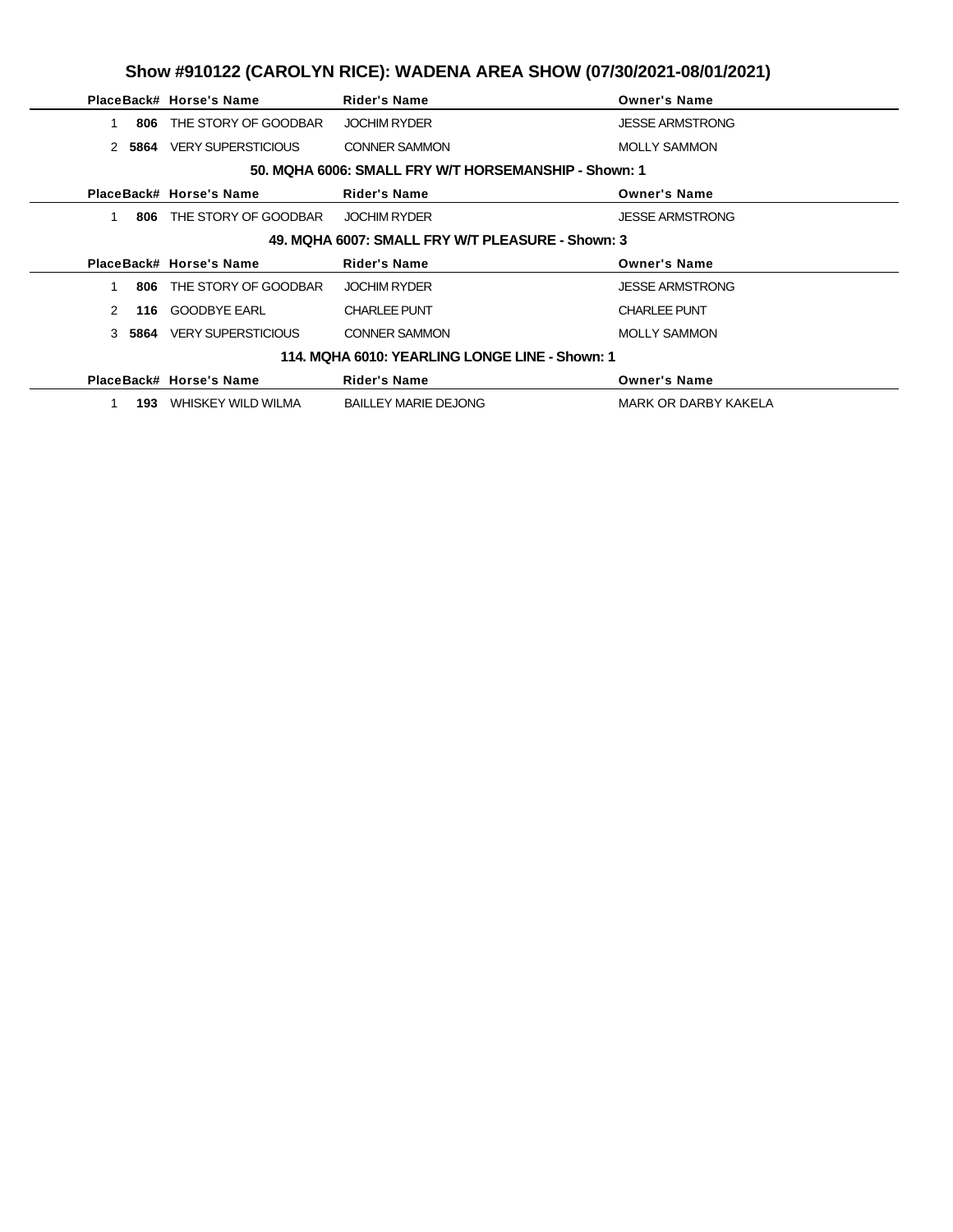# Show #910122 (CAROLYN RICE): WADENA AREA SHOW (07/30/2021-08/01/2021)

| Place | Back# | Horse's Name | Rider's Name | Owner's Name |
|---|---|---|---|---|
| 1 | 806 | THE STORY OF GOODBAR | JOCHIM RYDER | JESSE ARMSTRONG |
| 2 | 5864 | VERY SUPERSTICIOUS | CONNER SAMMON | MOLLY SAMMON |

### 50. MQHA 6006: SMALL FRY W/T HORSEMANSHIP - Shown: 1

| Place | Back# | Horse's Name | Rider's Name | Owner's Name |
|---|---|---|---|---|
| 1 | 806 | THE STORY OF GOODBAR | JOCHIM RYDER | JESSE ARMSTRONG |

### 49. MQHA 6007: SMALL FRY W/T PLEASURE - Shown: 3

| Place | Back# | Horse's Name | Rider's Name | Owner's Name |
|---|---|---|---|---|
| 1 | 806 | THE STORY OF GOODBAR | JOCHIM RYDER | JESSE ARMSTRONG |
| 2 | 116 | GOODBYE EARL | CHARLEE PUNT | CHARLEE PUNT |
| 3 | 5864 | VERY SUPERSTICIOUS | CONNER SAMMON | MOLLY SAMMON |

### 114. MQHA 6010: YEARLING LONGE LINE - Shown: 1

| Place | Back# | Horse's Name | Rider's Name | Owner's Name |
|---|---|---|---|---|
| 1 | 193 | WHISKEY WILD WILMA | BAILLEY MARIE DEJONG | MARK OR DARBY KAKELA |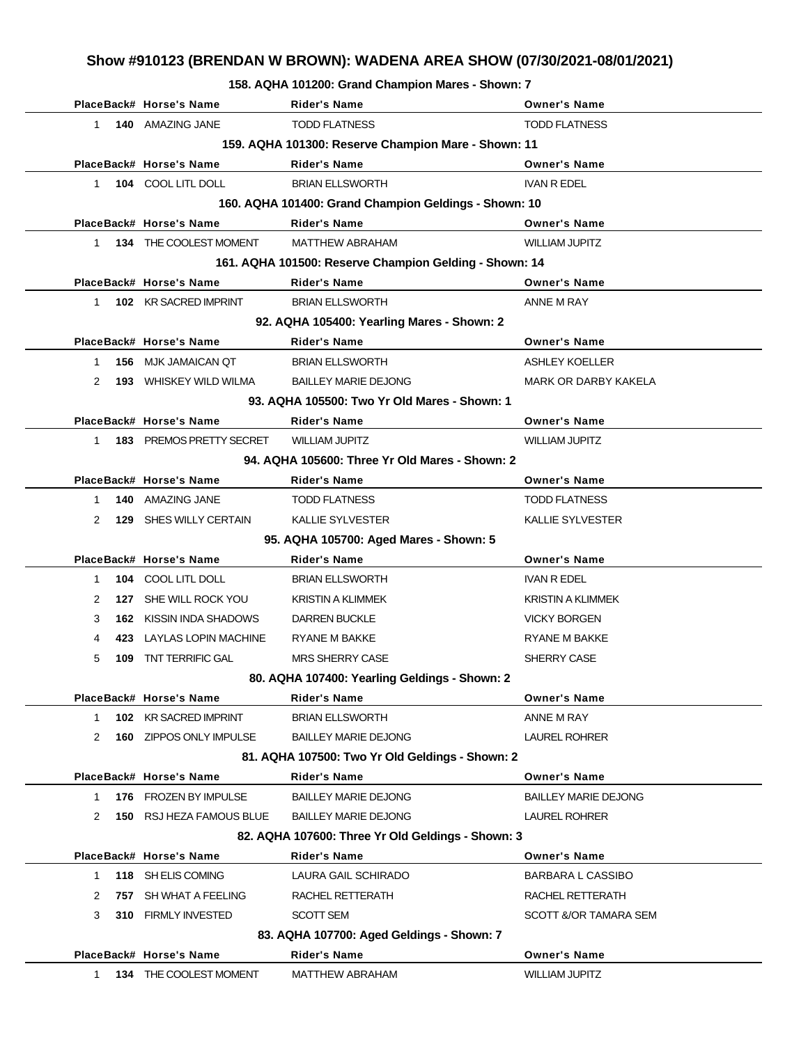## Show #910123 (BRENDAN W BROWN): WADENA AREA SHOW (07/30/2021-08/01/2021)

### 158. AQHA 101200: Grand Champion Mares - Shown: 7

| Place | Back# | Horse's Name | Rider's Name | Owner's Name |
|---|---|---|---|---|
| 1 | 140 | AMAZING JANE | TODD FLATNESS | TODD FLATNESS |

### 159. AQHA 101300: Reserve Champion Mare - Shown: 11

| Place | Back# | Horse's Name | Rider's Name | Owner's Name |
|---|---|---|---|---|
| 1 | 104 | COOL LITL DOLL | BRIAN ELLSWORTH | IVAN R EDEL |

### 160. AQHA 101400: Grand Champion Geldings - Shown: 10

| Place | Back# | Horse's Name | Rider's Name | Owner's Name |
|---|---|---|---|---|
| 1 | 134 | THE COOLEST MOMENT | MATTHEW ABRAHAM | WILLIAM JUPITZ |

### 161. AQHA 101500: Reserve Champion Gelding - Shown: 14

| Place | Back# | Horse's Name | Rider's Name | Owner's Name |
|---|---|---|---|---|
| 1 | 102 | KR SACRED IMPRINT | BRIAN ELLSWORTH | ANNE M RAY |

### 92. AQHA 105400: Yearling Mares - Shown: 2

| Place | Back# | Horse's Name | Rider's Name | Owner's Name |
|---|---|---|---|---|
| 1 | 156 | MJK JAMAICAN QT | BRIAN ELLSWORTH | ASHLEY KOELLER |
| 2 | 193 | WHISKEY WILD WILMA | BAILLEY MARIE DEJONG | MARK OR DARBY KAKELA |

### 93. AQHA 105500: Two Yr Old Mares - Shown: 1

| Place | Back# | Horse's Name | Rider's Name | Owner's Name |
|---|---|---|---|---|
| 1 | 183 | PREMOS PRETTY SECRET | WILLIAM JUPITZ | WILLIAM JUPITZ |

### 94. AQHA 105600: Three Yr Old Mares - Shown: 2

| Place | Back# | Horse's Name | Rider's Name | Owner's Name |
|---|---|---|---|---|
| 1 | 140 | AMAZING JANE | TODD FLATNESS | TODD FLATNESS |
| 2 | 129 | SHES WILLY CERTAIN | KALLIE SYLVESTER | KALLIE SYLVESTER |

### 95. AQHA 105700: Aged Mares - Shown: 5

| Place | Back# | Horse's Name | Rider's Name | Owner's Name |
|---|---|---|---|---|
| 1 | 104 | COOL LITL DOLL | BRIAN ELLSWORTH | IVAN R EDEL |
| 2 | 127 | SHE WILL ROCK YOU | KRISTIN A KLIMMEK | KRISTIN A KLIMMEK |
| 3 | 162 | KISSIN INDA SHADOWS | DARREN BUCKLE | VICKY BORGEN |
| 4 | 423 | LAYLAS LOPIN MACHINE | RYANE M BAKKE | RYANE M BAKKE |
| 5 | 109 | TNT TERRIFIC GAL | MRS SHERRY CASE | SHERRY CASE |

### 80. AQHA 107400: Yearling Geldings - Shown: 2

| Place | Back# | Horse's Name | Rider's Name | Owner's Name |
|---|---|---|---|---|
| 1 | 102 | KR SACRED IMPRINT | BRIAN ELLSWORTH | ANNE M RAY |
| 2 | 160 | ZIPPOS ONLY IMPULSE | BAILLEY MARIE DEJONG | LAUREL ROHRER |

### 81. AQHA 107500: Two Yr Old Geldings - Shown: 2

| Place | Back# | Horse's Name | Rider's Name | Owner's Name |
|---|---|---|---|---|
| 1 | 176 | FROZEN BY IMPULSE | BAILLEY MARIE DEJONG | BAILLEY MARIE DEJONG |
| 2 | 150 | RSJ HEZA FAMOUS BLUE | BAILLEY MARIE DEJONG | LAUREL ROHRER |

### 82. AQHA 107600: Three Yr Old Geldings - Shown: 3

| Place | Back# | Horse's Name | Rider's Name | Owner's Name |
|---|---|---|---|---|
| 1 | 118 | SH ELIS COMING | LAURA GAIL SCHIRADO | BARBARA L CASSIBO |
| 2 | 757 | SH WHAT A FEELING | RACHEL RETTERATH | RACHEL RETTERATH |
| 3 | 310 | FIRMLY INVESTED | SCOTT SEM | SCOTT &/OR TAMARA SEM |

### 83. AQHA 107700: Aged Geldings - Shown: 7

| Place | Back# | Horse's Name | Rider's Name | Owner's Name |
|---|---|---|---|---|
| 1 | 134 | THE COOLEST MOMENT | MATTHEW ABRAHAM | WILLIAM JUPITZ |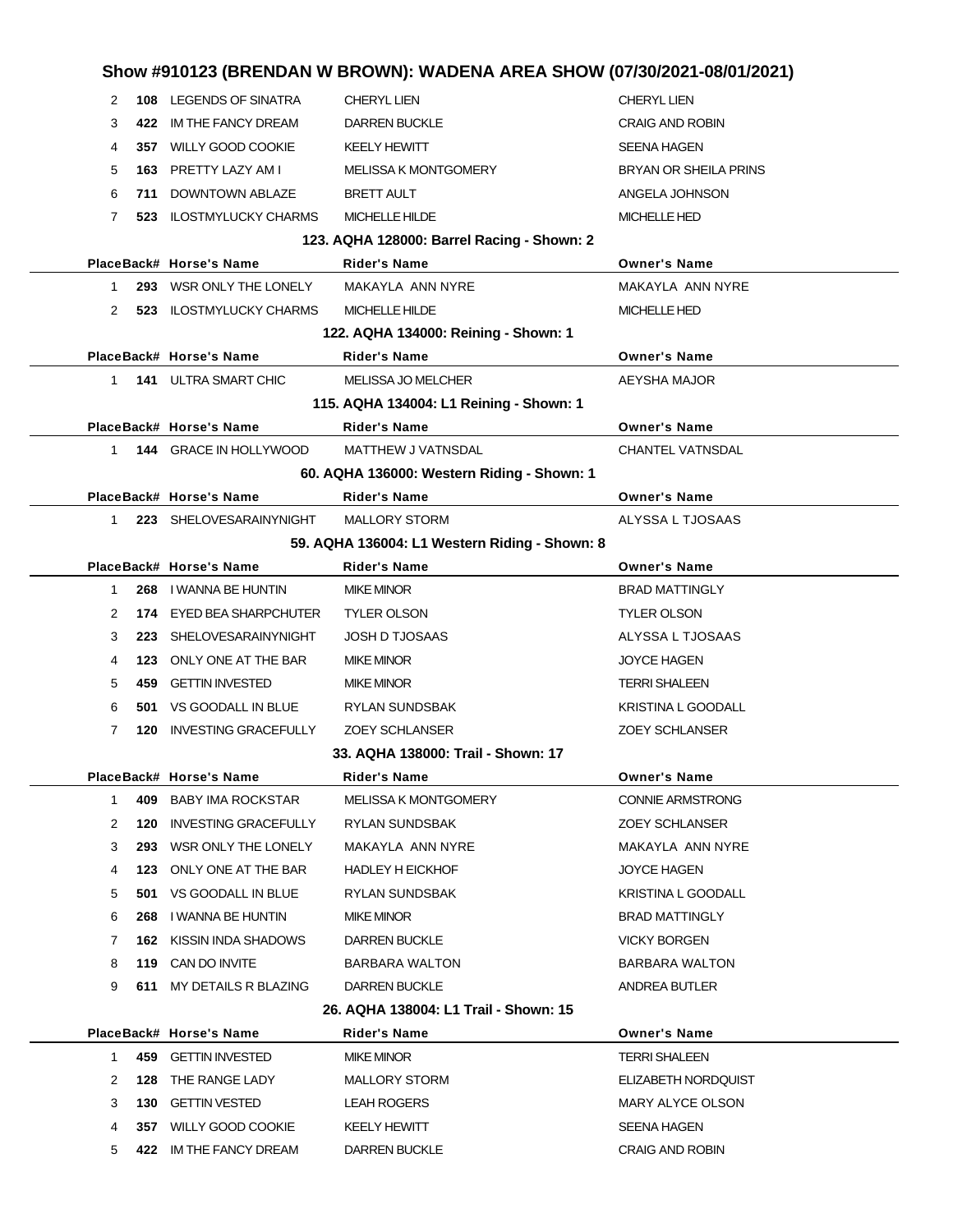# Show #910123 (BRENDAN W BROWN): WADENA AREA SHOW (07/30/2021-08/01/2021)

| Place | Back# | Horse's Name | Rider's Name | Owner's Name |
|---|---|---|---|---|
| 2 | 108 | LEGENDS OF SINATRA | CHERYL LIEN | CHERYL LIEN |
| 3 | 422 | IM THE FANCY DREAM | DARREN BUCKLE | CRAIG AND ROBIN |
| 4 | 357 | WILLY GOOD COOKIE | KEELY HEWITT | SEENA HAGEN |
| 5 | 163 | PRETTY LAZY AM I | MELISSA K MONTGOMERY | BRYAN OR SHEILA PRINS |
| 6 | 711 | DOWNTOWN ABLAZE | BRETT AULT | ANGELA JOHNSON |
| 7 | 523 | ILOSTMYLUCKY CHARMS | MICHELLE HILDE | MICHELLE HED |

### 123. AQHA 128000: Barrel Racing - Shown: 2

| Place | Back# | Horse's Name | Rider's Name | Owner's Name |
|---|---|---|---|---|
| 1 | 293 | WSR ONLY THE LONELY | MAKAYLA ANN NYRE | MAKAYLA ANN NYRE |
| 2 | 523 | ILOSTMYLUCKY CHARMS | MICHELLE HILDE | MICHELLE HED |

### 122. AQHA 134000: Reining - Shown: 1

| Place | Back# | Horse's Name | Rider's Name | Owner's Name |
|---|---|---|---|---|
| 1 | 141 | ULTRA SMART CHIC | MELISSA JO MELCHER | AEYSHA MAJOR |

### 115. AQHA 134004: L1 Reining - Shown: 1

| Place | Back# | Horse's Name | Rider's Name | Owner's Name |
|---|---|---|---|---|
| 1 | 144 | GRACE IN HOLLYWOOD | MATTHEW J VATNSDAL | CHANTEL VATNSDAL |

### 60. AQHA 136000: Western Riding - Shown: 1

| Place | Back# | Horse's Name | Rider's Name | Owner's Name |
|---|---|---|---|---|
| 1 | 223 | SHELOVESARAINYNIGHT | MALLORY STORM | ALYSSA L TJOSAAS |

### 59. AQHA 136004: L1 Western Riding - Shown: 8

| Place | Back# | Horse's Name | Rider's Name | Owner's Name |
|---|---|---|---|---|
| 1 | 268 | I WANNA BE HUNTIN | MIKE MINOR | BRAD MATTINGLY |
| 2 | 174 | EYED BEA SHARPCHUTER | TYLER OLSON | TYLER OLSON |
| 3 | 223 | SHELOVESARAINYNIGHT | JOSH D TJOSAAS | ALYSSA L TJOSAAS |
| 4 | 123 | ONLY ONE AT THE BAR | MIKE MINOR | JOYCE HAGEN |
| 5 | 459 | GETTIN INVESTED | MIKE MINOR | TERRI SHALEEN |
| 6 | 501 | VS GOODALL IN BLUE | RYLAN SUNDSBAK | KRISTINA L GOODALL |
| 7 | 120 | INVESTING GRACEFULLY | ZOEY SCHLANSER | ZOEY SCHLANSER |

### 33. AQHA 138000: Trail - Shown: 17

| Place | Back# | Horse's Name | Rider's Name | Owner's Name |
|---|---|---|---|---|
| 1 | 409 | BABY IMA ROCKSTAR | MELISSA K MONTGOMERY | CONNIE ARMSTRONG |
| 2 | 120 | INVESTING GRACEFULLY | RYLAN SUNDSBAK | ZOEY SCHLANSER |
| 3 | 293 | WSR ONLY THE LONELY | MAKAYLA ANN NYRE | MAKAYLA ANN NYRE |
| 4 | 123 | ONLY ONE AT THE BAR | HADLEY H EICKHOF | JOYCE HAGEN |
| 5 | 501 | VS GOODALL IN BLUE | RYLAN SUNDSBAK | KRISTINA L GOODALL |
| 6 | 268 | I WANNA BE HUNTIN | MIKE MINOR | BRAD MATTINGLY |
| 7 | 162 | KISSIN INDA SHADOWS | DARREN BUCKLE | VICKY BORGEN |
| 8 | 119 | CAN DO INVITE | BARBARA WALTON | BARBARA WALTON |
| 9 | 611 | MY DETAILS R BLAZING | DARREN BUCKLE | ANDREA BUTLER |

### 26. AQHA 138004: L1 Trail - Shown: 15

| Place | Back# | Horse's Name | Rider's Name | Owner's Name |
|---|---|---|---|---|
| 1 | 459 | GETTIN INVESTED | MIKE MINOR | TERRI SHALEEN |
| 2 | 128 | THE RANGE LADY | MALLORY STORM | ELIZABETH NORDQUIST |
| 3 | 130 | GETTIN VESTED | LEAH ROGERS | MARY ALYCE OLSON |
| 4 | 357 | WILLY GOOD COOKIE | KEELY HEWITT | SEENA HAGEN |
| 5 | 422 | IM THE FANCY DREAM | DARREN BUCKLE | CRAIG AND ROBIN |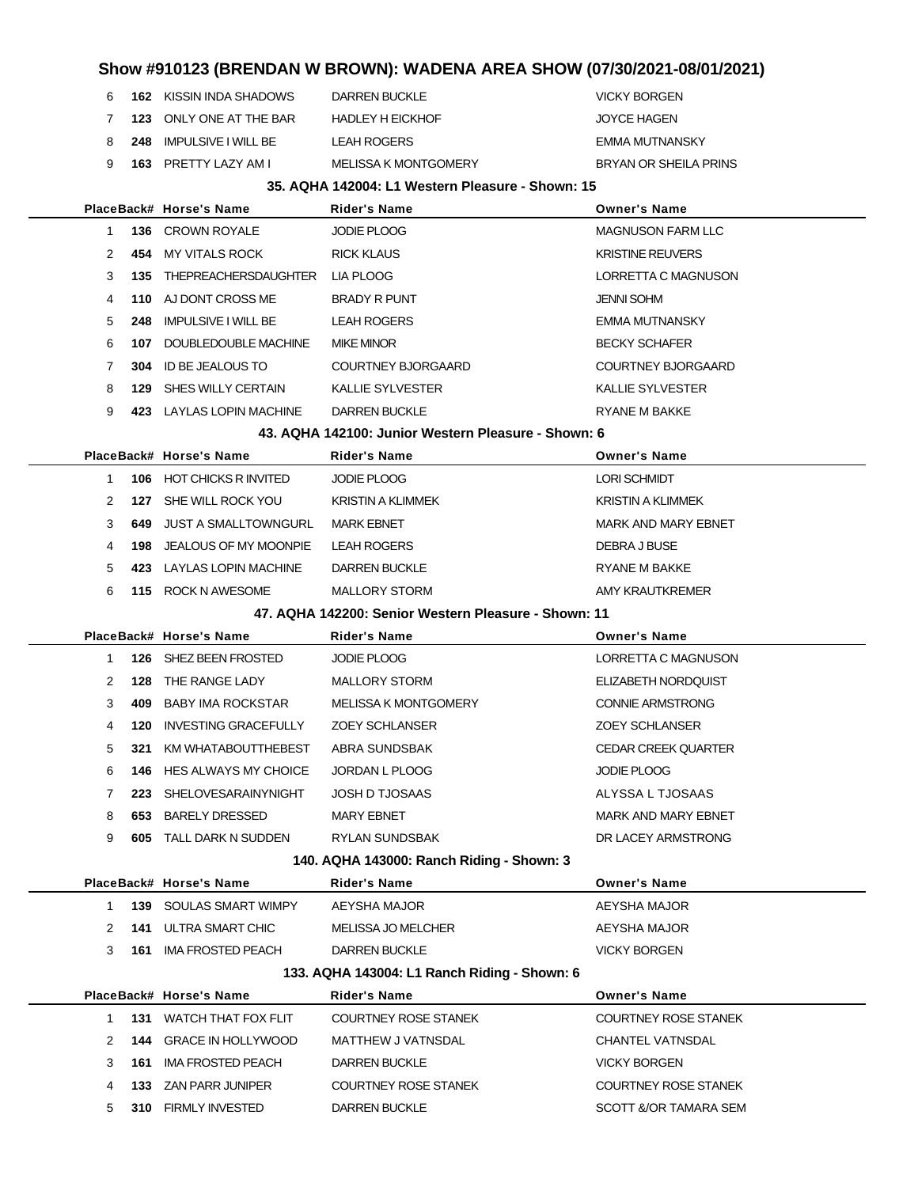# Show #910123 (BRENDAN W BROWN): WADENA AREA SHOW (07/30/2021-08/01/2021)

| Place | Back# | Horse's Name | Rider's Name | Owner's Name |
|---|---|---|---|---|
| 6 | 162 | KISSIN INDA SHADOWS | DARREN BUCKLE | VICKY BORGEN |
| 7 | 123 | ONLY ONE AT THE BAR | HADLEY H EICKHOF | JOYCE HAGEN |
| 8 | 248 | IMPULSIVE I WILL BE | LEAH ROGERS | EMMA MUTNANSKY |
| 9 | 163 | PRETTY LAZY AM I | MELISSA K MONTGOMERY | BRYAN OR SHEILA PRINS |

### 35. AQHA 142004: L1 Western Pleasure - Shown: 15

| Place | Back# | Horse's Name | Rider's Name | Owner's Name |
|---|---|---|---|---|
| 1 | 136 | CROWN ROYALE | JODIE PLOOG | MAGNUSON FARM LLC |
| 2 | 454 | MY VITALS ROCK | RICK KLAUS | KRISTINE REUVERS |
| 3 | 135 | THEPREACHERSDAUGHTER | LIA PLOOG | LORRETTA C MAGNUSON |
| 4 | 110 | AJ DONT CROSS ME | BRADY R PUNT | JENNI SOHM |
| 5 | 248 | IMPULSIVE I WILL BE | LEAH ROGERS | EMMA MUTNANSKY |
| 6 | 107 | DOUBLEDOUBLE MACHINE | MIKE MINOR | BECKY SCHAFER |
| 7 | 304 | ID BE JEALOUS TO | COURTNEY BJORGAARD | COURTNEY BJORGAARD |
| 8 | 129 | SHES WILLY CERTAIN | KALLIE SYLVESTER | KALLIE SYLVESTER |
| 9 | 423 | LAYLAS LOPIN MACHINE | DARREN BUCKLE | RYANE M BAKKE |

### 43. AQHA 142100: Junior Western Pleasure - Shown: 6

| Place | Back# | Horse's Name | Rider's Name | Owner's Name |
|---|---|---|---|---|
| 1 | 106 | HOT CHICKS R INVITED | JODIE PLOOG | LORI SCHMIDT |
| 2 | 127 | SHE WILL ROCK YOU | KRISTIN A KLIMMEK | KRISTIN A KLIMMEK |
| 3 | 649 | JUST A SMALLTOWNGURL | MARK EBNET | MARK AND MARY EBNET |
| 4 | 198 | JEALOUS OF MY MOONPIE | LEAH ROGERS | DEBRA J BUSE |
| 5 | 423 | LAYLAS LOPIN MACHINE | DARREN BUCKLE | RYANE M BAKKE |
| 6 | 115 | ROCK N AWESOME | MALLORY STORM | AMY KRAUTKREMER |

### 47. AQHA 142200: Senior Western Pleasure - Shown: 11

| Place | Back# | Horse's Name | Rider's Name | Owner's Name |
|---|---|---|---|---|
| 1 | 126 | SHEZ BEEN FROSTED | JODIE PLOOG | LORRETTA C MAGNUSON |
| 2 | 128 | THE RANGE LADY | MALLORY STORM | ELIZABETH NORDQUIST |
| 3 | 409 | BABY IMA ROCKSTAR | MELISSA K MONTGOMERY | CONNIE ARMSTRONG |
| 4 | 120 | INVESTING GRACEFULLY | ZOEY SCHLANSER | ZOEY SCHLANSER |
| 5 | 321 | KM WHATABOUTTHEBEST | ABRA SUNDSBAK | CEDAR CREEK QUARTER |
| 6 | 146 | HES ALWAYS MY CHOICE | JORDAN L PLOOG | JODIE PLOOG |
| 7 | 223 | SHELOVESARAINYNIGHT | JOSH D TJOSAAS | ALYSSA L TJOSAAS |
| 8 | 653 | BARELY DRESSED | MARY EBNET | MARK AND MARY EBNET |
| 9 | 605 | TALL DARK N SUDDEN | RYLAN SUNDSBAK | DR LACEY ARMSTRONG |

### 140. AQHA 143000: Ranch Riding - Shown: 3

| Place | Back# | Horse's Name | Rider's Name | Owner's Name |
|---|---|---|---|---|
| 1 | 139 | SOULAS SMART WIMPY | AEYSHA MAJOR | AEYSHA MAJOR |
| 2 | 141 | ULTRA SMART CHIC | MELISSA JO MELCHER | AEYSHA MAJOR |
| 3 | 161 | IMA FROSTED PEACH | DARREN BUCKLE | VICKY BORGEN |

### 133. AQHA 143004: L1 Ranch Riding - Shown: 6

| Place | Back# | Horse's Name | Rider's Name | Owner's Name |
|---|---|---|---|---|
| 1 | 131 | WATCH THAT FOX FLIT | COURTNEY ROSE STANEK | COURTNEY ROSE STANEK |
| 2 | 144 | GRACE IN HOLLYWOOD | MATTHEW J VATNSDAL | CHANTEL VATNSDAL |
| 3 | 161 | IMA FROSTED PEACH | DARREN BUCKLE | VICKY BORGEN |
| 4 | 133 | ZAN PARR JUNIPER | COURTNEY ROSE STANEK | COURTNEY ROSE STANEK |
| 5 | 310 | FIRMLY INVESTED | DARREN BUCKLE | SCOTT &/OR TAMARA SEM |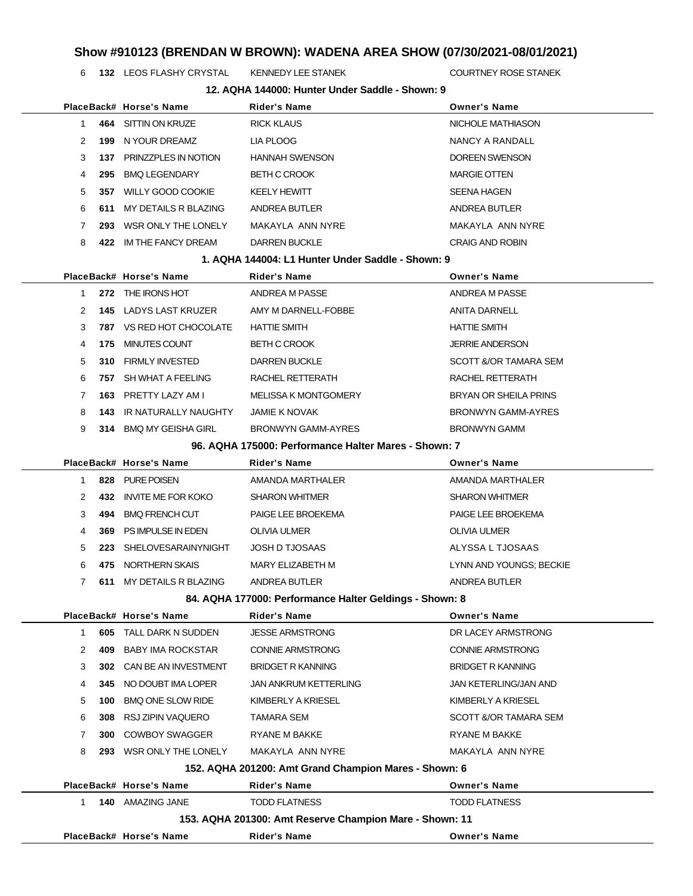# Show #910123 (BRENDAN W BROWN): WADENA AREA SHOW (07/30/2021-08/01/2021)

| Place | Back# | Horse's Name | Rider's Name | Owner's Name |
|---|---|---|---|---|
| 6 | 132 | LEOS FLASHY CRYSTAL | KENNEDY LEE STANEK | COURTNEY ROSE STANEK |

### 12. AQHA 144000: Hunter Under Saddle - Shown: 9

| Place | Back# | Horse's Name | Rider's Name | Owner's Name |
|---|---|---|---|---|
| 1 | 464 | SITTIN ON KRUZE | RICK KLAUS | NICHOLE MATHIASON |
| 2 | 199 | N YOUR DREAMZ | LIA PLOOG | NANCY A RANDALL |
| 3 | 137 | PRINZZPLES IN NOTION | HANNAH SWENSON | DOREEN SWENSON |
| 4 | 295 | BMQ LEGENDARY | BETH C CROOK | MARGIE OTTEN |
| 5 | 357 | WILLY GOOD COOKIE | KEELY HEWITT | SEENA HAGEN |
| 6 | 611 | MY DETAILS R BLAZING | ANDREA BUTLER | ANDREA BUTLER |
| 7 | 293 | WSR ONLY THE LONELY | MAKAYLA ANN NYRE | MAKAYLA ANN NYRE |
| 8 | 422 | IM THE FANCY DREAM | DARREN BUCKLE | CRAIG AND ROBIN |

### 1. AQHA 144004: L1 Hunter Under Saddle - Shown: 9

| Place | Back# | Horse's Name | Rider's Name | Owner's Name |
|---|---|---|---|---|
| 1 | 272 | THE IRONS HOT | ANDREA M PASSE | ANDREA M PASSE |
| 2 | 145 | LADYS LAST KRUZER | AMY M DARNELL-FOBBE | ANITA DARNELL |
| 3 | 787 | VS RED HOT CHOCOLATE | HATTIE SMITH | HATTIE SMITH |
| 4 | 175 | MINUTES COUNT | BETH C CROOK | JERRIE ANDERSON |
| 5 | 310 | FIRMLY INVESTED | DARREN BUCKLE | SCOTT &/OR TAMARA SEM |
| 6 | 757 | SH WHAT A FEELING | RACHEL RETTERATH | RACHEL RETTERATH |
| 7 | 163 | PRETTY LAZY AM I | MELISSA K MONTGOMERY | BRYAN OR SHEILA PRINS |
| 8 | 143 | IR NATURALLY NAUGHTY | JAMIE K NOVAK | BRONWYN GAMM-AYRES |
| 9 | 314 | BMQ MY GEISHA GIRL | BRONWYN GAMM-AYRES | BRONWYN GAMM |

### 96. AQHA 175000: Performance Halter Mares - Shown: 7

| Place | Back# | Horse's Name | Rider's Name | Owner's Name |
|---|---|---|---|---|
| 1 | 828 | PURE POISEN | AMANDA MARTHALER | AMANDA MARTHALER |
| 2 | 432 | INVITE ME FOR KOKO | SHARON WHITMER | SHARON WHITMER |
| 3 | 494 | BMQ FRENCH CUT | PAIGE LEE BROEKEMA | PAIGE LEE BROEKEMA |
| 4 | 369 | PS IMPULSE IN EDEN | OLIVIA ULMER | OLIVIA ULMER |
| 5 | 223 | SHELOVESARAINYNIGHT | JOSH D TJOSAAS | ALYSSA L TJOSAAS |
| 6 | 475 | NORTHERN SKAIS | MARY ELIZABETH M | LYNN AND YOUNGS; BECKIE |
| 7 | 611 | MY DETAILS R BLAZING | ANDREA BUTLER | ANDREA BUTLER |

### 84. AQHA 177000: Performance Halter Geldings - Shown: 8

| Place | Back# | Horse's Name | Rider's Name | Owner's Name |
|---|---|---|---|---|
| 1 | 605 | TALL DARK N SUDDEN | JESSE ARMSTRONG | DR LACEY ARMSTRONG |
| 2 | 409 | BABY IMA ROCKSTAR | CONNIE ARMSTRONG | CONNIE ARMSTRONG |
| 3 | 302 | CAN BE AN INVESTMENT | BRIDGET R KANNING | BRIDGET R KANNING |
| 4 | 345 | NO DOUBT IMA LOPER | JAN ANKRUM KETTERLING | JAN KETERLING/JAN AND |
| 5 | 100 | BMQ ONE SLOW RIDE | KIMBERLY A KRIESEL | KIMBERLY A KRIESEL |
| 6 | 308 | RSJ ZIPIN VAQUERO | TAMARA SEM | SCOTT &/OR TAMARA SEM |
| 7 | 300 | COWBOY SWAGGER | RYANE M BAKKE | RYANE M BAKKE |
| 8 | 293 | WSR ONLY THE LONELY | MAKAYLA ANN NYRE | MAKAYLA ANN NYRE |

### 152. AQHA 201200: Amt Grand Champion Mares - Shown: 6

| Place | Back# | Horse's Name | Rider's Name | Owner's Name |
|---|---|---|---|---|
| 1 | 140 | AMAZING JANE | TODD FLATNESS | TODD FLATNESS |

### 153. AQHA 201300: Amt Reserve Champion Mare - Shown: 11

| Place | Back# | Horse's Name | Rider's Name | Owner's Name |
|---|---|---|---|---|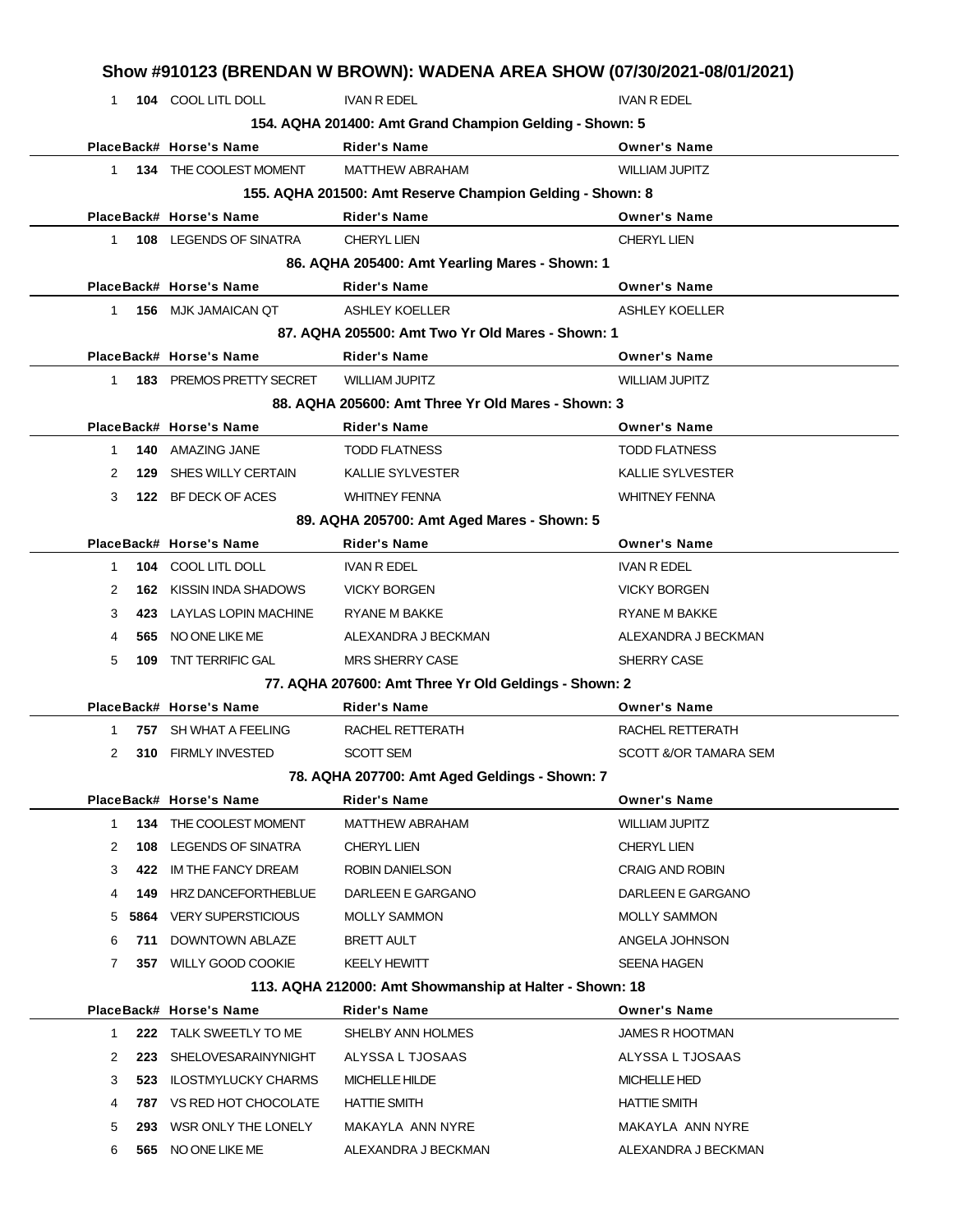## Show #910123 (BRENDAN W BROWN): WADENA AREA SHOW (07/30/2021-08/01/2021)

| Place | Back# | Horse's Name | Rider's Name | Owner's Name |
|---|---|---|---|---|
| 1 | 104 | COOL LITL DOLL | IVAN R EDEL | IVAN R EDEL |

### 154. AQHA 201400: Amt Grand Champion Gelding - Shown: 5

| Place | Back# | Horse's Name | Rider's Name | Owner's Name |
|---|---|---|---|---|
| 1 | 134 | THE COOLEST MOMENT | MATTHEW ABRAHAM | WILLIAM JUPITZ |

### 155. AQHA 201500: Amt Reserve Champion Gelding - Shown: 8

| Place | Back# | Horse's Name | Rider's Name | Owner's Name |
|---|---|---|---|---|
| 1 | 108 | LEGENDS OF SINATRA | CHERYL LIEN | CHERYL LIEN |

### 86. AQHA 205400: Amt Yearling Mares - Shown: 1

| Place | Back# | Horse's Name | Rider's Name | Owner's Name |
|---|---|---|---|---|
| 1 | 156 | MJK JAMAICAN QT | ASHLEY KOELLER | ASHLEY KOELLER |

### 87. AQHA 205500: Amt Two Yr Old Mares - Shown: 1

| Place | Back# | Horse's Name | Rider's Name | Owner's Name |
|---|---|---|---|---|
| 1 | 183 | PREMOS PRETTY SECRET | WILLIAM JUPITZ | WILLIAM JUPITZ |

### 88. AQHA 205600: Amt Three Yr Old Mares - Shown: 3

| Place | Back# | Horse's Name | Rider's Name | Owner's Name |
|---|---|---|---|---|
| 1 | 140 | AMAZING JANE | TODD FLATNESS | TODD FLATNESS |
| 2 | 129 | SHES WILLY CERTAIN | KALLIE SYLVESTER | KALLIE SYLVESTER |
| 3 | 122 | BF DECK OF ACES | WHITNEY FENNA | WHITNEY FENNA |

### 89. AQHA 205700: Amt Aged Mares - Shown: 5

| Place | Back# | Horse's Name | Rider's Name | Owner's Name |
|---|---|---|---|---|
| 1 | 104 | COOL LITL DOLL | IVAN R EDEL | IVAN R EDEL |
| 2 | 162 | KISSIN INDA SHADOWS | VICKY BORGEN | VICKY BORGEN |
| 3 | 423 | LAYLAS LOPIN MACHINE | RYANE M BAKKE | RYANE M BAKKE |
| 4 | 565 | NO ONE LIKE ME | ALEXANDRA J BECKMAN | ALEXANDRA J BECKMAN |
| 5 | 109 | TNT TERRIFIC GAL | MRS SHERRY CASE | SHERRY CASE |

### 77. AQHA 207600: Amt Three Yr Old Geldings - Shown: 2

| Place | Back# | Horse's Name | Rider's Name | Owner's Name |
|---|---|---|---|---|
| 1 | 757 | SH WHAT A FEELING | RACHEL RETTERATH | RACHEL RETTERATH |
| 2 | 310 | FIRMLY INVESTED | SCOTT SEM | SCOTT &/OR TAMARA SEM |

### 78. AQHA 207700: Amt Aged Geldings - Shown: 7

| Place | Back# | Horse's Name | Rider's Name | Owner's Name |
|---|---|---|---|---|
| 1 | 134 | THE COOLEST MOMENT | MATTHEW ABRAHAM | WILLIAM JUPITZ |
| 2 | 108 | LEGENDS OF SINATRA | CHERYL LIEN | CHERYL LIEN |
| 3 | 422 | IM THE FANCY DREAM | ROBIN DANIELSON | CRAIG AND ROBIN |
| 4 | 149 | HRZ DANCEFORTHEBLUE | DARLEEN E GARGANO | DARLEEN E GARGANO |
| 5 | 5864 | VERY SUPERSTICIOUS | MOLLY SAMMON | MOLLY SAMMON |
| 6 | 711 | DOWNTOWN ABLAZE | BRETT AULT | ANGELA JOHNSON |
| 7 | 357 | WILLY GOOD COOKIE | KEELY HEWITT | SEENA HAGEN |

### 113. AQHA 212000: Amt Showmanship at Halter - Shown: 18

| Place | Back# | Horse's Name | Rider's Name | Owner's Name |
|---|---|---|---|---|
| 1 | 222 | TALK SWEETLY TO ME | SHELBY ANN HOLMES | JAMES R HOOTMAN |
| 2 | 223 | SHELOVESARAINYNIGHT | ALYSSA L TJOSAAS | ALYSSA L TJOSAAS |
| 3 | 523 | ILOSTMYLUCKY CHARMS | MICHELLE HILDE | MICHELLE HED |
| 4 | 787 | VS RED HOT CHOCOLATE | HATTIE SMITH | HATTIE SMITH |
| 5 | 293 | WSR ONLY THE LONELY | MAKAYLA ANN NYRE | MAKAYLA ANN NYRE |
| 6 | 565 | NO ONE LIKE ME | ALEXANDRA J BECKMAN | ALEXANDRA J BECKMAN |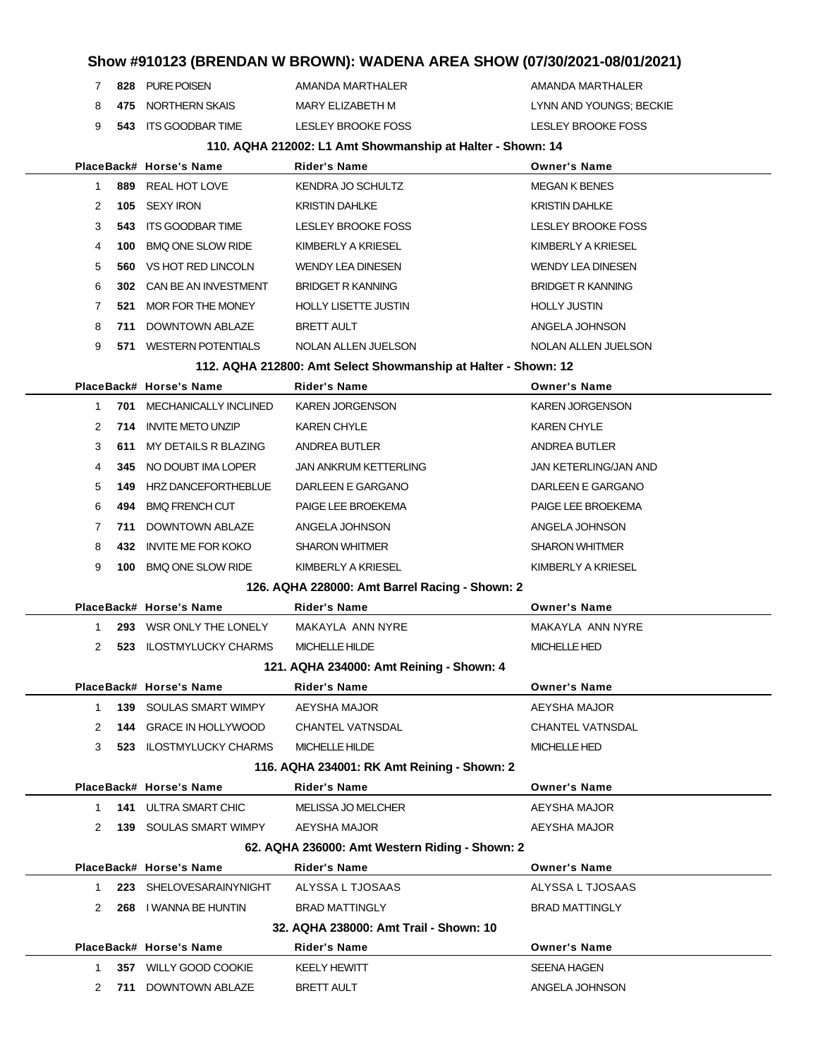# Show #910123 (BRENDAN W BROWN): WADENA AREA SHOW (07/30/2021-08/01/2021)

| Place | Back# | Horse's Name | Rider's Name | Owner's Name |
|---|---|---|---|---|
| 7 | 828 | PURE POISEN | AMANDA MARTHALER | AMANDA MARTHALER |
| 8 | 475 | NORTHERN SKAIS | MARY ELIZABETH M | LYNN AND YOUNGS; BECKIE |
| 9 | 543 | ITS GOODBAR TIME | LESLEY BROOKE FOSS | LESLEY BROOKE FOSS |

### 110. AQHA 212002: L1 Amt Showmanship at Halter - Shown: 14

| Place | Back# | Horse's Name | Rider's Name | Owner's Name |
|---|---|---|---|---|
| 1 | 889 | REAL HOT LOVE | KENDRA JO SCHULTZ | MEGAN K BENES |
| 2 | 105 | SEXY IRON | KRISTIN DAHLKE | KRISTIN DAHLKE |
| 3 | 543 | ITS GOODBAR TIME | LESLEY BROOKE FOSS | LESLEY BROOKE FOSS |
| 4 | 100 | BMQ ONE SLOW RIDE | KIMBERLY A KRIESEL | KIMBERLY A KRIESEL |
| 5 | 560 | VS HOT RED LINCOLN | WENDY LEA DINESEN | WENDY LEA DINESEN |
| 6 | 302 | CAN BE AN INVESTMENT | BRIDGET R KANNING | BRIDGET R KANNING |
| 7 | 521 | MOR FOR THE MONEY | HOLLY LISETTE JUSTIN | HOLLY JUSTIN |
| 8 | 711 | DOWNTOWN ABLAZE | BRETT AULT | ANGELA JOHNSON |
| 9 | 571 | WESTERN POTENTIALS | NOLAN ALLEN JUELSON | NOLAN ALLEN JUELSON |

### 112. AQHA 212800: Amt Select Showmanship at Halter - Shown: 12

| Place | Back# | Horse's Name | Rider's Name | Owner's Name |
|---|---|---|---|---|
| 1 | 701 | MECHANICALLY INCLINED | KAREN JORGENSON | KAREN JORGENSON |
| 2 | 714 | INVITE METO UNZIP | KAREN CHYLE | KAREN CHYLE |
| 3 | 611 | MY DETAILS R BLAZING | ANDREA BUTLER | ANDREA BUTLER |
| 4 | 345 | NO DOUBT IMA LOPER | JAN ANKRUM KETTERLING | JAN KETERLING/JAN AND |
| 5 | 149 | HRZ DANCEFORTHEBLUE | DARLEEN E GARGANO | DARLEEN E GARGANO |
| 6 | 494 | BMQ FRENCH CUT | PAIGE LEE BROEKEMA | PAIGE LEE BROEKEMA |
| 7 | 711 | DOWNTOWN ABLAZE | ANGELA JOHNSON | ANGELA JOHNSON |
| 8 | 432 | INVITE ME FOR KOKO | SHARON WHITMER | SHARON WHITMER |
| 9 | 100 | BMQ ONE SLOW RIDE | KIMBERLY A KRIESEL | KIMBERLY A KRIESEL |

### 126. AQHA 228000: Amt Barrel Racing - Shown: 2

| Place | Back# | Horse's Name | Rider's Name | Owner's Name |
|---|---|---|---|---|
| 1 | 293 | WSR ONLY THE LONELY | MAKAYLA ANN NYRE | MAKAYLA ANN NYRE |
| 2 | 523 | ILOSTMYLUCKY CHARMS | MICHELLE HILDE | MICHELLE HED |

### 121. AQHA 234000: Amt Reining - Shown: 4

| Place | Back# | Horse's Name | Rider's Name | Owner's Name |
|---|---|---|---|---|
| 1 | 139 | SOULAS SMART WIMPY | AEYSHA MAJOR | AEYSHA MAJOR |
| 2 | 144 | GRACE IN HOLLYWOOD | CHANTEL VATNSDAL | CHANTEL VATNSDAL |
| 3 | 523 | ILOSTMYLUCKY CHARMS | MICHELLE HILDE | MICHELLE HED |

### 116. AQHA 234001: RK Amt Reining - Shown: 2

| Place | Back# | Horse's Name | Rider's Name | Owner's Name |
|---|---|---|---|---|
| 1 | 141 | ULTRA SMART CHIC | MELISSA JO MELCHER | AEYSHA MAJOR |
| 2 | 139 | SOULAS SMART WIMPY | AEYSHA MAJOR | AEYSHA MAJOR |

### 62. AQHA 236000: Amt Western Riding - Shown: 2

| Place | Back# | Horse's Name | Rider's Name | Owner's Name |
|---|---|---|---|---|
| 1 | 223 | SHELOVESARAINYNIGHT | ALYSSA L TJOSAAS | ALYSSA L TJOSAAS |
| 2 | 268 | I WANNA BE HUNTIN | BRAD MATTINGLY | BRAD MATTINGLY |

### 32. AQHA 238000: Amt Trail - Shown: 10

| Place | Back# | Horse's Name | Rider's Name | Owner's Name |
|---|---|---|---|---|
| 1 | 357 | WILLY GOOD COOKIE | KEELY HEWITT | SEENA HAGEN |
| 2 | 711 | DOWNTOWN ABLAZE | BRETT AULT | ANGELA JOHNSON |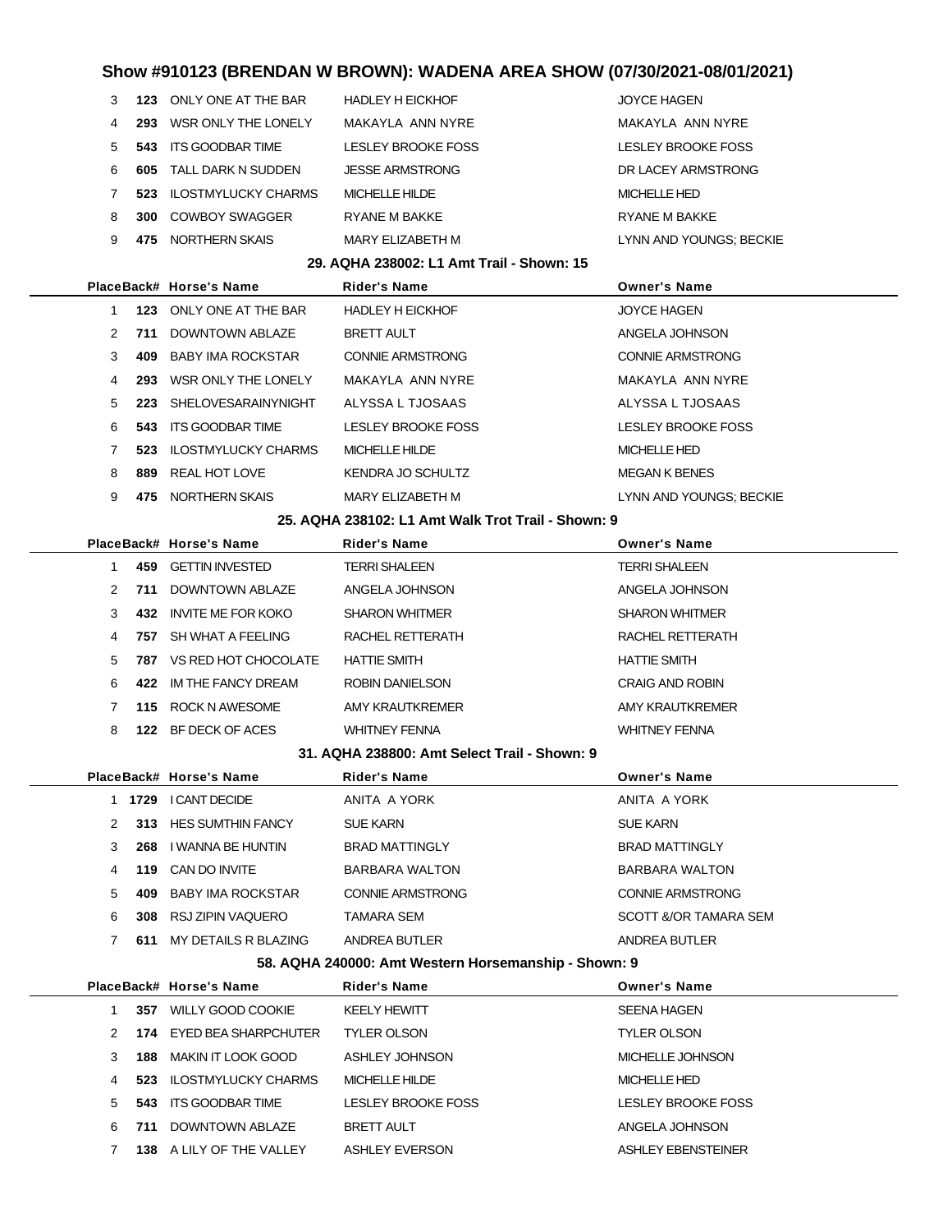# Show #910123 (BRENDAN W BROWN): WADENA AREA SHOW (07/30/2021-08/01/2021)

| Place | Back# | Horse's Name | Rider's Name | Owner's Name |
|---|---|---|---|---|
| 3 | **123** | ONLY ONE AT THE BAR | HADLEY H EICKHOF | JOYCE HAGEN |
| 4 | **293** | WSR ONLY THE LONELY | MAKAYLA ANN NYRE | MAKAYLA ANN NYRE |
| 5 | **543** | ITS GOODBAR TIME | LESLEY BROOKE FOSS | LESLEY BROOKE FOSS |
| 6 | **605** | TALL DARK N SUDDEN | JESSE ARMSTRONG | DR LACEY ARMSTRONG |
| 7 | **523** | ILOSTMYLUCKY CHARMS | MICHELLE HILDE | MICHELLE HED |
| 8 | **300** | COWBOY SWAGGER | RYANE M BAKKE | RYANE M BAKKE |
| 9 | **475** | NORTHERN SKAIS | MARY ELIZABETH M | LYNN AND YOUNGS; BECKIE |

### 29. AQHA 238002: L1 Amt Trail - Shown: 15

| Place | Back# | Horse's Name | Rider's Name | Owner's Name |
|---|---|---|---|---|
| 1 | **123** | ONLY ONE AT THE BAR | HADLEY H EICKHOF | JOYCE HAGEN |
| 2 | **711** | DOWNTOWN ABLAZE | BRETT AULT | ANGELA JOHNSON |
| 3 | **409** | BABY IMA ROCKSTAR | CONNIE ARMSTRONG | CONNIE ARMSTRONG |
| 4 | **293** | WSR ONLY THE LONELY | MAKAYLA ANN NYRE | MAKAYLA ANN NYRE |
| 5 | **223** | SHELOVESARAINYNIGHT | ALYSSA L TJOSAAS | ALYSSA L TJOSAAS |
| 6 | **543** | ITS GOODBAR TIME | LESLEY BROOKE FOSS | LESLEY BROOKE FOSS |
| 7 | **523** | ILOSTMYLUCKY CHARMS | MICHELLE HILDE | MICHELLE HED |
| 8 | **889** | REAL HOT LOVE | KENDRA JO SCHULTZ | MEGAN K BENES |
| 9 | **475** | NORTHERN SKAIS | MARY ELIZABETH M | LYNN AND YOUNGS; BECKIE |

### 25. AQHA 238102: L1 Amt Walk Trot Trail - Shown: 9

| Place | Back# | Horse's Name | Rider's Name | Owner's Name |
|---|---|---|---|---|
| 1 | **459** | GETTIN INVESTED | TERRI SHALEEN | TERRI SHALEEN |
| 2 | **711** | DOWNTOWN ABLAZE | ANGELA JOHNSON | ANGELA JOHNSON |
| 3 | **432** | INVITE ME FOR KOKO | SHARON WHITMER | SHARON WHITMER |
| 4 | **757** | SH WHAT A FEELING | RACHEL RETTERATH | RACHEL RETTERATH |
| 5 | **787** | VS RED HOT CHOCOLATE | HATTIE SMITH | HATTIE SMITH |
| 6 | **422** | IM THE FANCY DREAM | ROBIN DANIELSON | CRAIG AND ROBIN |
| 7 | **115** | ROCK N AWESOME | AMY KRAUTKREMER | AMY KRAUTKREMER |
| 8 | **122** | BF DECK OF ACES | WHITNEY FENNA | WHITNEY FENNA |

### 31. AQHA 238800: Amt Select Trail - Shown: 9

| Place | Back# | Horse's Name | Rider's Name | Owner's Name |
|---|---|---|---|---|
| 1 | **1729** | I CANT DECIDE | ANITA A YORK | ANITA A YORK |
| 2 | **313** | HES SUMTHIN FANCY | SUE KARN | SUE KARN |
| 3 | **268** | I WANNA BE HUNTIN | BRAD MATTINGLY | BRAD MATTINGLY |
| 4 | **119** | CAN DO INVITE | BARBARA WALTON | BARBARA WALTON |
| 5 | **409** | BABY IMA ROCKSTAR | CONNIE ARMSTRONG | CONNIE ARMSTRONG |
| 6 | **308** | RSJ ZIPIN VAQUERO | TAMARA SEM | SCOTT &/OR TAMARA SEM |
| 7 | **611** | MY DETAILS R BLAZING | ANDREA BUTLER | ANDREA BUTLER |

### 58. AQHA 240000: Amt Western Horsemanship - Shown: 9

| Place | Back# | Horse's Name | Rider's Name | Owner's Name |
|---|---|---|---|---|
| 1 | **357** | WILLY GOOD COOKIE | KEELY HEWITT | SEENA HAGEN |
| 2 | **174** | EYED BEA SHARPCHUTER | TYLER OLSON | TYLER OLSON |
| 3 | **188** | MAKIN IT LOOK GOOD | ASHLEY JOHNSON | MICHELLE JOHNSON |
| 4 | **523** | ILOSTMYLUCKY CHARMS | MICHELLE HILDE | MICHELLE HED |
| 5 | **543** | ITS GOODBAR TIME | LESLEY BROOKE FOSS | LESLEY BROOKE FOSS |
| 6 | **711** | DOWNTOWN ABLAZE | BRETT AULT | ANGELA JOHNSON |
| 7 | **138** | A LILY OF THE VALLEY | ASHLEY EVERSON | ASHLEY EBENSTEINER |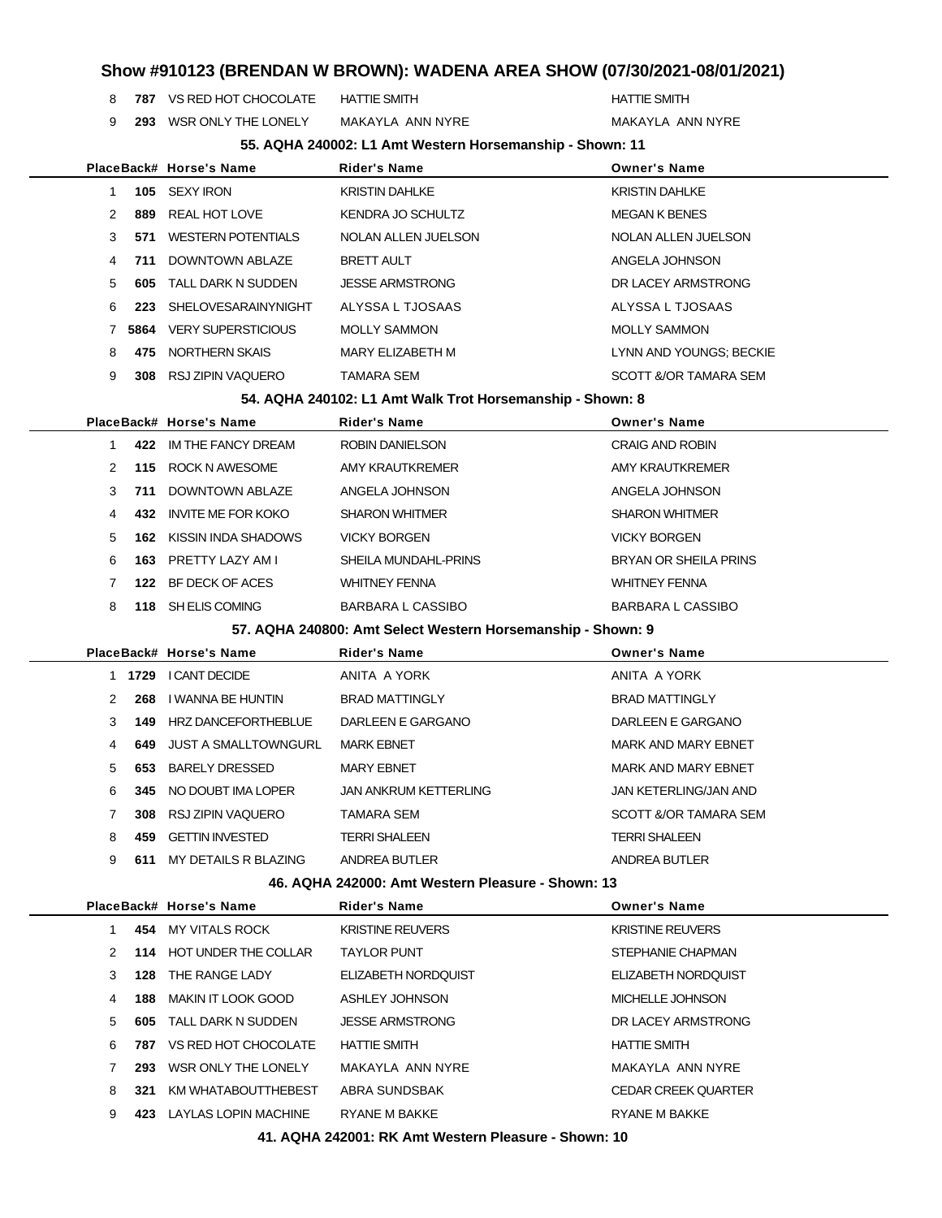## Show #910123 (BRENDAN W BROWN): WADENA AREA SHOW (07/30/2021-08/01/2021)

| Place | Back# | Horse's Name | Rider's Name | Owner's Name |
|---|---|---|---|---|
| 8 | **787** | VS RED HOT CHOCOLATE | HATTIE SMITH | HATTIE SMITH |
| 9 | **293** | WSR ONLY THE LONELY | MAKAYLA ANN NYRE | MAKAYLA ANN NYRE |

### 55. AQHA 240002: L1 Amt Western Horsemanship - Shown: 11

| Place | Back# | Horse's Name | Rider's Name | Owner's Name |
|---|---|---|---|---|
| 1 | **105** | SEXY IRON | KRISTIN DAHLKE | KRISTIN DAHLKE |
| 2 | **889** | REAL HOT LOVE | KENDRA JO SCHULTZ | MEGAN K BENES |
| 3 | **571** | WESTERN POTENTIALS | NOLAN ALLEN JUELSON | NOLAN ALLEN JUELSON |
| 4 | **711** | DOWNTOWN ABLAZE | BRETT AULT | ANGELA JOHNSON |
| 5 | **605** | TALL DARK N SUDDEN | JESSE ARMSTRONG | DR LACEY ARMSTRONG |
| 6 | **223** | SHELOVESARAINYNIGHT | ALYSSA L TJOSAAS | ALYSSA L TJOSAAS |
| 7 | **5864** | VERY SUPERSTICIOUS | MOLLY SAMMON | MOLLY SAMMON |
| 8 | **475** | NORTHERN SKAIS | MARY ELIZABETH M | LYNN AND YOUNGS; BECKIE |
| 9 | **308** | RSJ ZIPIN VAQUERO | TAMARA SEM | SCOTT &/OR TAMARA SEM |

### 54. AQHA 240102: L1 Amt Walk Trot Horsemanship - Shown: 8

| Place | Back# | Horse's Name | Rider's Name | Owner's Name |
|---|---|---|---|---|
| 1 | **422** | IM THE FANCY DREAM | ROBIN DANIELSON | CRAIG AND ROBIN |
| 2 | **115** | ROCK N AWESOME | AMY KRAUTKREMER | AMY KRAUTKREMER |
| 3 | **711** | DOWNTOWN ABLAZE | ANGELA JOHNSON | ANGELA JOHNSON |
| 4 | **432** | INVITE ME FOR KOKO | SHARON WHITMER | SHARON WHITMER |
| 5 | **162** | KISSIN INDA SHADOWS | VICKY BORGEN | VICKY BORGEN |
| 6 | **163** | PRETTY LAZY AM I | SHEILA MUNDAHL-PRINS | BRYAN OR SHEILA PRINS |
| 7 | **122** | BF DECK OF ACES | WHITNEY FENNA | WHITNEY FENNA |
| 8 | **118** | SH ELIS COMING | BARBARA L CASSIBO | BARBARA L CASSIBO |

### 57. AQHA 240800: Amt Select Western Horsemanship - Shown: 9

| Place | Back# | Horse's Name | Rider's Name | Owner's Name |
|---|---|---|---|---|
| 1 | **1729** | I CANT DECIDE | ANITA A YORK | ANITA A YORK |
| 2 | **268** | I WANNA BE HUNTIN | BRAD MATTINGLY | BRAD MATTINGLY |
| 3 | **149** | HRZ DANCEFORTHEBLUE | DARLEEN E GARGANO | DARLEEN E GARGANO |
| 4 | **649** | JUST A SMALLTOWNGURL | MARK EBNET | MARK AND MARY EBNET |
| 5 | **653** | BARELY DRESSED | MARY EBNET | MARK AND MARY EBNET |
| 6 | **345** | NO DOUBT IMA LOPER | JAN ANKRUM KETTERLING | JAN KETERLING/JAN AND |
| 7 | **308** | RSJ ZIPIN VAQUERO | TAMARA SEM | SCOTT &/OR TAMARA SEM |
| 8 | **459** | GETTIN INVESTED | TERRI SHALEEN | TERRI SHALEEN |
| 9 | **611** | MY DETAILS R BLAZING | ANDREA BUTLER | ANDREA BUTLER |

### 46. AQHA 242000: Amt Western Pleasure - Shown: 13

| Place | Back# | Horse's Name | Rider's Name | Owner's Name |
|---|---|---|---|---|
| 1 | **454** | MY VITALS ROCK | KRISTINE REUVERS | KRISTINE REUVERS |
| 2 | **114** | HOT UNDER THE COLLAR | TAYLOR PUNT | STEPHANIE CHAPMAN |
| 3 | **128** | THE RANGE LADY | ELIZABETH NORDQUIST | ELIZABETH NORDQUIST |
| 4 | **188** | MAKIN IT LOOK GOOD | ASHLEY JOHNSON | MICHELLE JOHNSON |
| 5 | **605** | TALL DARK N SUDDEN | JESSE ARMSTRONG | DR LACEY ARMSTRONG |
| 6 | **787** | VS RED HOT CHOCOLATE | HATTIE SMITH | HATTIE SMITH |
| 7 | **293** | WSR ONLY THE LONELY | MAKAYLA ANN NYRE | MAKAYLA ANN NYRE |
| 8 | **321** | KM WHATABOUTTHEBEST | ABRA SUNDSBAK | CEDAR CREEK QUARTER |
| 9 | **423** | LAYLAS LOPIN MACHINE | RYANE M BAKKE | RYANE M BAKKE |

### 41. AQHA 242001: RK Amt Western Pleasure - Shown: 10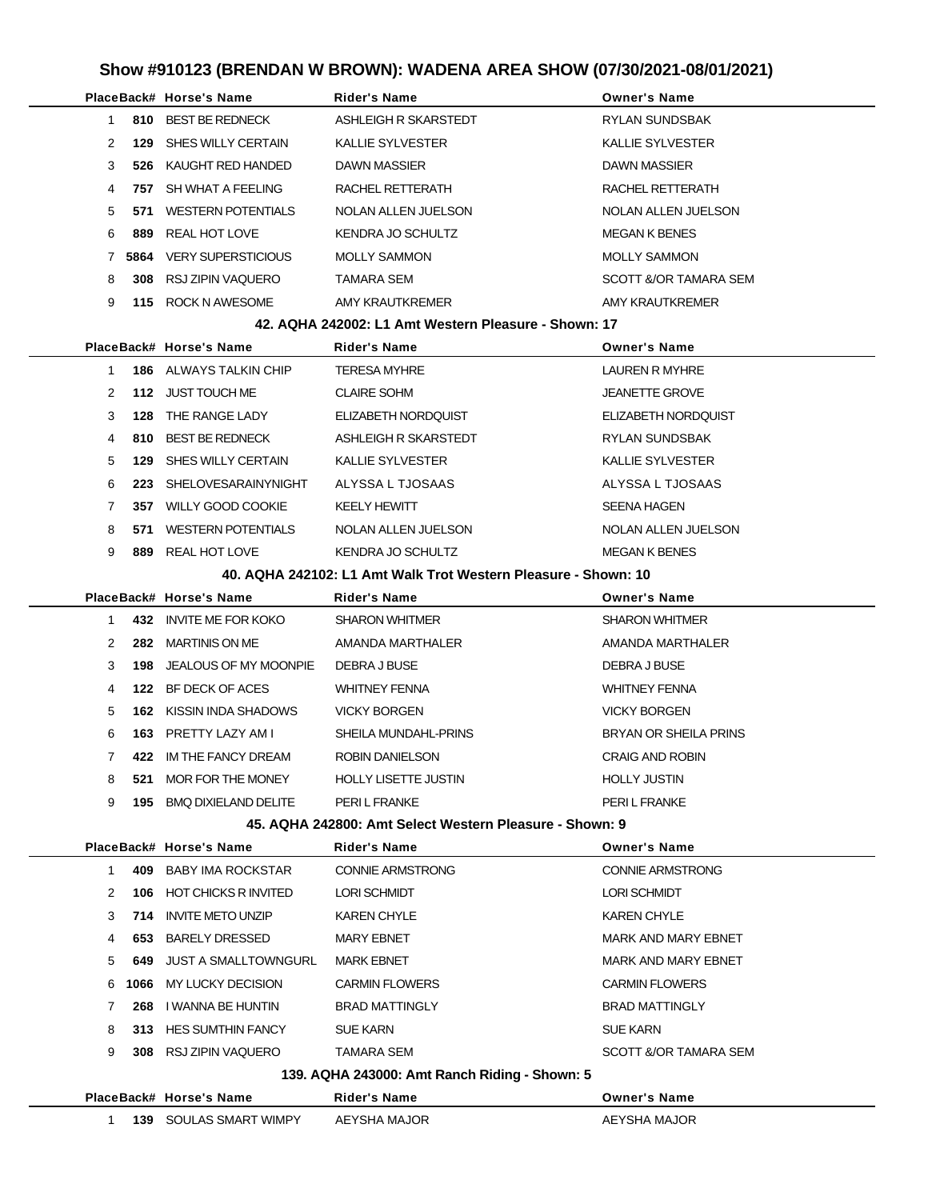# Show #910123 (BRENDAN W BROWN): WADENA AREA SHOW (07/30/2021-08/01/2021)

| Place | Back# | Horse's Name | Rider's Name | Owner's Name |
|---|---|---|---|---|
| 1 | 810 | BEST BE REDNECK | ASHLEIGH R SKARSTEDT | RYLAN SUNDSBAK |
| 2 | 129 | SHES WILLY CERTAIN | KALLIE SYLVESTER | KALLIE SYLVESTER |
| 3 | 526 | KAUGHT RED HANDED | DAWN MASSIER | DAWN MASSIER |
| 4 | 757 | SH WHAT A FEELING | RACHEL RETTERATH | RACHEL RETTERATH |
| 5 | 571 | WESTERN POTENTIALS | NOLAN ALLEN JUELSON | NOLAN ALLEN JUELSON |
| 6 | 889 | REAL HOT LOVE | KENDRA JO SCHULTZ | MEGAN K BENES |
| 7 | 5864 | VERY SUPERSTICIOUS | MOLLY SAMMON | MOLLY SAMMON |
| 8 | 308 | RSJ ZIPIN VAQUERO | TAMARA SEM | SCOTT &OR TAMARA SEM |
| 9 | 115 | ROCK N AWESOME | AMY KRAUTKREMER | AMY KRAUTKREMER |

### 42. AQHA 242002: L1 Amt Western Pleasure - Shown: 17

| Place | Back# | Horse's Name | Rider's Name | Owner's Name |
|---|---|---|---|---|
| 1 | 186 | ALWAYS TALKIN CHIP | TERESA MYHRE | LAUREN R MYHRE |
| 2 | 112 | JUST TOUCH ME | CLAIRE SOHM | JEANETTE GROVE |
| 3 | 128 | THE RANGE LADY | ELIZABETH NORDQUIST | ELIZABETH NORDQUIST |
| 4 | 810 | BEST BE REDNECK | ASHLEIGH R SKARSTEDT | RYLAN SUNDSBAK |
| 5 | 129 | SHES WILLY CERTAIN | KALLIE SYLVESTER | KALLIE SYLVESTER |
| 6 | 223 | SHELOVESARAINYNIGHT | ALYSSA L TJOSAAS | ALYSSA L TJOSAAS |
| 7 | 357 | WILLY GOOD COOKIE | KEELY HEWITT | SEENA HAGEN |
| 8 | 571 | WESTERN POTENTIALS | NOLAN ALLEN JUELSON | NOLAN ALLEN JUELSON |
| 9 | 889 | REAL HOT LOVE | KENDRA JO SCHULTZ | MEGAN K BENES |

### 40. AQHA 242102: L1 Amt Walk Trot Western Pleasure - Shown: 10

| Place | Back# | Horse's Name | Rider's Name | Owner's Name |
|---|---|---|---|---|
| 1 | 432 | INVITE ME FOR KOKO | SHARON WHITMER | SHARON WHITMER |
| 2 | 282 | MARTINIS ON ME | AMANDA MARTHALER | AMANDA MARTHALER |
| 3 | 198 | JEALOUS OF MY MOONPIE | DEBRA J BUSE | DEBRA J BUSE |
| 4 | 122 | BF DECK OF ACES | WHITNEY FENNA | WHITNEY FENNA |
| 5 | 162 | KISSIN INDA SHADOWS | VICKY BORGEN | VICKY BORGEN |
| 6 | 163 | PRETTY LAZY AM I | SHEILA MUNDAHL-PRINS | BRYAN OR SHEILA PRINS |
| 7 | 422 | IM THE FANCY DREAM | ROBIN DANIELSON | CRAIG AND ROBIN |
| 8 | 521 | MOR FOR THE MONEY | HOLLY LISETTE JUSTIN | HOLLY JUSTIN |
| 9 | 195 | BMQ DIXIELAND DELITE | PERI L FRANKE | PERI L FRANKE |

### 45. AQHA 242800: Amt Select Western Pleasure - Shown: 9

| Place | Back# | Horse's Name | Rider's Name | Owner's Name |
|---|---|---|---|---|
| 1 | 409 | BABY IMA ROCKSTAR | CONNIE ARMSTRONG | CONNIE ARMSTRONG |
| 2 | 106 | HOT CHICKS R INVITED | LORI SCHMIDT | LORI SCHMIDT |
| 3 | 714 | INVITE METO UNZIP | KAREN CHYLE | KAREN CHYLE |
| 4 | 653 | BARELY DRESSED | MARY EBNET | MARK AND MARY EBNET |
| 5 | 649 | JUST A SMALLTOWNGURL | MARK EBNET | MARK AND MARY EBNET |
| 6 | 1066 | MY LUCKY DECISION | CARMIN FLOWERS | CARMIN FLOWERS |
| 7 | 268 | I WANNA BE HUNTIN | BRAD MATTINGLY | BRAD MATTINGLY |
| 8 | 313 | HES SUMTHIN FANCY | SUE KARN | SUE KARN |
| 9 | 308 | RSJ ZIPIN VAQUERO | TAMARA SEM | SCOTT &OR TAMARA SEM |

### 139. AQHA 243000: Amt Ranch Riding - Shown: 5

| Place | Back# | Horse's Name | Rider's Name | Owner's Name |
|---|---|---|---|---|
| 1 | 139 | SOULAS SMART WIMPY | AEYSHA MAJOR | AEYSHA MAJOR |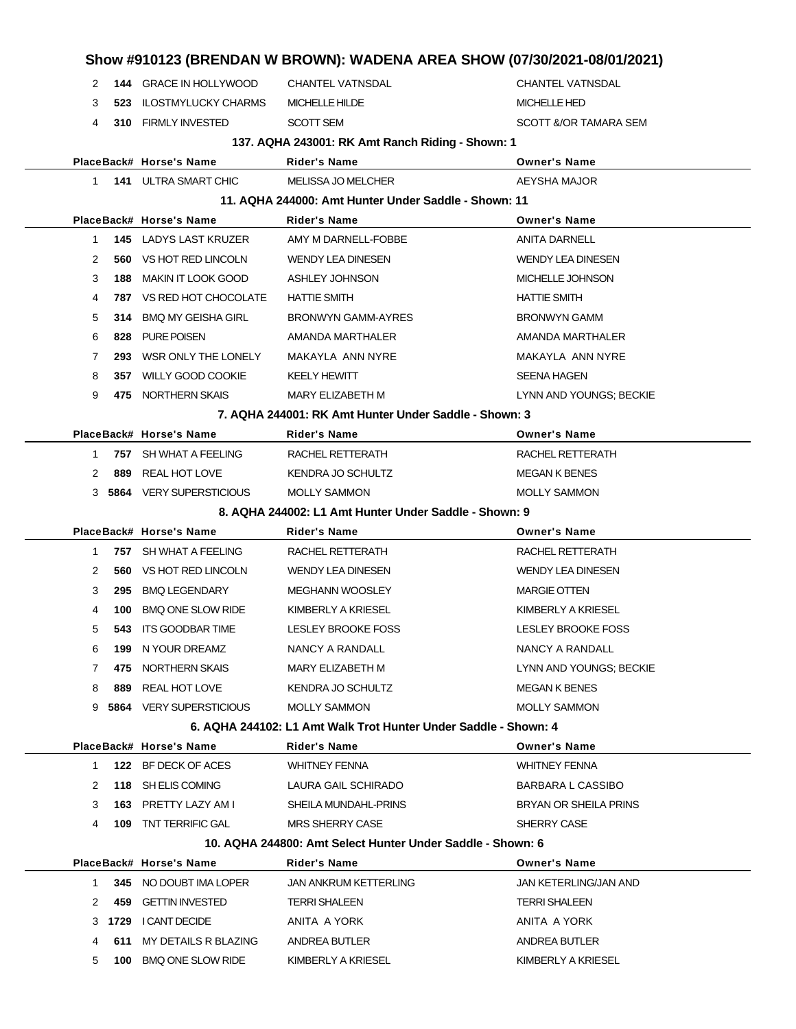## Show #910123 (BRENDAN W BROWN): WADENA AREA SHOW (07/30/2021-08/01/2021)

| Place | Back# | Horse's Name | Rider's Name | Owner's Name |
|---|---|---|---|---|
| 2 | 144 | GRACE IN HOLLYWOOD | CHANTEL VATNSDAL | CHANTEL VATNSDAL |
| 3 | 523 | ILOSTMYLUCKY CHARMS | MICHELLE HILDE | MICHELLE HED |
| 4 | 310 | FIRMLY INVESTED | SCOTT SEM | SCOTT &OR TAMARA SEM |

### 137. AQHA 243001: RK Amt Ranch Riding - Shown: 1

| Place | Back# | Horse's Name | Rider's Name | Owner's Name |
|---|---|---|---|---|
| 1 | 141 | ULTRA SMART CHIC | MELISSA JO MELCHER | AEYSHA MAJOR |

### 11. AQHA 244000: Amt Hunter Under Saddle - Shown: 11

| Place | Back# | Horse's Name | Rider's Name | Owner's Name |
|---|---|---|---|---|
| 1 | 145 | LADYS LAST KRUZER | AMY M DARNELL-FOBBE | ANITA DARNELL |
| 2 | 560 | VS HOT RED LINCOLN | WENDY LEA DINESEN | WENDY LEA DINESEN |
| 3 | 188 | MAKIN IT LOOK GOOD | ASHLEY JOHNSON | MICHELLE JOHNSON |
| 4 | 787 | VS RED HOT CHOCOLATE | HATTIE SMITH | HATTIE SMITH |
| 5 | 314 | BMQ MY GEISHA GIRL | BRONWYN GAMM-AYRES | BRONWYN GAMM |
| 6 | 828 | PURE POISEN | AMANDA MARTHALER | AMANDA MARTHALER |
| 7 | 293 | WSR ONLY THE LONELY | MAKAYLA ANN NYRE | MAKAYLA ANN NYRE |
| 8 | 357 | WILLY GOOD COOKIE | KEELY HEWITT | SEENA HAGEN |
| 9 | 475 | NORTHERN SKAIS | MARY ELIZABETH M | LYNN AND YOUNGS; BECKIE |

### 7. AQHA 244001: RK Amt Hunter Under Saddle - Shown: 3

| Place | Back# | Horse's Name | Rider's Name | Owner's Name |
|---|---|---|---|---|
| 1 | 757 | SH WHAT A FEELING | RACHEL RETTERATH | RACHEL RETTERATH |
| 2 | 889 | REAL HOT LOVE | KENDRA JO SCHULTZ | MEGAN K BENES |
| 3 | 5864 | VERY SUPERSTICIOUS | MOLLY SAMMON | MOLLY SAMMON |

### 8. AQHA 244002: L1 Amt Hunter Under Saddle - Shown: 9

| Place | Back# | Horse's Name | Rider's Name | Owner's Name |
|---|---|---|---|---|
| 1 | 757 | SH WHAT A FEELING | RACHEL RETTERATH | RACHEL RETTERATH |
| 2 | 560 | VS HOT RED LINCOLN | WENDY LEA DINESEN | WENDY LEA DINESEN |
| 3 | 295 | BMQ LEGENDARY | MEGHANN WOOSLEY | MARGIE OTTEN |
| 4 | 100 | BMQ ONE SLOW RIDE | KIMBERLY A KRIESEL | KIMBERLY A KRIESEL |
| 5 | 543 | ITS GOODBAR TIME | LESLEY BROOKE FOSS | LESLEY BROOKE FOSS |
| 6 | 199 | N YOUR DREAMZ | NANCY A RANDALL | NANCY A RANDALL |
| 7 | 475 | NORTHERN SKAIS | MARY ELIZABETH M | LYNN AND YOUNGS; BECKIE |
| 8 | 889 | REAL HOT LOVE | KENDRA JO SCHULTZ | MEGAN K BENES |
| 9 | 5864 | VERY SUPERSTICIOUS | MOLLY SAMMON | MOLLY SAMMON |

### 6. AQHA 244102: L1 Amt Walk Trot Hunter Under Saddle - Shown: 4

| Place | Back# | Horse's Name | Rider's Name | Owner's Name |
|---|---|---|---|---|
| 1 | 122 | BF DECK OF ACES | WHITNEY FENNA | WHITNEY FENNA |
| 2 | 118 | SH ELIS COMING | LAURA GAIL SCHIRADO | BARBARA L CASSIBO |
| 3 | 163 | PRETTY LAZY AM I | SHEILA MUNDAHL-PRINS | BRYAN OR SHEILA PRINS |
| 4 | 109 | TNT TERRIFIC GAL | MRS SHERRY CASE | SHERRY CASE |

### 10. AQHA 244800: Amt Select Hunter Under Saddle - Shown: 6

| Place | Back# | Horse's Name | Rider's Name | Owner's Name |
|---|---|---|---|---|
| 1 | 345 | NO DOUBT IMA LOPER | JAN ANKRUM KETTERLING | JAN KETERLING/JAN AND |
| 2 | 459 | GETTIN INVESTED | TERRI SHALEEN | TERRI SHALEEN |
| 3 | 1729 | I CANT DECIDE | ANITA A YORK | ANITA A YORK |
| 4 | 611 | MY DETAILS R BLAZING | ANDREA BUTLER | ANDREA BUTLER |
| 5 | 100 | BMQ ONE SLOW RIDE | KIMBERLY A KRIESEL | KIMBERLY A KRIESEL |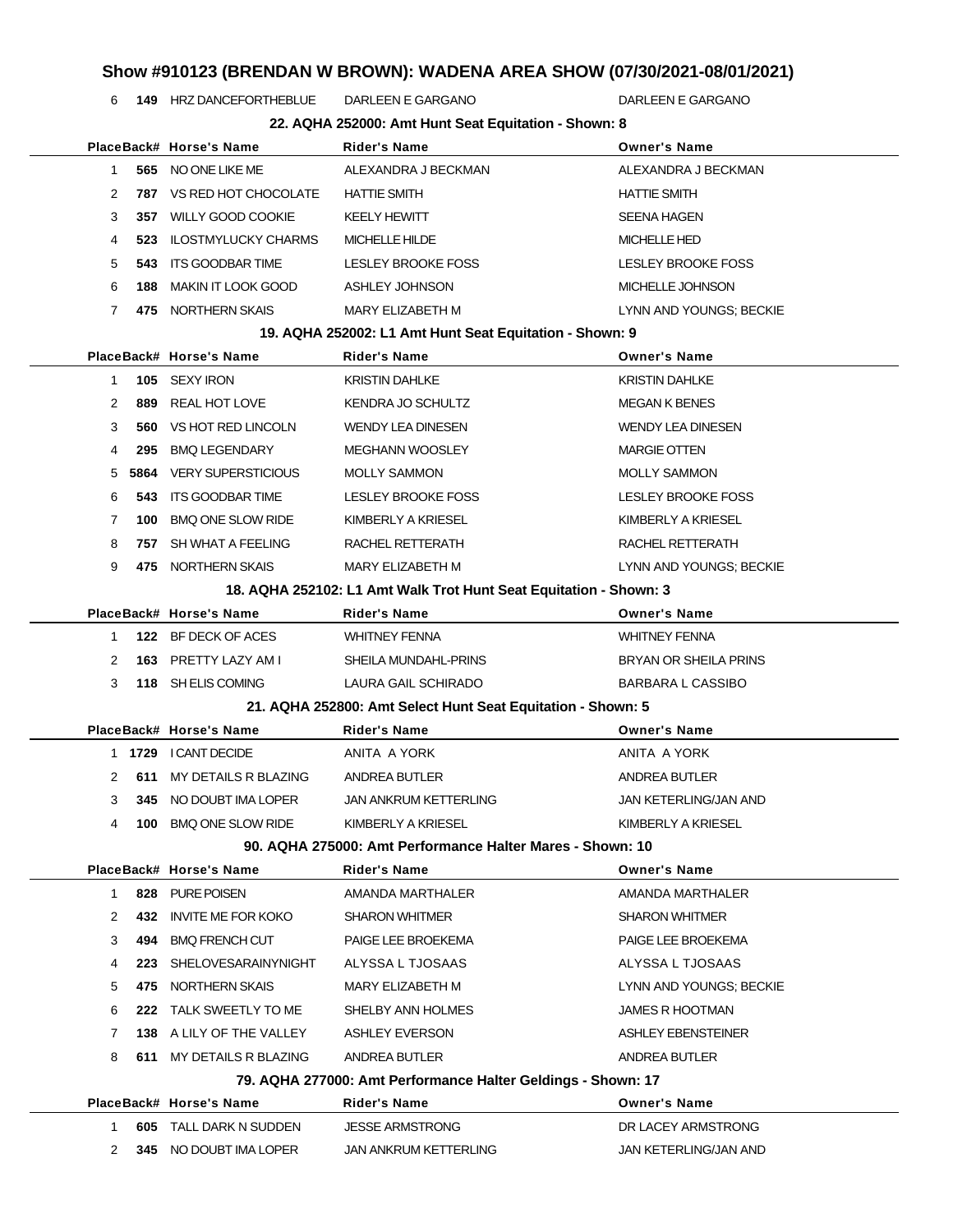## Show #910123 (BRENDAN W BROWN): WADENA AREA SHOW (07/30/2021-08/01/2021)

| Place | Back# | Horse's Name | Rider's Name | Owner's Name |
|---|---|---|---|---|
| 6 | **149** | HRZ DANCEFORTHEBLUE | DARLEEN E GARGANO | DARLEEN E GARGANO |

### 22. AQHA 252000: Amt Hunt Seat Equitation - Shown: 8

| Place | Back# | Horse's Name | Rider's Name | Owner's Name |
|---|---|---|---|---|
| 1 | **565** | NO ONE LIKE ME | ALEXANDRA J BECKMAN | ALEXANDRA J BECKMAN |
| 2 | **787** | VS RED HOT CHOCOLATE | HATTIE SMITH | HATTIE SMITH |
| 3 | **357** | WILLY GOOD COOKIE | KEELY HEWITT | SEENA HAGEN |
| 4 | **523** | ILOSTMYLUCKY CHARMS | MICHELLE HILDE | MICHELLE HED |
| 5 | **543** | ITS GOODBAR TIME | LESLEY BROOKE FOSS | LESLEY BROOKE FOSS |
| 6 | **188** | MAKIN IT LOOK GOOD | ASHLEY JOHNSON | MICHELLE JOHNSON |
| 7 | **475** | NORTHERN SKAIS | MARY ELIZABETH M | LYNN AND YOUNGS; BECKIE |

### 19. AQHA 252002: L1 Amt Hunt Seat Equitation - Shown: 9

| Place | Back# | Horse's Name | Rider's Name | Owner's Name |
|---|---|---|---|---|
| 1 | **105** | SEXY IRON | KRISTIN DAHLKE | KRISTIN DAHLKE |
| 2 | **889** | REAL HOT LOVE | KENDRA JO SCHULTZ | MEGAN K BENES |
| 3 | **560** | VS HOT RED LINCOLN | WENDY LEA DINESEN | WENDY LEA DINESEN |
| 4 | **295** | BMQ LEGENDARY | MEGHANN WOOSLEY | MARGIE OTTEN |
| 5 | **5864** | VERY SUPERSTICIOUS | MOLLY SAMMON | MOLLY SAMMON |
| 6 | **543** | ITS GOODBAR TIME | LESLEY BROOKE FOSS | LESLEY BROOKE FOSS |
| 7 | **100** | BMQ ONE SLOW RIDE | KIMBERLY A KRIESEL | KIMBERLY A KRIESEL |
| 8 | **757** | SH WHAT A FEELING | RACHEL RETTERATH | RACHEL RETTERATH |
| 9 | **475** | NORTHERN SKAIS | MARY ELIZABETH M | LYNN AND YOUNGS; BECKIE |

### 18. AQHA 252102: L1 Amt Walk Trot Hunt Seat Equitation - Shown: 3

| Place | Back# | Horse's Name | Rider's Name | Owner's Name |
|---|---|---|---|---|
| 1 | **122** | BF DECK OF ACES | WHITNEY FENNA | WHITNEY FENNA |
| 2 | **163** | PRETTY LAZY AM I | SHEILA MUNDAHL-PRINS | BRYAN OR SHEILA PRINS |
| 3 | **118** | SH ELIS COMING | LAURA GAIL SCHIRADO | BARBARA L CASSIBO |

### 21. AQHA 252800: Amt Select Hunt Seat Equitation - Shown: 5

| Place | Back# | Horse's Name | Rider's Name | Owner's Name |
|---|---|---|---|---|
| 1 | **1729** | I CANT DECIDE | ANITA A YORK | ANITA A YORK |
| 2 | **611** | MY DETAILS R BLAZING | ANDREA BUTLER | ANDREA BUTLER |
| 3 | **345** | NO DOUBT IMA LOPER | JAN ANKRUM KETTERLING | JAN KETERLING/JAN AND |
| 4 | **100** | BMQ ONE SLOW RIDE | KIMBERLY A KRIESEL | KIMBERLY A KRIESEL |

### 90. AQHA 275000: Amt Performance Halter Mares - Shown: 10

| Place | Back# | Horse's Name | Rider's Name | Owner's Name |
|---|---|---|---|---|
| 1 | **828** | PURE POISEN | AMANDA MARTHALER | AMANDA MARTHALER |
| 2 | **432** | INVITE ME FOR KOKO | SHARON WHITMER | SHARON WHITMER |
| 3 | **494** | BMQ FRENCH CUT | PAIGE LEE BROEKEMA | PAIGE LEE BROEKEMA |
| 4 | **223** | SHELOVESARAINYNIGHT | ALYSSA L TJOSAAS | ALYSSA L TJOSAAS |
| 5 | **475** | NORTHERN SKAIS | MARY ELIZABETH M | LYNN AND YOUNGS; BECKIE |
| 6 | **222** | TALK SWEETLY TO ME | SHELBY ANN HOLMES | JAMES R HOOTMAN |
| 7 | **138** | A LILY OF THE VALLEY | ASHLEY EVERSON | ASHLEY EBENSTEINER |
| 8 | **611** | MY DETAILS R BLAZING | ANDREA BUTLER | ANDREA BUTLER |

### 79. AQHA 277000: Amt Performance Halter Geldings - Shown: 17

| Place | Back# | Horse's Name | Rider's Name | Owner's Name |
|---|---|---|---|---|
| 1 | **605** | TALL DARK N SUDDEN | JESSE ARMSTRONG | DR LACEY ARMSTRONG |
| 2 | **345** | NO DOUBT IMA LOPER | JAN ANKRUM KETTERLING | JAN KETERLING/JAN AND |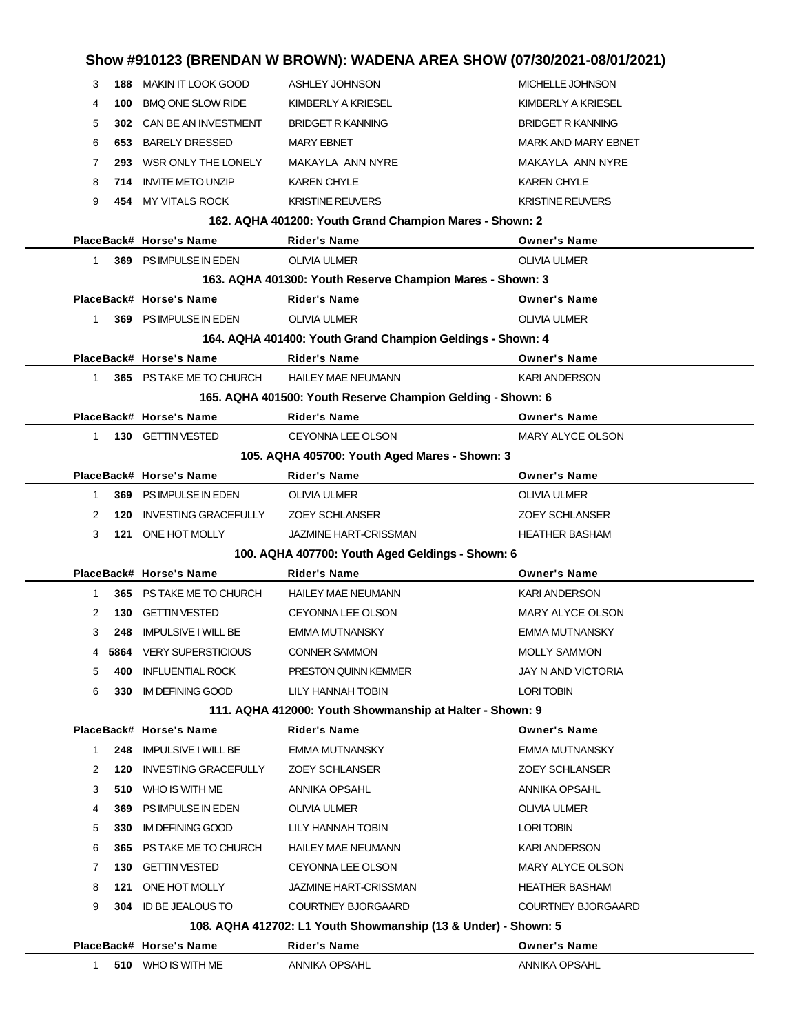## Show #910123 (BRENDAN W BROWN): WADENA AREA SHOW (07/30/2021-08/01/2021)

| Place | Back# | Horse's Name | Rider's Name | Owner's Name |
|---|---|---|---|---|
| 3 | 188 | MAKIN IT LOOK GOOD | ASHLEY JOHNSON | MICHELLE JOHNSON |
| 4 | 100 | BMQ ONE SLOW RIDE | KIMBERLY A KRIESEL | KIMBERLY A KRIESEL |
| 5 | 302 | CAN BE AN INVESTMENT | BRIDGET R KANNING | BRIDGET R KANNING |
| 6 | 653 | BARELY DRESSED | MARY EBNET | MARK AND MARY EBNET |
| 7 | 293 | WSR ONLY THE LONELY | MAKAYLA ANN NYRE | MAKAYLA ANN NYRE |
| 8 | 714 | INVITE METO UNZIP | KAREN CHYLE | KAREN CHYLE |
| 9 | 454 | MY VITALS ROCK | KRISTINE REUVERS | KRISTINE REUVERS |

### 162. AQHA 401200: Youth Grand Champion Mares - Shown: 2

| Place | Back# | Horse's Name | Rider's Name | Owner's Name |
|---|---|---|---|---|
| 1 | 369 | PS IMPULSE IN EDEN | OLIVIA ULMER | OLIVIA ULMER |

### 163. AQHA 401300: Youth Reserve Champion Mares - Shown: 3

| Place | Back# | Horse's Name | Rider's Name | Owner's Name |
|---|---|---|---|---|
| 1 | 369 | PS IMPULSE IN EDEN | OLIVIA ULMER | OLIVIA ULMER |

### 164. AQHA 401400: Youth Grand Champion Geldings - Shown: 4

| Place | Back# | Horse's Name | Rider's Name | Owner's Name |
|---|---|---|---|---|
| 1 | 365 | PS TAKE ME TO CHURCH | HAILEY MAE NEUMANN | KARI ANDERSON |

### 165. AQHA 401500: Youth Reserve Champion Gelding - Shown: 6

| Place | Back# | Horse's Name | Rider's Name | Owner's Name |
|---|---|---|---|---|
| 1 | 130 | GETTIN VESTED | CEYONNA LEE OLSON | MARY ALYCE OLSON |

### 105. AQHA 405700: Youth Aged Mares - Shown: 3

| Place | Back# | Horse's Name | Rider's Name | Owner's Name |
|---|---|---|---|---|
| 1 | 369 | PS IMPULSE IN EDEN | OLIVIA ULMER | OLIVIA ULMER |
| 2 | 120 | INVESTING GRACEFULLY | ZOEY SCHLANSER | ZOEY SCHLANSER |
| 3 | 121 | ONE HOT MOLLY | JAZMINE HART-CRISSMAN | HEATHER BASHAM |

### 100. AQHA 407700: Youth Aged Geldings - Shown: 6

| Place | Back# | Horse's Name | Rider's Name | Owner's Name |
|---|---|---|---|---|
| 1 | 365 | PS TAKE ME TO CHURCH | HAILEY MAE NEUMANN | KARI ANDERSON |
| 2 | 130 | GETTIN VESTED | CEYONNA LEE OLSON | MARY ALYCE OLSON |
| 3 | 248 | IMPULSIVE I WILL BE | EMMA MUTNANSKY | EMMA MUTNANSKY |
| 4 | 5864 | VERY SUPERSTICIOUS | CONNER SAMMON | MOLLY SAMMON |
| 5 | 400 | INFLUENTIAL ROCK | PRESTON QUINN KEMMER | JAY N AND VICTORIA |
| 6 | 330 | IM DEFINING GOOD | LILY HANNAH TOBIN | LORI TOBIN |

### 111. AQHA 412000: Youth Showmanship at Halter - Shown: 9

| Place | Back# | Horse's Name | Rider's Name | Owner's Name |
|---|---|---|---|---|
| 1 | 248 | IMPULSIVE I WILL BE | EMMA MUTNANSKY | EMMA MUTNANSKY |
| 2 | 120 | INVESTING GRACEFULLY | ZOEY SCHLANSER | ZOEY SCHLANSER |
| 3 | 510 | WHO IS WITH ME | ANNIKA OPSAHL | ANNIKA OPSAHL |
| 4 | 369 | PS IMPULSE IN EDEN | OLIVIA ULMER | OLIVIA ULMER |
| 5 | 330 | IM DEFINING GOOD | LILY HANNAH TOBIN | LORI TOBIN |
| 6 | 365 | PS TAKE ME TO CHURCH | HAILEY MAE NEUMANN | KARI ANDERSON |
| 7 | 130 | GETTIN VESTED | CEYONNA LEE OLSON | MARY ALYCE OLSON |
| 8 | 121 | ONE HOT MOLLY | JAZMINE HART-CRISSMAN | HEATHER BASHAM |
| 9 | 304 | ID BE JEALOUS TO | COURTNEY BJORGAARD | COURTNEY BJORGAARD |

### 108. AQHA 412702: L1 Youth Showmanship (13 & Under) - Shown: 5

| Place | Back# | Horse's Name | Rider's Name | Owner's Name |
|---|---|---|---|---|
| 1 | 510 | WHO IS WITH ME | ANNIKA OPSAHL | ANNIKA OPSAHL |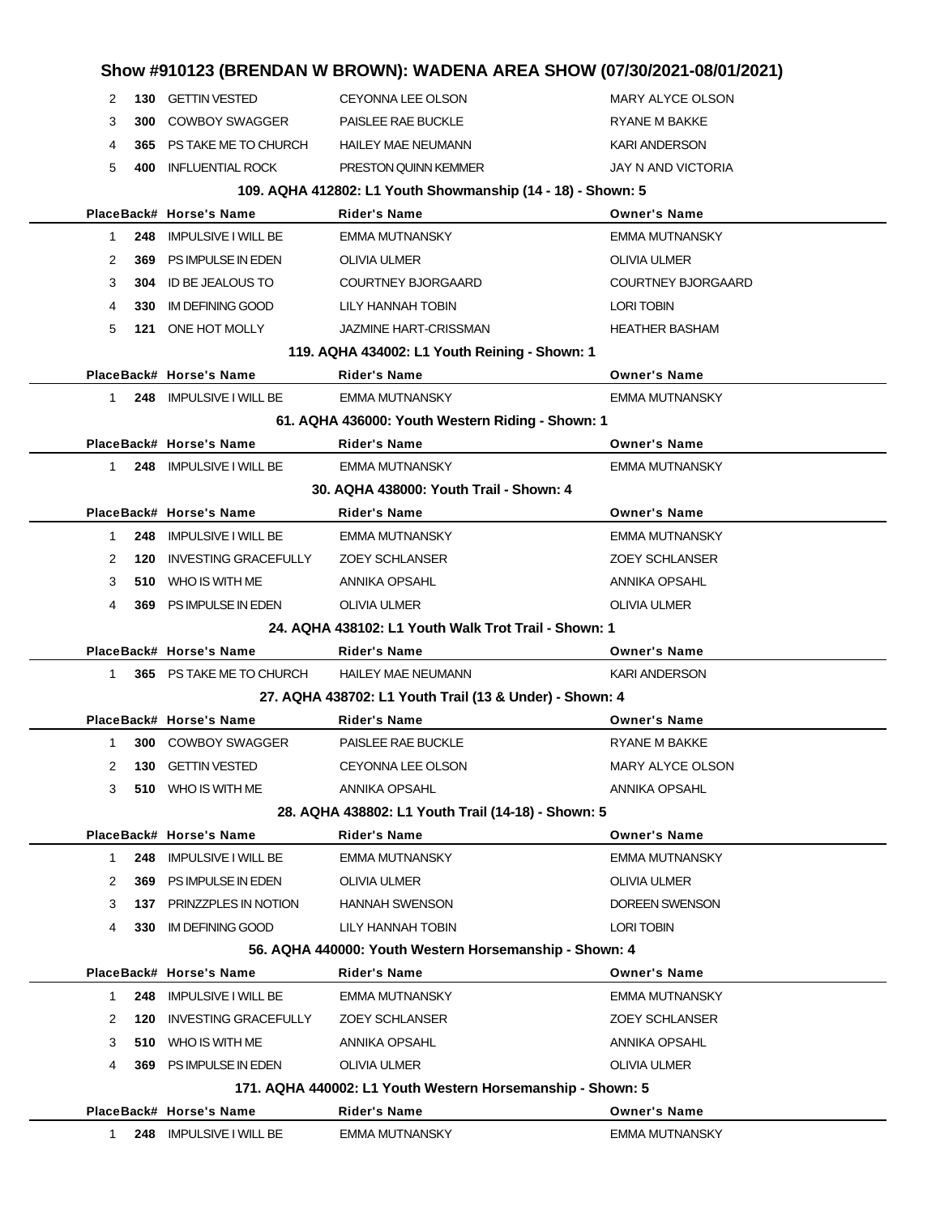## Show #910123 (BRENDAN W BROWN): WADENA AREA SHOW (07/30/2021-08/01/2021)

| Place | Back# | Horse's Name | Rider's Name | Owner's Name |
|---|---|---|---|---|
| 2 | 130 | GETTIN VESTED | CEYONNA LEE OLSON | MARY ALYCE OLSON |
| 3 | 300 | COWBOY SWAGGER | PAISLEE RAE BUCKLE | RYANE M BAKKE |
| 4 | 365 | PS TAKE ME TO CHURCH | HAILEY MAE NEUMANN | KARI ANDERSON |
| 5 | 400 | INFLUENTIAL ROCK | PRESTON QUINN KEMMER | JAY N AND VICTORIA |

### 109. AQHA 412802: L1 Youth Showmanship (14 - 18) - Shown: 5

| Place | Back# | Horse's Name | Rider's Name | Owner's Name |
|---|---|---|---|---|
| 1 | 248 | IMPULSIVE I WILL BE | EMMA MUTNANSKY | EMMA MUTNANSKY |
| 2 | 369 | PS IMPULSE IN EDEN | OLIVIA ULMER | OLIVIA ULMER |
| 3 | 304 | ID BE JEALOUS TO | COURTNEY BJORGAARD | COURTNEY BJORGAARD |
| 4 | 330 | IM DEFINING GOOD | LILY HANNAH TOBIN | LORI TOBIN |
| 5 | 121 | ONE HOT MOLLY | JAZMINE HART-CRISSMAN | HEATHER BASHAM |

### 119. AQHA 434002: L1 Youth Reining - Shown: 1

| Place | Back# | Horse's Name | Rider's Name | Owner's Name |
|---|---|---|---|---|
| 1 | 248 | IMPULSIVE I WILL BE | EMMA MUTNANSKY | EMMA MUTNANSKY |

### 61. AQHA 436000: Youth Western Riding - Shown: 1

| Place | Back# | Horse's Name | Rider's Name | Owner's Name |
|---|---|---|---|---|
| 1 | 248 | IMPULSIVE I WILL BE | EMMA MUTNANSKY | EMMA MUTNANSKY |

### 30. AQHA 438000: Youth Trail - Shown: 4

| Place | Back# | Horse's Name | Rider's Name | Owner's Name |
|---|---|---|---|---|
| 1 | 248 | IMPULSIVE I WILL BE | EMMA MUTNANSKY | EMMA MUTNANSKY |
| 2 | 120 | INVESTING GRACEFULLY | ZOEY SCHLANSER | ZOEY SCHLANSER |
| 3 | 510 | WHO IS WITH ME | ANNIKA OPSAHL | ANNIKA OPSAHL |
| 4 | 369 | PS IMPULSE IN EDEN | OLIVIA ULMER | OLIVIA ULMER |

### 24. AQHA 438102: L1 Youth Walk Trot Trail - Shown: 1

| Place | Back# | Horse's Name | Rider's Name | Owner's Name |
|---|---|---|---|---|
| 1 | 365 | PS TAKE ME TO CHURCH | HAILEY MAE NEUMANN | KARI ANDERSON |

### 27. AQHA 438702: L1 Youth Trail (13 & Under) - Shown: 4

| Place | Back# | Horse's Name | Rider's Name | Owner's Name |
|---|---|---|---|---|
| 1 | 300 | COWBOY SWAGGER | PAISLEE RAE BUCKLE | RYANE M BAKKE |
| 2 | 130 | GETTIN VESTED | CEYONNA LEE OLSON | MARY ALYCE OLSON |
| 3 | 510 | WHO IS WITH ME | ANNIKA OPSAHL | ANNIKA OPSAHL |

### 28. AQHA 438802: L1 Youth Trail (14-18) - Shown: 5

| Place | Back# | Horse's Name | Rider's Name | Owner's Name |
|---|---|---|---|---|
| 1 | 248 | IMPULSIVE I WILL BE | EMMA MUTNANSKY | EMMA MUTNANSKY |
| 2 | 369 | PS IMPULSE IN EDEN | OLIVIA ULMER | OLIVIA ULMER |
| 3 | 137 | PRINZZPLES IN NOTION | HANNAH SWENSON | DOREEN SWENSON |
| 4 | 330 | IM DEFINING GOOD | LILY HANNAH TOBIN | LORI TOBIN |

### 56. AQHA 440000: Youth Western Horsemanship - Shown: 4

| Place | Back# | Horse's Name | Rider's Name | Owner's Name |
|---|---|---|---|---|
| 1 | 248 | IMPULSIVE I WILL BE | EMMA MUTNANSKY | EMMA MUTNANSKY |
| 2 | 120 | INVESTING GRACEFULLY | ZOEY SCHLANSER | ZOEY SCHLANSER |
| 3 | 510 | WHO IS WITH ME | ANNIKA OPSAHL | ANNIKA OPSAHL |
| 4 | 369 | PS IMPULSE IN EDEN | OLIVIA ULMER | OLIVIA ULMER |

### 171. AQHA 440002: L1 Youth Western Horsemanship - Shown: 5

| Place | Back# | Horse's Name | Rider's Name | Owner's Name |
|---|---|---|---|---|
| 1 | 248 | IMPULSIVE I WILL BE | EMMA MUTNANSKY | EMMA MUTNANSKY |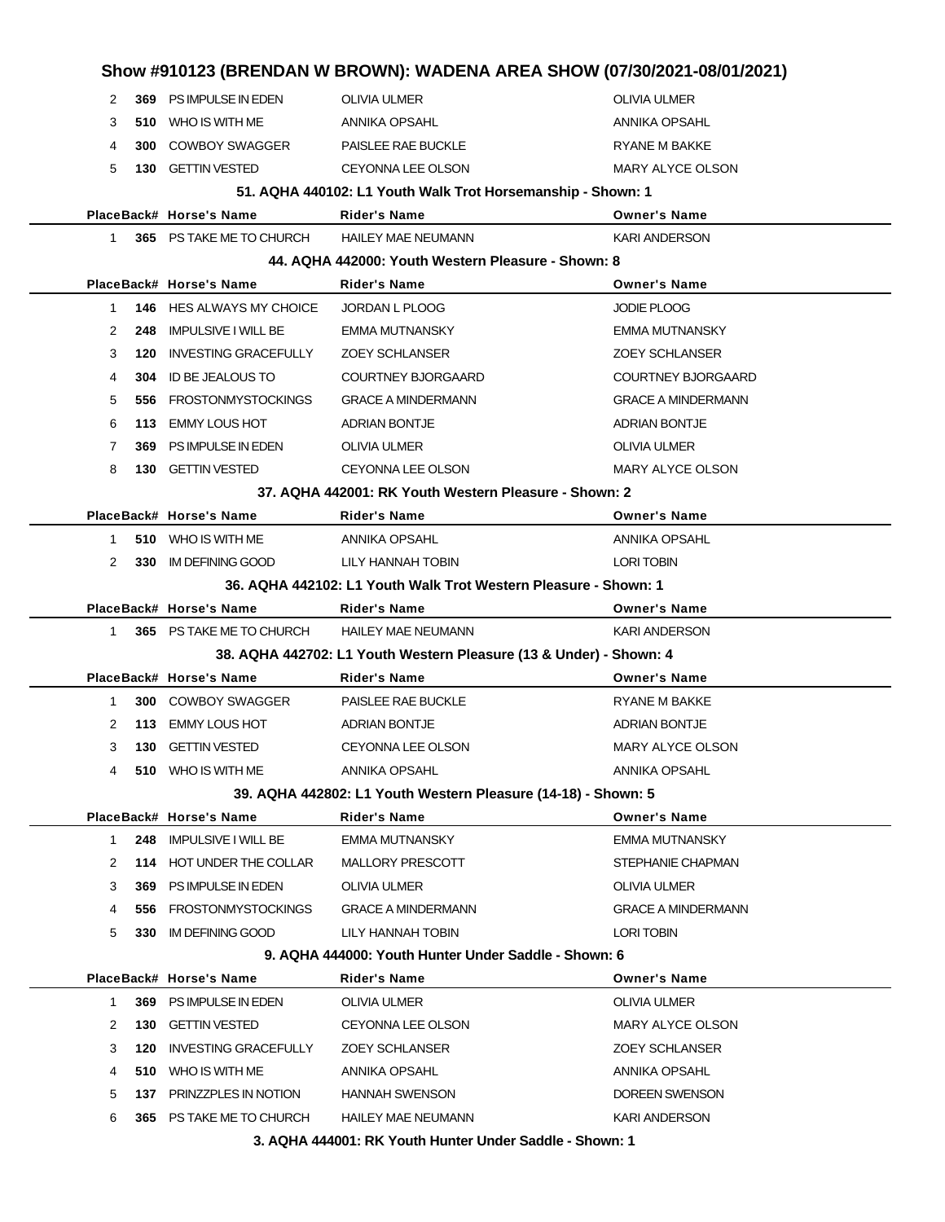## Show #910123 (BRENDAN W BROWN): WADENA AREA SHOW (07/30/2021-08/01/2021)

| Place | Back# | Horse's Name | Rider's Name | Owner's Name |
|---|---|---|---|---|
| 2 | 369 | PS IMPULSE IN EDEN | OLIVIA ULMER | OLIVIA ULMER |
| 3 | 510 | WHO IS WITH ME | ANNIKA OPSAHL | ANNIKA OPSAHL |
| 4 | 300 | COWBOY SWAGGER | PAISLEE RAE BUCKLE | RYANE M BAKKE |
| 5 | 130 | GETTIN VESTED | CEYONNA LEE OLSON | MARY ALYCE OLSON |

### 51. AQHA 440102: L1 Youth Walk Trot Horsemanship - Shown: 1

| Place | Back# | Horse's Name | Rider's Name | Owner's Name |
|---|---|---|---|---|
| 1 | 365 | PS TAKE ME TO CHURCH | HAILEY MAE NEUMANN | KARI ANDERSON |

### 44. AQHA 442000: Youth Western Pleasure - Shown: 8

| Place | Back# | Horse's Name | Rider's Name | Owner's Name |
|---|---|---|---|---|
| 1 | 146 | HES ALWAYS MY CHOICE | JORDAN L PLOOG | JODIE PLOOG |
| 2 | 248 | IMPULSIVE I WILL BE | EMMA MUTNANSKY | EMMA MUTNANSKY |
| 3 | 120 | INVESTING GRACEFULLY | ZOEY SCHLANSER | ZOEY SCHLANSER |
| 4 | 304 | ID BE JEALOUS TO | COURTNEY BJORGAARD | COURTNEY BJORGAARD |
| 5 | 556 | FROSTONMYSTOCKINGS | GRACE A MINDERMANN | GRACE A MINDERMANN |
| 6 | 113 | EMMY LOUS HOT | ADRIAN BONTJE | ADRIAN BONTJE |
| 7 | 369 | PS IMPULSE IN EDEN | OLIVIA ULMER | OLIVIA ULMER |
| 8 | 130 | GETTIN VESTED | CEYONNA LEE OLSON | MARY ALYCE OLSON |

### 37. AQHA 442001: RK Youth Western Pleasure - Shown: 2

| Place | Back# | Horse's Name | Rider's Name | Owner's Name |
|---|---|---|---|---|
| 1 | 510 | WHO IS WITH ME | ANNIKA OPSAHL | ANNIKA OPSAHL |
| 2 | 330 | IM DEFINING GOOD | LILY HANNAH TOBIN | LORI TOBIN |

### 36. AQHA 442102: L1 Youth Walk Trot Western Pleasure - Shown: 1

| Place | Back# | Horse's Name | Rider's Name | Owner's Name |
|---|---|---|---|---|
| 1 | 365 | PS TAKE ME TO CHURCH | HAILEY MAE NEUMANN | KARI ANDERSON |

### 38. AQHA 442702: L1 Youth Western Pleasure (13 & Under) - Shown: 4

| Place | Back# | Horse's Name | Rider's Name | Owner's Name |
|---|---|---|---|---|
| 1 | 300 | COWBOY SWAGGER | PAISLEE RAE BUCKLE | RYANE M BAKKE |
| 2 | 113 | EMMY LOUS HOT | ADRIAN BONTJE | ADRIAN BONTJE |
| 3 | 130 | GETTIN VESTED | CEYONNA LEE OLSON | MARY ALYCE OLSON |
| 4 | 510 | WHO IS WITH ME | ANNIKA OPSAHL | ANNIKA OPSAHL |

### 39. AQHA 442802: L1 Youth Western Pleasure (14-18) - Shown: 5

| Place | Back# | Horse's Name | Rider's Name | Owner's Name |
|---|---|---|---|---|
| 1 | 248 | IMPULSIVE I WILL BE | EMMA MUTNANSKY | EMMA MUTNANSKY |
| 2 | 114 | HOT UNDER THE COLLAR | MALLORY PRESCOTT | STEPHANIE CHAPMAN |
| 3 | 369 | PS IMPULSE IN EDEN | OLIVIA ULMER | OLIVIA ULMER |
| 4 | 556 | FROSTONMYSTOCKINGS | GRACE A MINDERMANN | GRACE A MINDERMANN |
| 5 | 330 | IM DEFINING GOOD | LILY HANNAH TOBIN | LORI TOBIN |

### 9. AQHA 444000: Youth Hunter Under Saddle - Shown: 6

| Place | Back# | Horse's Name | Rider's Name | Owner's Name |
|---|---|---|---|---|
| 1 | 369 | PS IMPULSE IN EDEN | OLIVIA ULMER | OLIVIA ULMER |
| 2 | 130 | GETTIN VESTED | CEYONNA LEE OLSON | MARY ALYCE OLSON |
| 3 | 120 | INVESTING GRACEFULLY | ZOEY SCHLANSER | ZOEY SCHLANSER |
| 4 | 510 | WHO IS WITH ME | ANNIKA OPSAHL | ANNIKA OPSAHL |
| 5 | 137 | PRINZZPLES IN NOTION | HANNAH SWENSON | DOREEN SWENSON |
| 6 | 365 | PS TAKE ME TO CHURCH | HAILEY MAE NEUMANN | KARI ANDERSON |

### 3. AQHA 444001: RK Youth Hunter Under Saddle - Shown: 1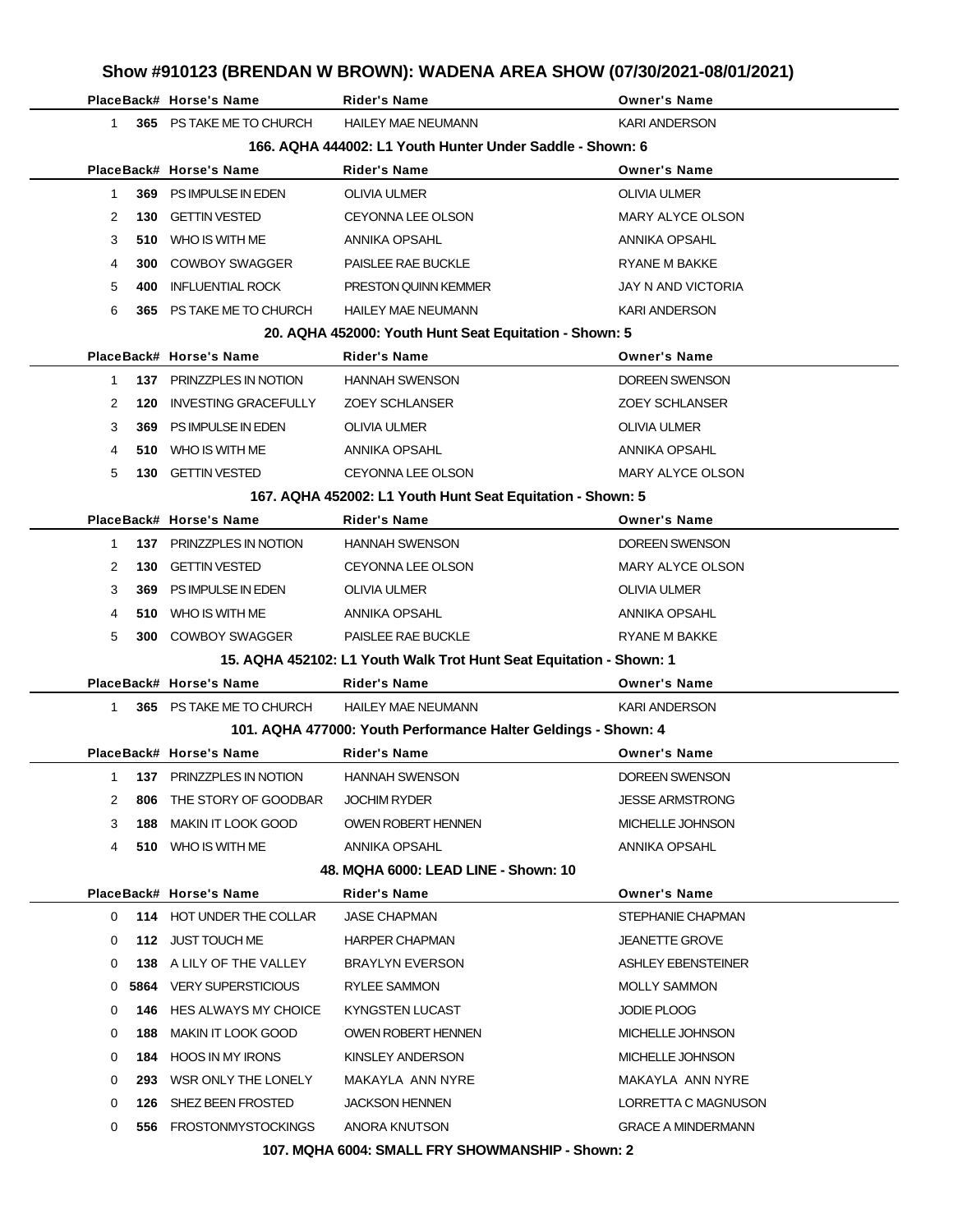## Show #910123 (BRENDAN W BROWN): WADENA AREA SHOW (07/30/2021-08/01/2021)

| Place | Back# | Horse's Name | Rider's Name | Owner's Name |
|---|---|---|---|---|
| 1 | **365** | PS TAKE ME TO CHURCH | HAILEY MAE NEUMANN | KARI ANDERSON |

### 166. AQHA 444002: L1 Youth Hunter Under Saddle - Shown: 6

| Place | Back# | Horse's Name | Rider's Name | Owner's Name |
|---|---|---|---|---|
| 1 | **369** | PS IMPULSE IN EDEN | OLIVIA ULMER | OLIVIA ULMER |
| 2 | **130** | GETTIN VESTED | CEYONNA LEE OLSON | MARY ALYCE OLSON |
| 3 | **510** | WHO IS WITH ME | ANNIKA OPSAHL | ANNIKA OPSAHL |
| 4 | **300** | COWBOY SWAGGER | PAISLEE RAE BUCKLE | RYANE M BAKKE |
| 5 | **400** | INFLUENTIAL ROCK | PRESTON QUINN KEMMER | JAY N AND VICTORIA |
| 6 | **365** | PS TAKE ME TO CHURCH | HAILEY MAE NEUMANN | KARI ANDERSON |

### 20. AQHA 452000: Youth Hunt Seat Equitation - Shown: 5

| Place | Back# | Horse's Name | Rider's Name | Owner's Name |
|---|---|---|---|---|
| 1 | **137** | PRINZZPLES IN NOTION | HANNAH SWENSON | DOREEN SWENSON |
| 2 | **120** | INVESTING GRACEFULLY | ZOEY SCHLANSER | ZOEY SCHLANSER |
| 3 | **369** | PS IMPULSE IN EDEN | OLIVIA ULMER | OLIVIA ULMER |
| 4 | **510** | WHO IS WITH ME | ANNIKA OPSAHL | ANNIKA OPSAHL |
| 5 | **130** | GETTIN VESTED | CEYONNA LEE OLSON | MARY ALYCE OLSON |

### 167. AQHA 452002: L1 Youth Hunt Seat Equitation - Shown: 5

| Place | Back# | Horse's Name | Rider's Name | Owner's Name |
|---|---|---|---|---|
| 1 | **137** | PRINZZPLES IN NOTION | HANNAH SWENSON | DOREEN SWENSON |
| 2 | **130** | GETTIN VESTED | CEYONNA LEE OLSON | MARY ALYCE OLSON |
| 3 | **369** | PS IMPULSE IN EDEN | OLIVIA ULMER | OLIVIA ULMER |
| 4 | **510** | WHO IS WITH ME | ANNIKA OPSAHL | ANNIKA OPSAHL |
| 5 | **300** | COWBOY SWAGGER | PAISLEE RAE BUCKLE | RYANE M BAKKE |

### 15. AQHA 452102: L1 Youth Walk Trot Hunt Seat Equitation - Shown: 1

| Place | Back# | Horse's Name | Rider's Name | Owner's Name |
|---|---|---|---|---|
| 1 | **365** | PS TAKE ME TO CHURCH | HAILEY MAE NEUMANN | KARI ANDERSON |

### 101. AQHA 477000: Youth Performance Halter Geldings - Shown: 4

| Place | Back# | Horse's Name | Rider's Name | Owner's Name |
|---|---|---|---|---|
| 1 | **137** | PRINZZPLES IN NOTION | HANNAH SWENSON | DOREEN SWENSON |
| 2 | **806** | THE STORY OF GOODBAR | JOCHIM RYDER | JESSE ARMSTRONG |
| 3 | **188** | MAKIN IT LOOK GOOD | OWEN ROBERT HENNEN | MICHELLE JOHNSON |
| 4 | **510** | WHO IS WITH ME | ANNIKA OPSAHL | ANNIKA OPSAHL |

### 48. MQHA 6000: LEAD LINE - Shown: 10

| Place | Back# | Horse's Name | Rider's Name | Owner's Name |
|---|---|---|---|---|
| 0 | **114** | HOT UNDER THE COLLAR | JASE CHAPMAN | STEPHANIE CHAPMAN |
| 0 | **112** | JUST TOUCH ME | HARPER CHAPMAN | JEANETTE GROVE |
| 0 | **138** | A LILY OF THE VALLEY | BRAYLYN EVERSON | ASHLEY EBENSTEINER |
| 0 | **5864** | VERY SUPERSTICIOUS | RYLEE SAMMON | MOLLY SAMMON |
| 0 | **146** | HES ALWAYS MY CHOICE | KYNGSTEN LUCAST | JODIE PLOOG |
| 0 | **188** | MAKIN IT LOOK GOOD | OWEN ROBERT HENNEN | MICHELLE JOHNSON |
| 0 | **184** | HOOS IN MY IRONS | KINSLEY ANDERSON | MICHELLE JOHNSON |
| 0 | **293** | WSR ONLY THE LONELY | MAKAYLA ANN NYRE | MAKAYLA ANN NYRE |
| 0 | **126** | SHEZ BEEN FROSTED | JACKSON HENNEN | LORRETTA C MAGNUSON |
| 0 | **556** | FROSTONMYSTOCKINGS | ANORA KNUTSON | GRACE A MINDERMANN |

### 107. MQHA 6004: SMALL FRY SHOWMANSHIP - Shown: 2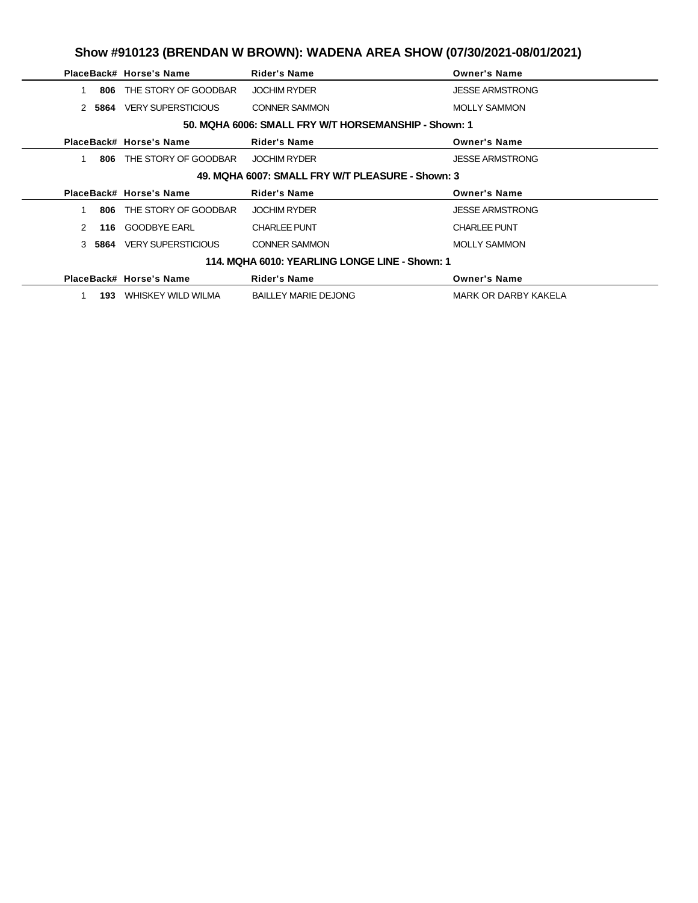# Show #910123 (BRENDAN W BROWN): WADENA AREA SHOW (07/30/2021-08/01/2021)

| Place | Back# | Horse's Name | Rider's Name | Owner's Name |
|---|---|---|---|---|
| 1 | **806** | THE STORY OF GOODBAR | JOCHIM RYDER | JESSE ARMSTRONG |
| 2 | **5864** | VERY SUPERSTICIOUS | CONNER SAMMON | MOLLY SAMMON |

### 50. MQHA 6006: SMALL FRY W/T HORSEMANSHIP - Shown: 1

| Place | Back# | Horse's Name | Rider's Name | Owner's Name |
|---|---|---|---|---|
| 1 | **806** | THE STORY OF GOODBAR | JOCHIM RYDER | JESSE ARMSTRONG |

### 49. MQHA 6007: SMALL FRY W/T PLEASURE - Shown: 3

| Place | Back# | Horse's Name | Rider's Name | Owner's Name |
|---|---|---|---|---|
| 1 | **806** | THE STORY OF GOODBAR | JOCHIM RYDER | JESSE ARMSTRONG |
| 2 | **116** | GOODBYE EARL | CHARLEE PUNT | CHARLEE PUNT |
| 3 | **5864** | VERY SUPERSTICIOUS | CONNER SAMMON | MOLLY SAMMON |

### 114. MQHA 6010: YEARLING LONGE LINE - Shown: 1

| Place | Back# | Horse's Name | Rider's Name | Owner's Name |
|---|---|---|---|---|
| 1 | **193** | WHISKEY WILD WILMA | BAILLEY MARIE DEJONG | MARK OR DARBY KAKELA |